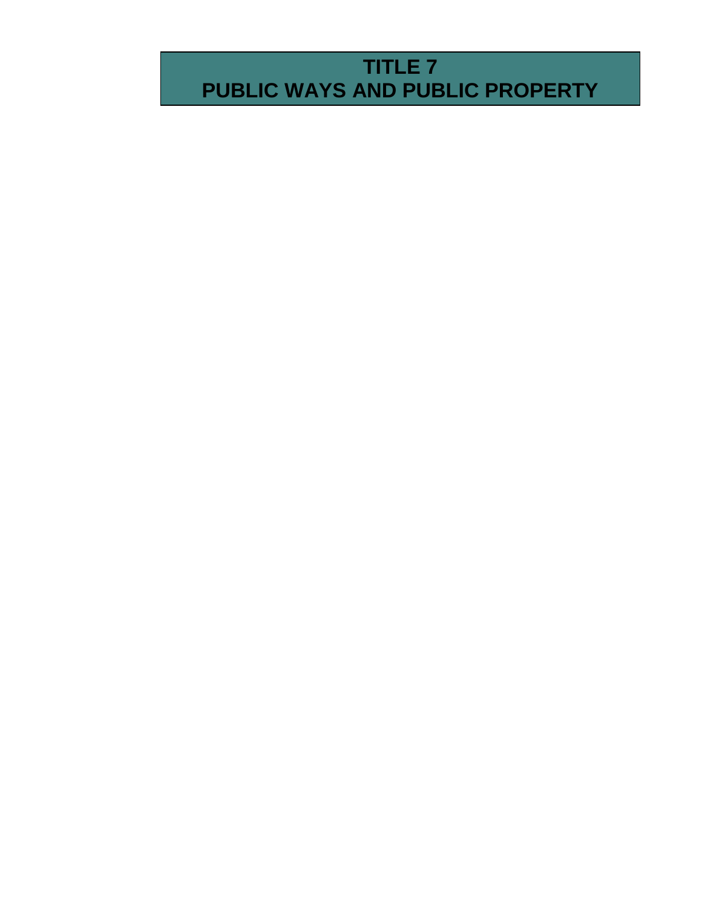# TITLE 7
# PUBLIC WAYS AND PUBLIC PROPERTY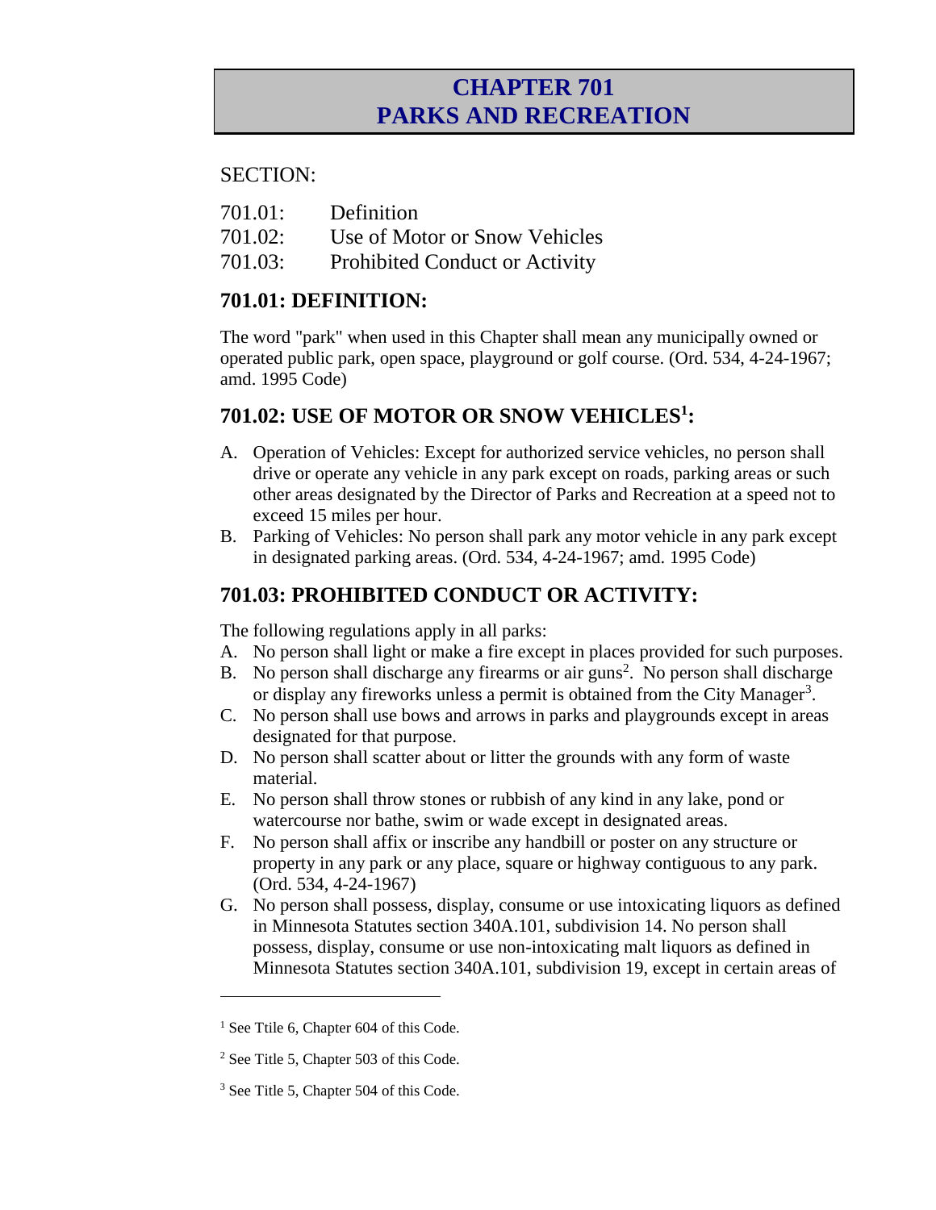# CHAPTER 701
# PARKS AND RECREATION

SECTION:

701.01: Definition
701.02: Use of Motor or Snow Vehicles
701.03: Prohibited Conduct or Activity

## 701.01: DEFINITION:

The word "park" when used in this Chapter shall mean any municipally owned or operated public park, open space, playground or golf course. (Ord. 534, 4-24-1967; amd. 1995 Code)

## 701.02: USE OF MOTOR OR SNOW VEHICLES[1]:

A. Operation of Vehicles: Except for authorized service vehicles, no person shall drive or operate any vehicle in any park except on roads, parking areas or such other areas designated by the Director of Parks and Recreation at a speed not to exceed 15 miles per hour.

B. Parking of Vehicles: No person shall park any motor vehicle in any park except in designated parking areas. (Ord. 534, 4-24-1967; amd. 1995 Code)

## 701.03: PROHIBITED CONDUCT OR ACTIVITY:

The following regulations apply in all parks:

A. No person shall light or make a fire except in places provided for such purposes.

B. No person shall discharge any firearms or air guns[2]. No person shall discharge or display any fireworks unless a permit is obtained from the City Manager[3].

C. No person shall use bows and arrows in parks and playgrounds except in areas designated for that purpose.

D. No person shall scatter about or litter the grounds with any form of waste material.

E. No person shall throw stones or rubbish of any kind in any lake, pond or watercourse nor bathe, swim or wade except in designated areas.

F. No person shall affix or inscribe any handbill or poster on any structure or property in any park or any place, square or highway contiguous to any park. (Ord. 534, 4-24-1967)

G. No person shall possess, display, consume or use intoxicating liquors as defined in Minnesota Statutes section 340A.101, subdivision 14. No person shall possess, display, consume or use non-intoxicating malt liquors as defined in Minnesota Statutes section 340A.101, subdivision 19, except in certain areas of

---

[1] See Ttile 6, Chapter 604 of this Code.

[2] See Title 5, Chapter 503 of this Code.

[3] See Title 5, Chapter 504 of this Code.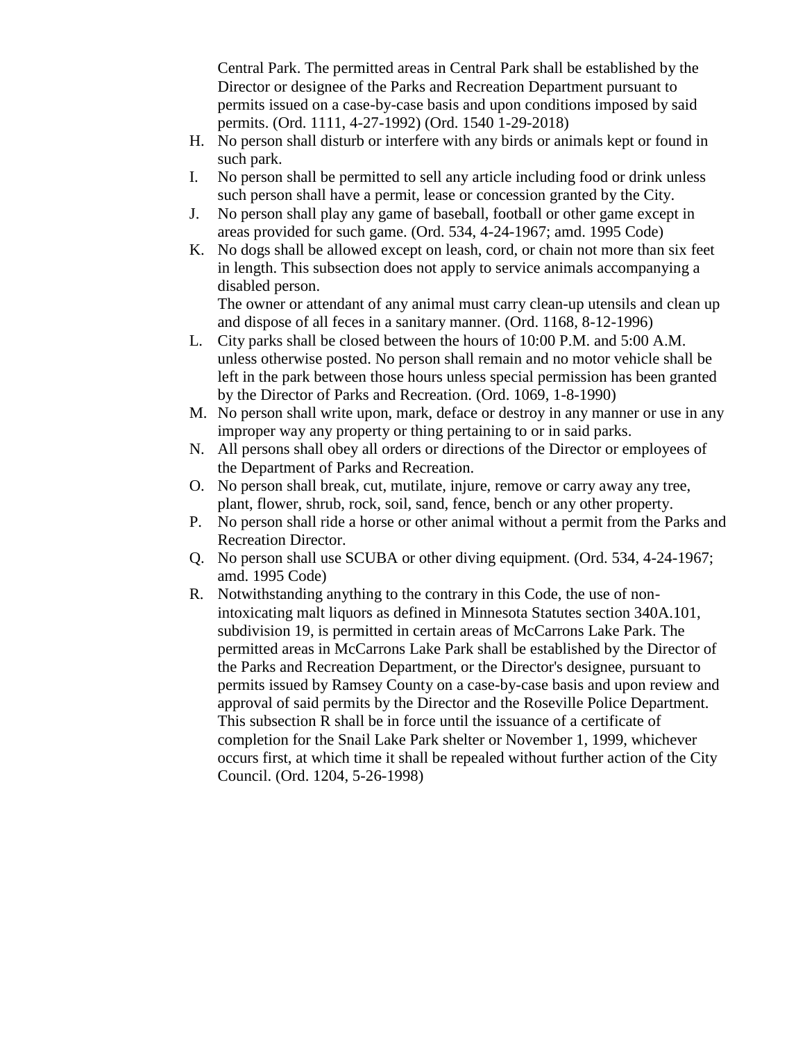Central Park. The permitted areas in Central Park shall be established by the Director or designee of the Parks and Recreation Department pursuant to permits issued on a case-by-case basis and upon conditions imposed by said permits. (Ord. 1111, 4-27-1992) (Ord. 1540 1-29-2018)

H. No person shall disturb or interfere with any birds or animals kept or found in such park.
I. No person shall be permitted to sell any article including food or drink unless such person shall have a permit, lease or concession granted by the City.
J. No person shall play any game of baseball, football or other game except in areas provided for such game. (Ord. 534, 4-24-1967; amd. 1995 Code)
K. No dogs shall be allowed except on leash, cord, or chain not more than six feet in length. This subsection does not apply to service animals accompanying a disabled person.
The owner or attendant of any animal must carry clean-up utensils and clean up and dispose of all feces in a sanitary manner. (Ord. 1168, 8-12-1996)
L. City parks shall be closed between the hours of 10:00 P.M. and 5:00 A.M. unless otherwise posted. No person shall remain and no motor vehicle shall be left in the park between those hours unless special permission has been granted by the Director of Parks and Recreation. (Ord. 1069, 1-8-1990)
M. No person shall write upon, mark, deface or destroy in any manner or use in any improper way any property or thing pertaining to or in said parks.
N. All persons shall obey all orders or directions of the Director or employees of the Department of Parks and Recreation.
O. No person shall break, cut, mutilate, injure, remove or carry away any tree, plant, flower, shrub, rock, soil, sand, fence, bench or any other property.
P. No person shall ride a horse or other animal without a permit from the Parks and Recreation Director.
Q. No person shall use SCUBA or other diving equipment. (Ord. 534, 4-24-1967; amd. 1995 Code)
R. Notwithstanding anything to the contrary in this Code, the use of non-intoxicating malt liquors as defined in Minnesota Statutes section 340A.101, subdivision 19, is permitted in certain areas of McCarrons Lake Park. The permitted areas in McCarrons Lake Park shall be established by the Director of the Parks and Recreation Department, or the Director's designee, pursuant to permits issued by Ramsey County on a case-by-case basis and upon review and approval of said permits by the Director and the Roseville Police Department. This subsection R shall be in force until the issuance of a certificate of completion for the Snail Lake Park shelter or November 1, 1999, whichever occurs first, at which time it shall be repealed without further action of the City Council. (Ord. 1204, 5-26-1998)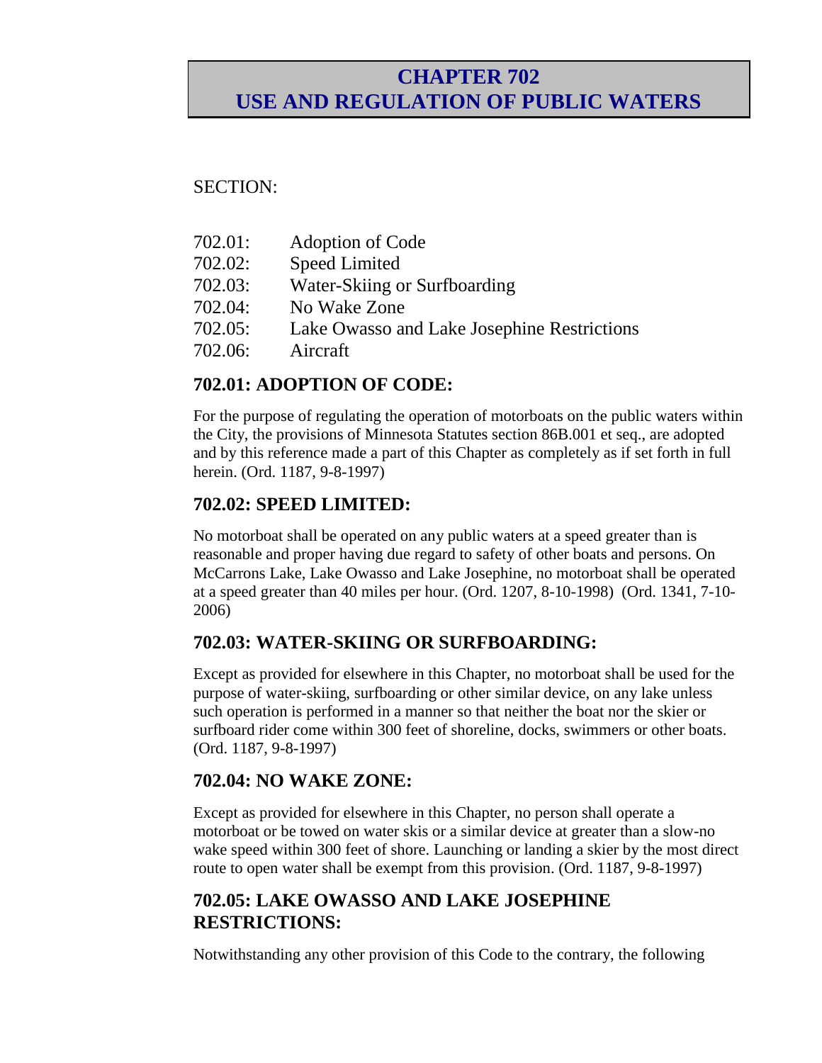# CHAPTER 702
# USE AND REGULATION OF PUBLIC WATERS

SECTION:

702.01: Adoption of Code
702.02: Speed Limited
702.03: Water-Skiing or Surfboarding
702.04: No Wake Zone
702.05: Lake Owasso and Lake Josephine Restrictions
702.06: Aircraft

## 702.01: ADOPTION OF CODE:

For the purpose of regulating the operation of motorboats on the public waters within the City, the provisions of Minnesota Statutes section 86B.001 et seq., are adopted and by this reference made a part of this Chapter as completely as if set forth in full herein. (Ord. 1187, 9-8-1997)

## 702.02: SPEED LIMITED:

No motorboat shall be operated on any public waters at a speed greater than is reasonable and proper having due regard to safety of other boats and persons. On McCarrons Lake, Lake Owasso and Lake Josephine, no motorboat shall be operated at a speed greater than 40 miles per hour. (Ord. 1207, 8-10-1998) (Ord. 1341, 7-10-2006)

## 702.03: WATER-SKIING OR SURFBOARDING:

Except as provided for elsewhere in this Chapter, no motorboat shall be used for the purpose of water-skiing, surfboarding or other similar device, on any lake unless such operation is performed in a manner so that neither the boat nor the skier or surfboard rider come within 300 feet of shoreline, docks, swimmers or other boats. (Ord. 1187, 9-8-1997)

## 702.04: NO WAKE ZONE:

Except as provided for elsewhere in this Chapter, no person shall operate a motorboat or be towed on water skis or a similar device at greater than a slow-no wake speed within 300 feet of shore. Launching or landing a skier by the most direct route to open water shall be exempt from this provision. (Ord. 1187, 9-8-1997)

## 702.05: LAKE OWASSO AND LAKE JOSEPHINE RESTRICTIONS:

Notwithstanding any other provision of this Code to the contrary, the following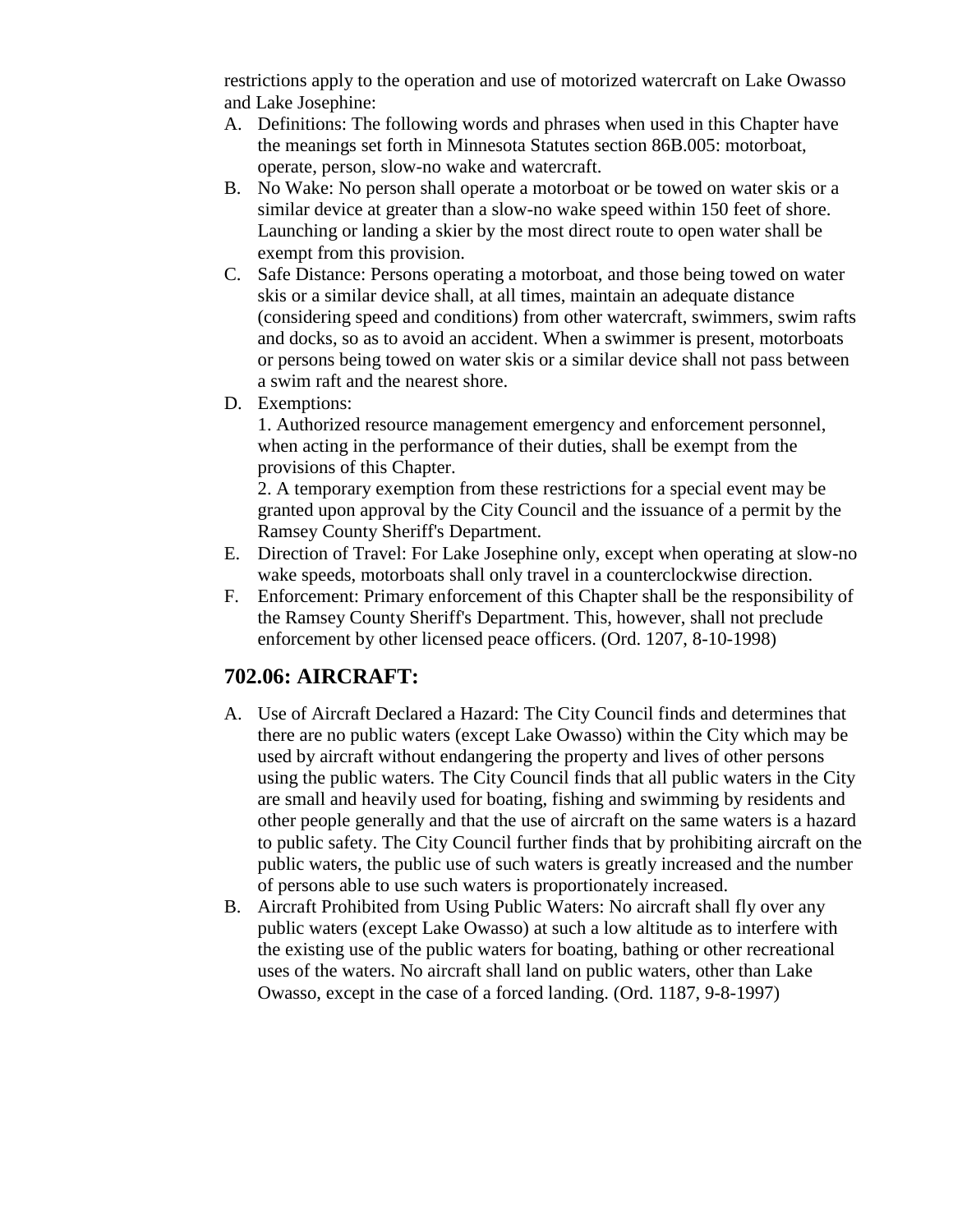restrictions apply to the operation and use of motorized watercraft on Lake Owasso and Lake Josephine:

A. Definitions: The following words and phrases when used in this Chapter have the meanings set forth in Minnesota Statutes section 86B.005: motorboat, operate, person, slow-no wake and watercraft.
B. No Wake: No person shall operate a motorboat or be towed on water skis or a similar device at greater than a slow-no wake speed within 150 feet of shore. Launching or landing a skier by the most direct route to open water shall be exempt from this provision.
C. Safe Distance: Persons operating a motorboat, and those being towed on water skis or a similar device shall, at all times, maintain an adequate distance (considering speed and conditions) from other watercraft, swimmers, swim rafts and docks, so as to avoid an accident. When a swimmer is present, motorboats or persons being towed on water skis or a similar device shall not pass between a swim raft and the nearest shore.
D. Exemptions:
   1. Authorized resource management emergency and enforcement personnel, when acting in the performance of their duties, shall be exempt from the provisions of this Chapter.
   2. A temporary exemption from these restrictions for a special event may be granted upon approval by the City Council and the issuance of a permit by the Ramsey County Sheriff's Department.
E. Direction of Travel: For Lake Josephine only, except when operating at slow-no wake speeds, motorboats shall only travel in a counterclockwise direction.
F. Enforcement: Primary enforcement of this Chapter shall be the responsibility of the Ramsey County Sheriff's Department. This, however, shall not preclude enforcement by other licensed peace officers. (Ord. 1207, 8-10-1998)

## 702.06: AIRCRAFT:

A. Use of Aircraft Declared a Hazard: The City Council finds and determines that there are no public waters (except Lake Owasso) within the City which may be used by aircraft without endangering the property and lives of other persons using the public waters. The City Council finds that all public waters in the City are small and heavily used for boating, fishing and swimming by residents and other people generally and that the use of aircraft on the same waters is a hazard to public safety. The City Council further finds that by prohibiting aircraft on the public waters, the public use of such waters is greatly increased and the number of persons able to use such waters is proportionately increased.
B. Aircraft Prohibited from Using Public Waters: No aircraft shall fly over any public waters (except Lake Owasso) at such a low altitude as to interfere with the existing use of the public waters for boating, bathing or other recreational uses of the waters. No aircraft shall land on public waters, other than Lake Owasso, except in the case of a forced landing. (Ord. 1187, 9-8-1997)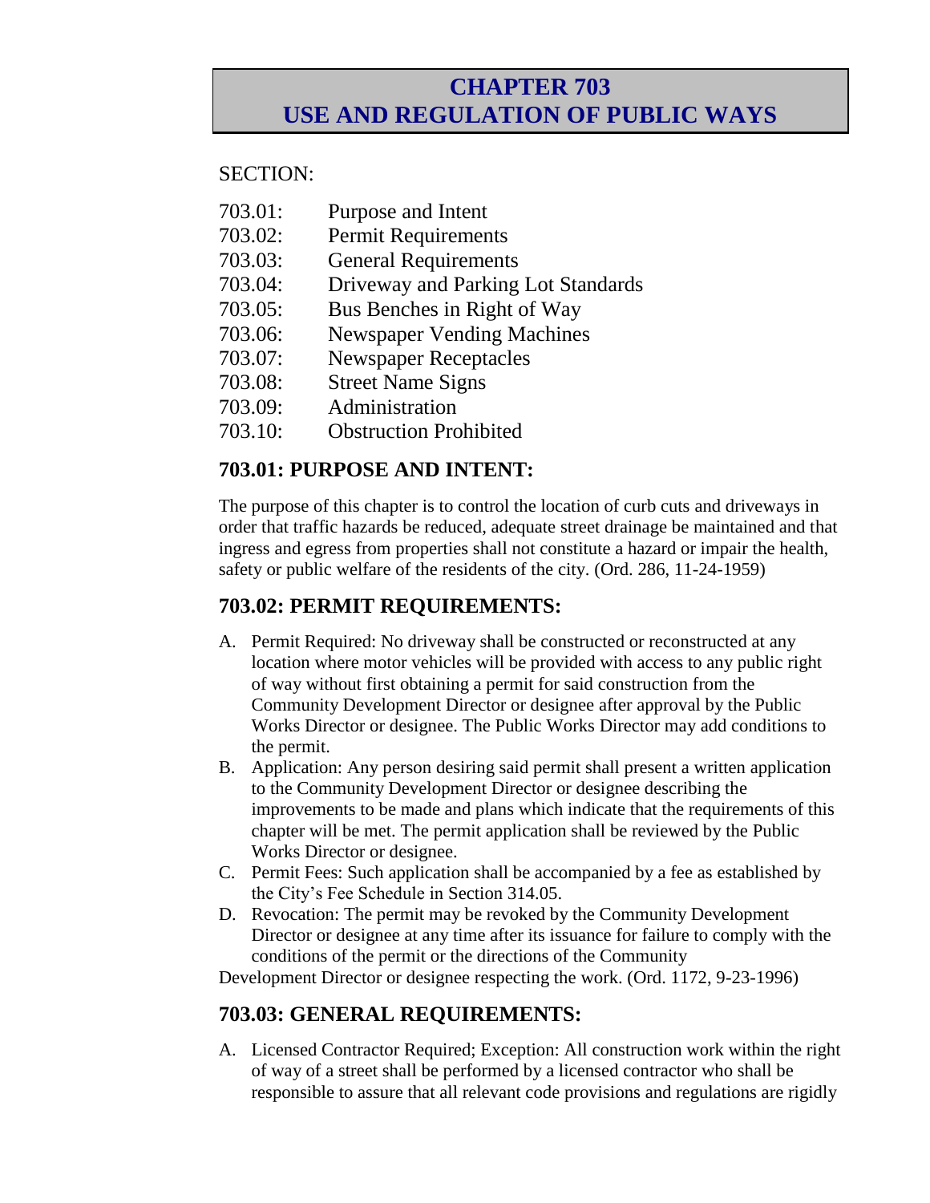# CHAPTER 703
# USE AND REGULATION OF PUBLIC WAYS

SECTION:

| | |
|---|---|
| 703.01: | Purpose and Intent |
| 703.02: | Permit Requirements |
| 703.03: | General Requirements |
| 703.04: | Driveway and Parking Lot Standards |
| 703.05: | Bus Benches in Right of Way |
| 703.06: | Newspaper Vending Machines |
| 703.07: | Newspaper Receptacles |
| 703.08: | Street Name Signs |
| 703.09: | Administration |
| 703.10: | Obstruction Prohibited |

## 703.01: PURPOSE AND INTENT:

The purpose of this chapter is to control the location of curb cuts and driveways in order that traffic hazards be reduced, adequate street drainage be maintained and that ingress and egress from properties shall not constitute a hazard or impair the health, safety or public welfare of the residents of the city. (Ord. 286, 11-24-1959)

## 703.02: PERMIT REQUIREMENTS:

A. Permit Required: No driveway shall be constructed or reconstructed at any location where motor vehicles will be provided with access to any public right of way without first obtaining a permit for said construction from the Community Development Director or designee after approval by the Public Works Director or designee. The Public Works Director may add conditions to the permit.

B. Application: Any person desiring said permit shall present a written application to the Community Development Director or designee describing the improvements to be made and plans which indicate that the requirements of this chapter will be met. The permit application shall be reviewed by the Public Works Director or designee.

C. Permit Fees: Such application shall be accompanied by a fee as established by the City's Fee Schedule in Section 314.05.

D. Revocation: The permit may be revoked by the Community Development Director or designee at any time after its issuance for failure to comply with the conditions of the permit or the directions of the Community Development Director or designee respecting the work. (Ord. 1172, 9-23-1996)

## 703.03: GENERAL REQUIREMENTS:

A. Licensed Contractor Required; Exception: All construction work within the right of way of a street shall be performed by a licensed contractor who shall be responsible to assure that all relevant code provisions and regulations are rigidly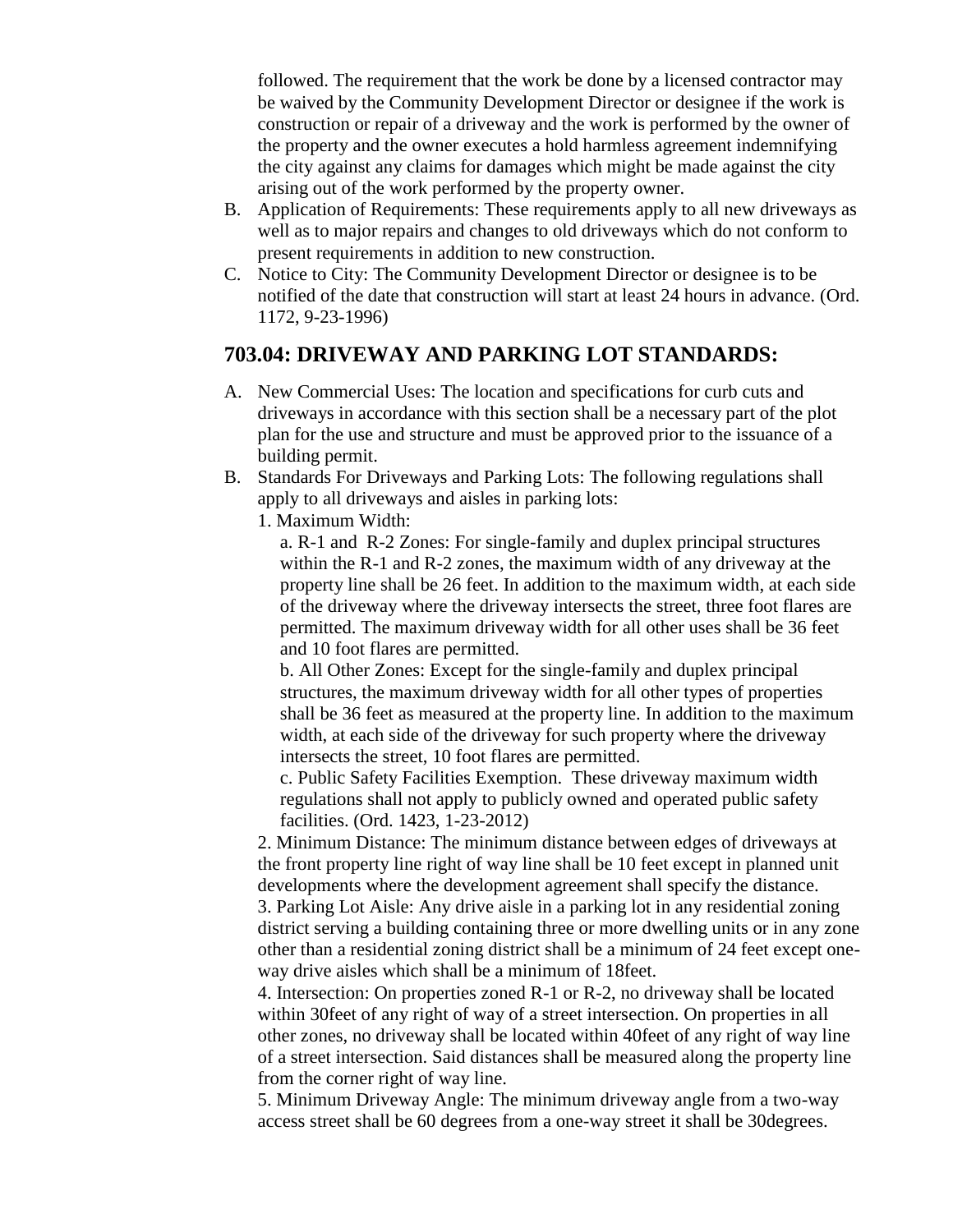followed. The requirement that the work be done by a licensed contractor may be waived by the Community Development Director or designee if the work is construction or repair of a driveway and the work is performed by the owner of the property and the owner executes a hold harmless agreement indemnifying the city against any claims for damages which might be made against the city arising out of the work performed by the property owner.

B. Application of Requirements: These requirements apply to all new driveways as well as to major repairs and changes to old driveways which do not conform to present requirements in addition to new construction.

C. Notice to City: The Community Development Director or designee is to be notified of the date that construction will start at least 24 hours in advance. (Ord. 1172, 9-23-1996)

## 703.04: DRIVEWAY AND PARKING LOT STANDARDS:

A. New Commercial Uses: The location and specifications for curb cuts and driveways in accordance with this section shall be a necessary part of the plot plan for the use and structure and must be approved prior to the issuance of a building permit.

B. Standards For Driveways and Parking Lots: The following regulations shall apply to all driveways and aisles in parking lots:

1. Maximum Width:

a. R-1 and R-2 Zones: For single-family and duplex principal structures within the R-1 and R-2 zones, the maximum width of any driveway at the property line shall be 26 feet. In addition to the maximum width, at each side of the driveway where the driveway intersects the street, three foot flares are permitted. The maximum driveway width for all other uses shall be 36 feet and 10 foot flares are permitted.

b. All Other Zones: Except for the single-family and duplex principal structures, the maximum driveway width for all other types of properties shall be 36 feet as measured at the property line. In addition to the maximum width, at each side of the driveway for such property where the driveway intersects the street, 10 foot flares are permitted.

c. Public Safety Facilities Exemption. These driveway maximum width regulations shall not apply to publicly owned and operated public safety facilities. (Ord. 1423, 1-23-2012)

2. Minimum Distance: The minimum distance between edges of driveways at the front property line right of way line shall be 10 feet except in planned unit developments where the development agreement shall specify the distance.

3. Parking Lot Aisle: Any drive aisle in a parking lot in any residential zoning district serving a building containing three or more dwelling units or in any zone other than a residential zoning district shall be a minimum of 24 feet except one-way drive aisles which shall be a minimum of 18feet.

4. Intersection: On properties zoned R-1 or R-2, no driveway shall be located within 30feet of any right of way of a street intersection. On properties in all other zones, no driveway shall be located within 40feet of any right of way line of a street intersection. Said distances shall be measured along the property line from the corner right of way line.

5. Minimum Driveway Angle: The minimum driveway angle from a two-way access street shall be 60 degrees from a one-way street it shall be 30degrees.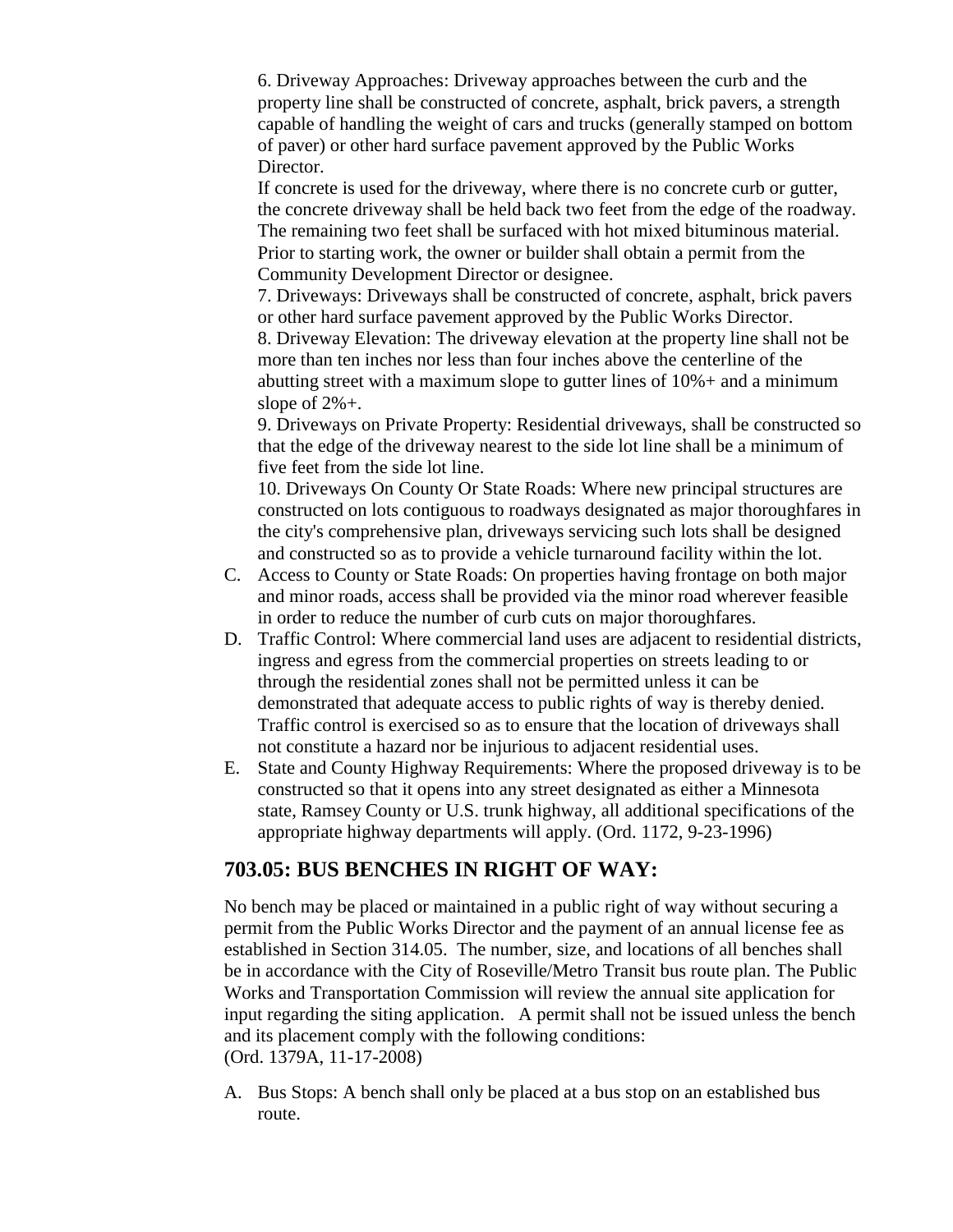6. Driveway Approaches: Driveway approaches between the curb and the property line shall be constructed of concrete, asphalt, brick pavers, a strength capable of handling the weight of cars and trucks (generally stamped on bottom of paver) or other hard surface pavement approved by the Public Works Director.

If concrete is used for the driveway, where there is no concrete curb or gutter, the concrete driveway shall be held back two feet from the edge of the roadway. The remaining two feet shall be surfaced with hot mixed bituminous material. Prior to starting work, the owner or builder shall obtain a permit from the Community Development Director or designee.

7. Driveways: Driveways shall be constructed of concrete, asphalt, brick pavers or other hard surface pavement approved by the Public Works Director.

8. Driveway Elevation: The driveway elevation at the property line shall not be more than ten inches nor less than four inches above the centerline of the abutting street with a maximum slope to gutter lines of 10%+ and a minimum slope of 2%+.

9. Driveways on Private Property: Residential driveways, shall be constructed so that the edge of the driveway nearest to the side lot line shall be a minimum of five feet from the side lot line.

10. Driveways On County Or State Roads: Where new principal structures are constructed on lots contiguous to roadways designated as major thoroughfares in the city's comprehensive plan, driveways servicing such lots shall be designed and constructed so as to provide a vehicle turnaround facility within the lot.

C. Access to County or State Roads: On properties having frontage on both major and minor roads, access shall be provided via the minor road wherever feasible in order to reduce the number of curb cuts on major thoroughfares.

D. Traffic Control: Where commercial land uses are adjacent to residential districts, ingress and egress from the commercial properties on streets leading to or through the residential zones shall not be permitted unless it can be demonstrated that adequate access to public rights of way is thereby denied. Traffic control is exercised so as to ensure that the location of driveways shall not constitute a hazard nor be injurious to adjacent residential uses.

E. State and County Highway Requirements: Where the proposed driveway is to be constructed so that it opens into any street designated as either a Minnesota state, Ramsey County or U.S. trunk highway, all additional specifications of the appropriate highway departments will apply. (Ord. 1172, 9-23-1996)

## 703.05: BUS BENCHES IN RIGHT OF WAY:

No bench may be placed or maintained in a public right of way without securing a permit from the Public Works Director and the payment of an annual license fee as established in Section 314.05. The number, size, and locations of all benches shall be in accordance with the City of Roseville/Metro Transit bus route plan. The Public Works and Transportation Commission will review the annual site application for input regarding the siting application. A permit shall not be issued unless the bench and its placement comply with the following conditions:
(Ord. 1379A, 11-17-2008)

A. Bus Stops: A bench shall only be placed at a bus stop on an established bus route.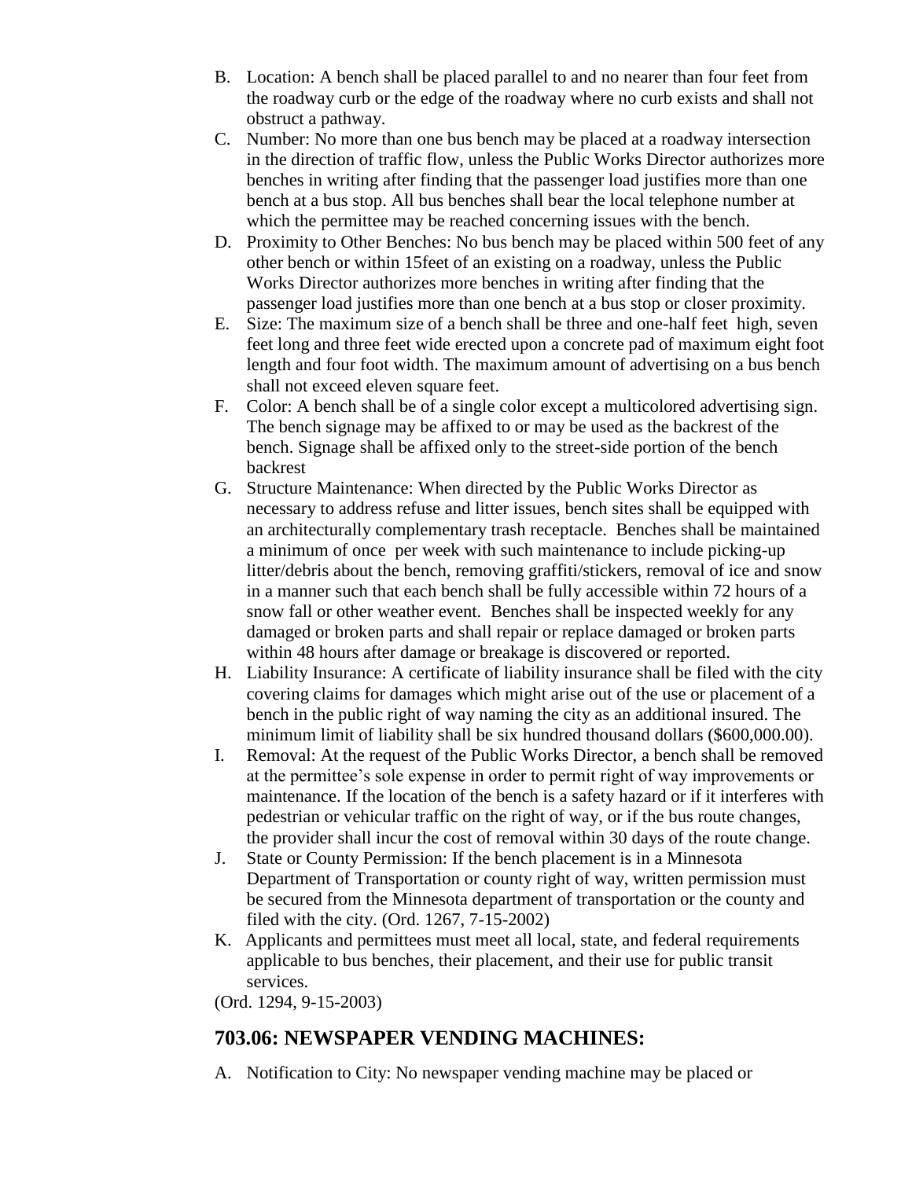B. Location: A bench shall be placed parallel to and no nearer than four feet from the roadway curb or the edge of the roadway where no curb exists and shall not obstruct a pathway.
C. Number: No more than one bus bench may be placed at a roadway intersection in the direction of traffic flow, unless the Public Works Director authorizes more benches in writing after finding that the passenger load justifies more than one bench at a bus stop. All bus benches shall bear the local telephone number at which the permittee may be reached concerning issues with the bench.
D. Proximity to Other Benches: No bus bench may be placed within 500 feet of any other bench or within 15feet of an existing on a roadway, unless the Public Works Director authorizes more benches in writing after finding that the passenger load justifies more than one bench at a bus stop or closer proximity.
E. Size: The maximum size of a bench shall be three and one-half feet high, seven feet long and three feet wide erected upon a concrete pad of maximum eight foot length and four foot width. The maximum amount of advertising on a bus bench shall not exceed eleven square feet.
F. Color: A bench shall be of a single color except a multicolored advertising sign. The bench signage may be affixed to or may be used as the backrest of the bench. Signage shall be affixed only to the street-side portion of the bench backrest
G. Structure Maintenance: When directed by the Public Works Director as necessary to address refuse and litter issues, bench sites shall be equipped with an architecturally complementary trash receptacle. Benches shall be maintained a minimum of once per week with such maintenance to include picking-up litter/debris about the bench, removing graffiti/stickers, removal of ice and snow in a manner such that each bench shall be fully accessible within 72 hours of a snow fall or other weather event. Benches shall be inspected weekly for any damaged or broken parts and shall repair or replace damaged or broken parts within 48 hours after damage or breakage is discovered or reported.
H. Liability Insurance: A certificate of liability insurance shall be filed with the city covering claims for damages which might arise out of the use or placement of a bench in the public right of way naming the city as an additional insured. The minimum limit of liability shall be six hundred thousand dollars ($600,000.00).
I. Removal: At the request of the Public Works Director, a bench shall be removed at the permittee's sole expense in order to permit right of way improvements or maintenance. If the location of the bench is a safety hazard or if it interferes with pedestrian or vehicular traffic on the right of way, or if the bus route changes, the provider shall incur the cost of removal within 30 days of the route change.
J. State or County Permission: If the bench placement is in a Minnesota Department of Transportation or county right of way, written permission must be secured from the Minnesota department of transportation or the county and filed with the city. (Ord. 1267, 7-15-2002)
K. Applicants and permittees must meet all local, state, and federal requirements applicable to bus benches, their placement, and their use for public transit services.

(Ord. 1294, 9-15-2003)

## 703.06: NEWSPAPER VENDING MACHINES:

A. Notification to City: No newspaper vending machine may be placed or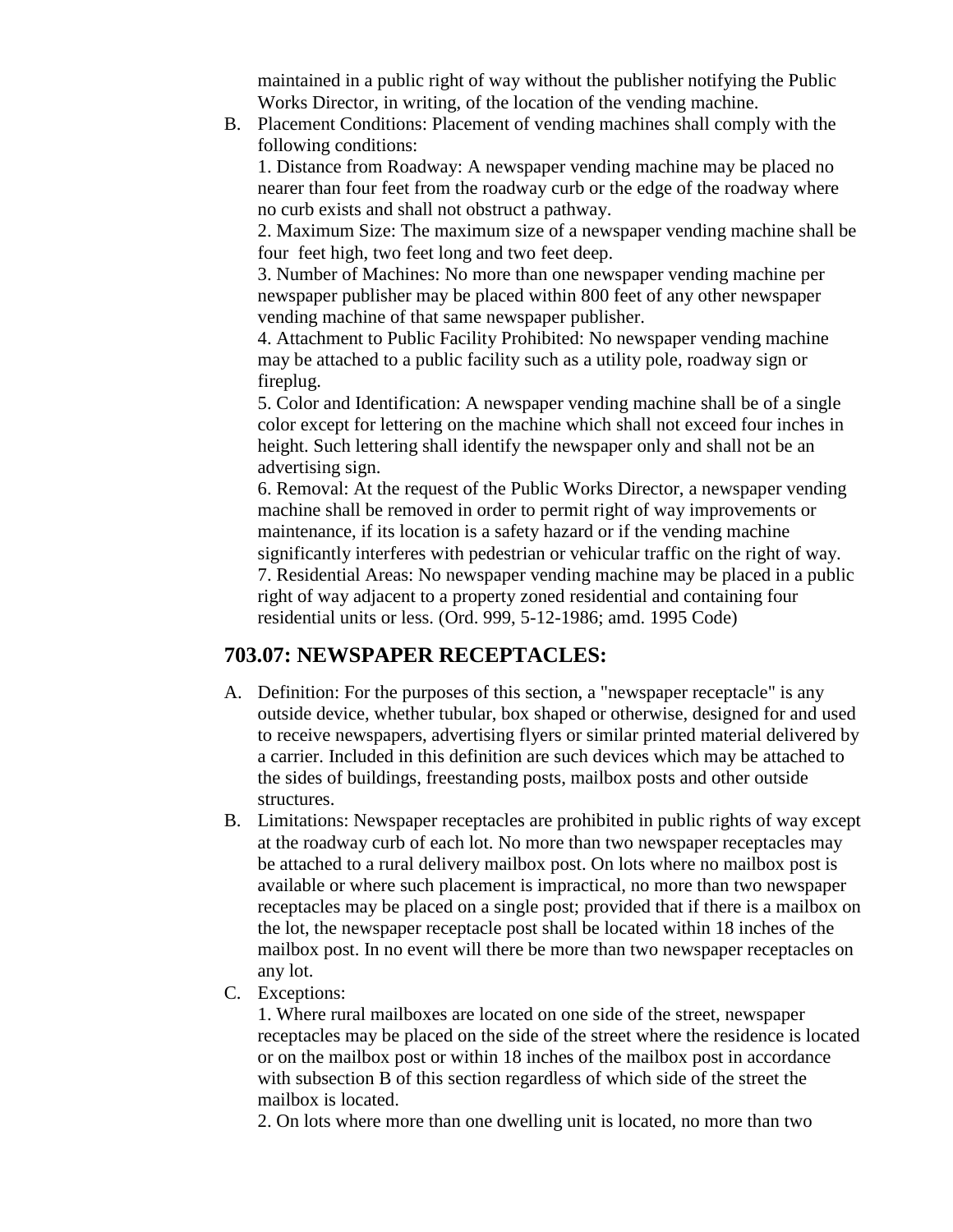maintained in a public right of way without the publisher notifying the Public Works Director, in writing, of the location of the vending machine.

B. Placement Conditions: Placement of vending machines shall comply with the following conditions:

   1. Distance from Roadway: A newspaper vending machine may be placed no nearer than four feet from the roadway curb or the edge of the roadway where no curb exists and shall not obstruct a pathway.
   2. Maximum Size: The maximum size of a newspaper vending machine shall be four feet high, two feet long and two feet deep.
   3. Number of Machines: No more than one newspaper vending machine per newspaper publisher may be placed within 800 feet of any other newspaper vending machine of that same newspaper publisher.
   4. Attachment to Public Facility Prohibited: No newspaper vending machine may be attached to a public facility such as a utility pole, roadway sign or fireplug.
   5. Color and Identification: A newspaper vending machine shall be of a single color except for lettering on the machine which shall not exceed four inches in height. Such lettering shall identify the newspaper only and shall not be an advertising sign.
   6. Removal: At the request of the Public Works Director, a newspaper vending machine shall be removed in order to permit right of way improvements or maintenance, if its location is a safety hazard or if the vending machine significantly interferes with pedestrian or vehicular traffic on the right of way.
   7. Residential Areas: No newspaper vending machine may be placed in a public right of way adjacent to a property zoned residential and containing four residential units or less. (Ord. 999, 5-12-1986; amd. 1995 Code)

## 703.07: NEWSPAPER RECEPTACLES:

A. Definition: For the purposes of this section, a "newspaper receptacle" is any outside device, whether tubular, box shaped or otherwise, designed for and used to receive newspapers, advertising flyers or similar printed material delivered by a carrier. Included in this definition are such devices which may be attached to the sides of buildings, freestanding posts, mailbox posts and other outside structures.

B. Limitations: Newspaper receptacles are prohibited in public rights of way except at the roadway curb of each lot. No more than two newspaper receptacles may be attached to a rural delivery mailbox post. On lots where no mailbox post is available or where such placement is impractical, no more than two newspaper receptacles may be placed on a single post; provided that if there is a mailbox on the lot, the newspaper receptacle post shall be located within 18 inches of the mailbox post. In no event will there be more than two newspaper receptacles on any lot.

C. Exceptions:

   1. Where rural mailboxes are located on one side of the street, newspaper receptacles may be placed on the side of the street where the residence is located or on the mailbox post or within 18 inches of the mailbox post in accordance with subsection B of this section regardless of which side of the street the mailbox is located.
   2. On lots where more than one dwelling unit is located, no more than two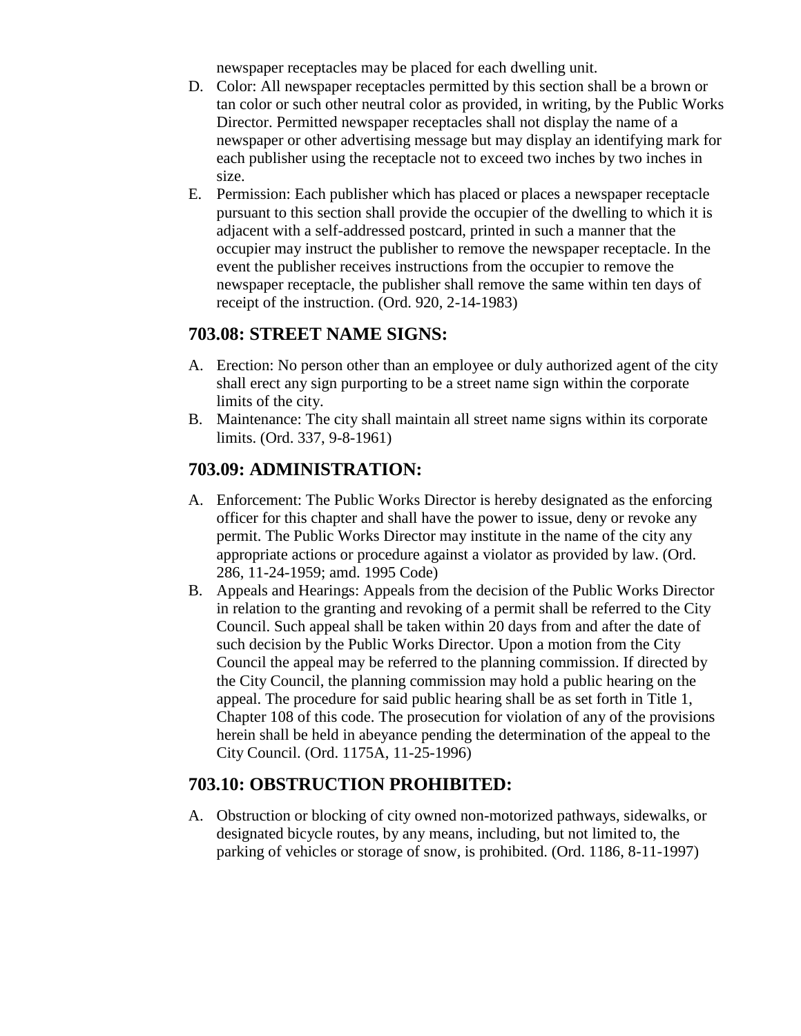newspaper receptacles may be placed for each dwelling unit.

D. Color: All newspaper receptacles permitted by this section shall be a brown or tan color or such other neutral color as provided, in writing, by the Public Works Director. Permitted newspaper receptacles shall not display the name of a newspaper or other advertising message but may display an identifying mark for each publisher using the receptacle not to exceed two inches by two inches in size.

E. Permission: Each publisher which has placed or places a newspaper receptacle pursuant to this section shall provide the occupier of the dwelling to which it is adjacent with a self-addressed postcard, printed in such a manner that the occupier may instruct the publisher to remove the newspaper receptacle. In the event the publisher receives instructions from the occupier to remove the newspaper receptacle, the publisher shall remove the same within ten days of receipt of the instruction. (Ord. 920, 2-14-1983)

## 703.08: STREET NAME SIGNS:

A. Erection: No person other than an employee or duly authorized agent of the city shall erect any sign purporting to be a street name sign within the corporate limits of the city.

B. Maintenance: The city shall maintain all street name signs within its corporate limits. (Ord. 337, 9-8-1961)

## 703.09: ADMINISTRATION:

A. Enforcement: The Public Works Director is hereby designated as the enforcing officer for this chapter and shall have the power to issue, deny or revoke any permit. The Public Works Director may institute in the name of the city any appropriate actions or procedure against a violator as provided by law. (Ord. 286, 11-24-1959; amd. 1995 Code)

B. Appeals and Hearings: Appeals from the decision of the Public Works Director in relation to the granting and revoking of a permit shall be referred to the City Council. Such appeal shall be taken within 20 days from and after the date of such decision by the Public Works Director. Upon a motion from the City Council the appeal may be referred to the planning commission. If directed by the City Council, the planning commission may hold a public hearing on the appeal. The procedure for said public hearing shall be as set forth in Title 1, Chapter 108 of this code. The prosecution for violation of any of the provisions herein shall be held in abeyance pending the determination of the appeal to the City Council. (Ord. 1175A, 11-25-1996)

## 703.10: OBSTRUCTION PROHIBITED:

A. Obstruction or blocking of city owned non-motorized pathways, sidewalks, or designated bicycle routes, by any means, including, but not limited to, the parking of vehicles or storage of snow, is prohibited. (Ord. 1186, 8-11-1997)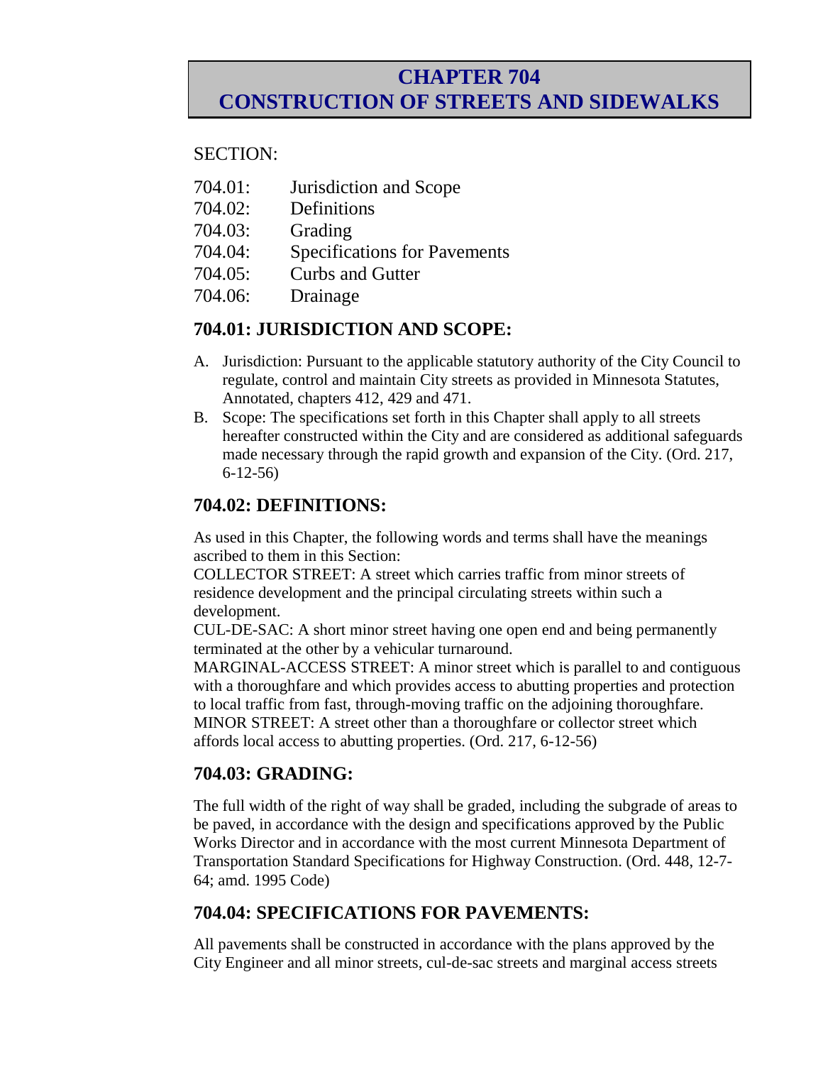# CHAPTER 704
# CONSTRUCTION OF STREETS AND SIDEWALKS

SECTION:

704.01: Jurisdiction and Scope
704.02: Definitions
704.03: Grading
704.04: Specifications for Pavements
704.05: Curbs and Gutter
704.06: Drainage

## 704.01: JURISDICTION AND SCOPE:

A. Jurisdiction: Pursuant to the applicable statutory authority of the City Council to regulate, control and maintain City streets as provided in Minnesota Statutes, Annotated, chapters 412, 429 and 471.
B. Scope: The specifications set forth in this Chapter shall apply to all streets hereafter constructed within the City and are considered as additional safeguards made necessary through the rapid growth and expansion of the City. (Ord. 217, 6-12-56)

## 704.02: DEFINITIONS:

As used in this Chapter, the following words and terms shall have the meanings ascribed to them in this Section:
COLLECTOR STREET: A street which carries traffic from minor streets of residence development and the principal circulating streets within such a development.
CUL-DE-SAC: A short minor street having one open end and being permanently terminated at the other by a vehicular turnaround.
MARGINAL-ACCESS STREET: A minor street which is parallel to and contiguous with a thoroughfare and which provides access to abutting properties and protection to local traffic from fast, through-moving traffic on the adjoining thoroughfare.
MINOR STREET: A street other than a thoroughfare or collector street which affords local access to abutting properties. (Ord. 217, 6-12-56)

## 704.03: GRADING:

The full width of the right of way shall be graded, including the subgrade of areas to be paved, in accordance with the design and specifications approved by the Public Works Director and in accordance with the most current Minnesota Department of Transportation Standard Specifications for Highway Construction. (Ord. 448, 12-7-64; amd. 1995 Code)

## 704.04: SPECIFICATIONS FOR PAVEMENTS:

All pavements shall be constructed in accordance with the plans approved by the City Engineer and all minor streets, cul-de-sac streets and marginal access streets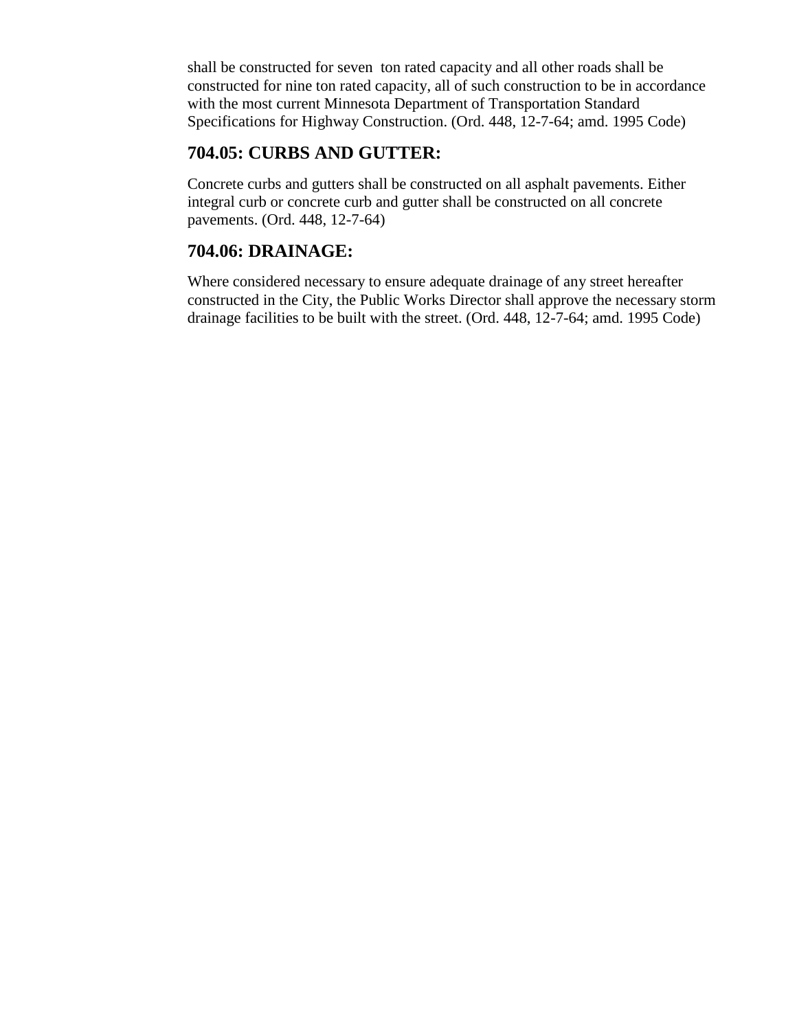shall be constructed for seven ton rated capacity and all other roads shall be constructed for nine ton rated capacity, all of such construction to be in accordance with the most current Minnesota Department of Transportation Standard Specifications for Highway Construction. (Ord. 448, 12-7-64; amd. 1995 Code)

## 704.05: CURBS AND GUTTER:

Concrete curbs and gutters shall be constructed on all asphalt pavements. Either integral curb or concrete curb and gutter shall be constructed on all concrete pavements. (Ord. 448, 12-7-64)

## 704.06: DRAINAGE:

Where considered necessary to ensure adequate drainage of any street hereafter constructed in the City, the Public Works Director shall approve the necessary storm drainage facilities to be built with the street. (Ord. 448, 12-7-64; amd. 1995 Code)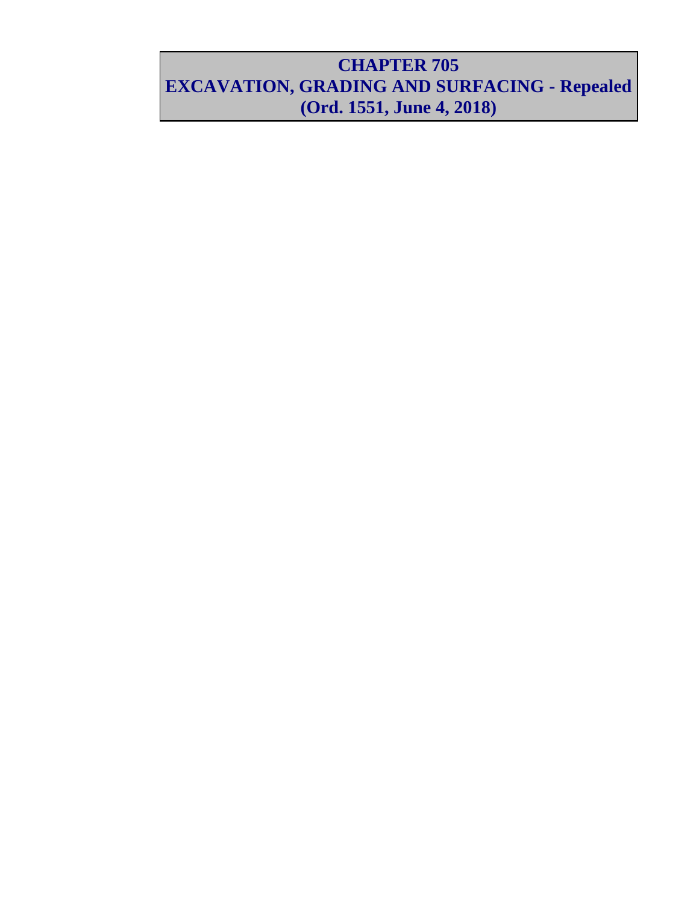# CHAPTER 705
# EXCAVATION, GRADING AND SURFACING - Repealed
# (Ord. 1551, June 4, 2018)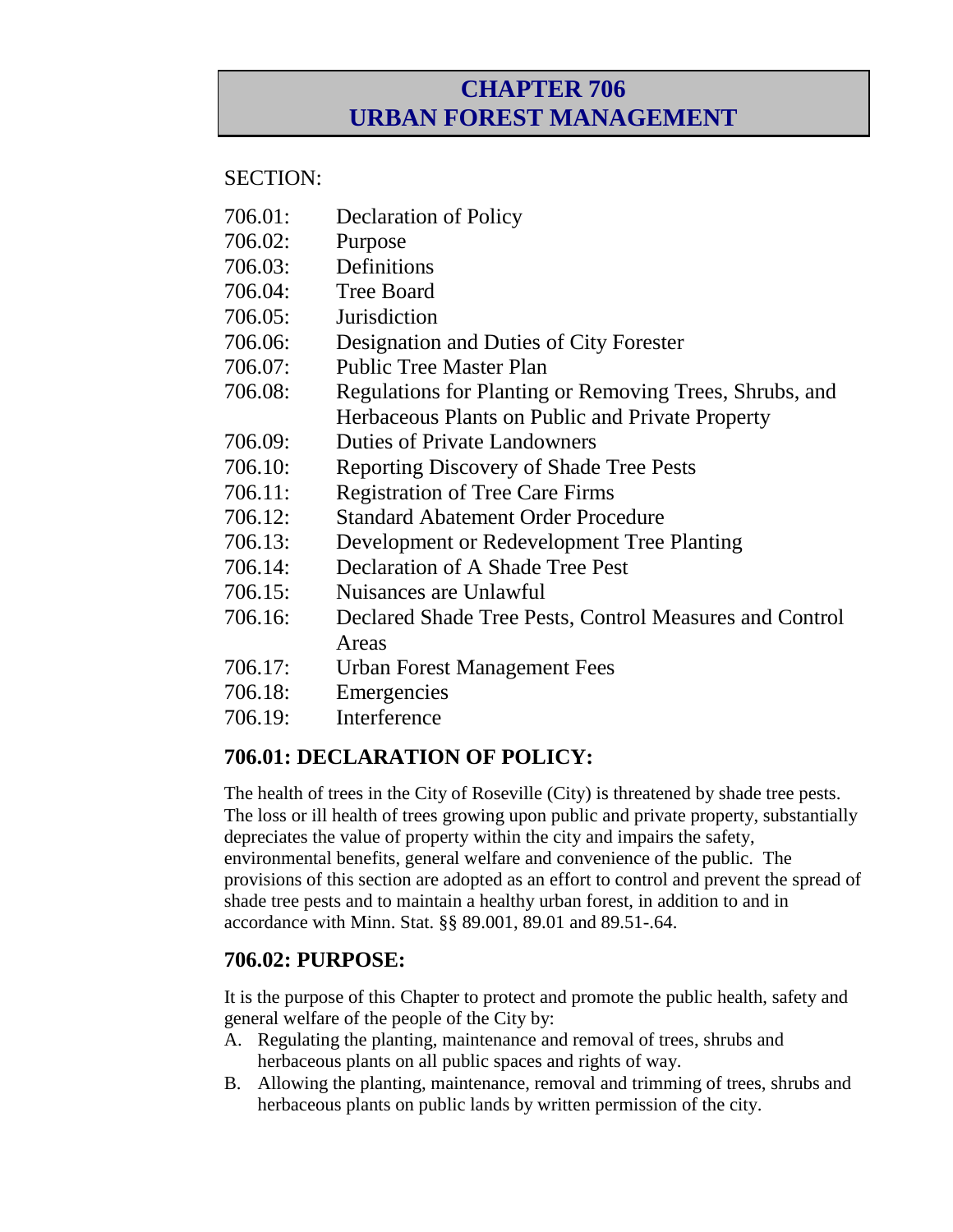# CHAPTER 706
# URBAN FOREST MANAGEMENT

SECTION:

706.01: Declaration of Policy
706.02: Purpose
706.03: Definitions
706.04: Tree Board
706.05: Jurisdiction
706.06: Designation and Duties of City Forester
706.07: Public Tree Master Plan
706.08: Regulations for Planting or Removing Trees, Shrubs, and Herbaceous Plants on Public and Private Property
706.09: Duties of Private Landowners
706.10: Reporting Discovery of Shade Tree Pests
706.11: Registration of Tree Care Firms
706.12: Standard Abatement Order Procedure
706.13: Development or Redevelopment Tree Planting
706.14: Declaration of A Shade Tree Pest
706.15: Nuisances are Unlawful
706.16: Declared Shade Tree Pests, Control Measures and Control Areas
706.17: Urban Forest Management Fees
706.18: Emergencies
706.19: Interference

## 706.01: DECLARATION OF POLICY:

The health of trees in the City of Roseville (City) is threatened by shade tree pests. The loss or ill health of trees growing upon public and private property, substantially depreciates the value of property within the city and impairs the safety, environmental benefits, general welfare and convenience of the public. The provisions of this section are adopted as an effort to control and prevent the spread of shade tree pests and to maintain a healthy urban forest, in addition to and in accordance with Minn. Stat. §§ 89.001, 89.01 and 89.51-.64.

## 706.02: PURPOSE:

It is the purpose of this Chapter to protect and promote the public health, safety and general welfare of the people of the City by:

A. Regulating the planting, maintenance and removal of trees, shrubs and herbaceous plants on all public spaces and rights of way.
B. Allowing the planting, maintenance, removal and trimming of trees, shrubs and herbaceous plants on public lands by written permission of the city.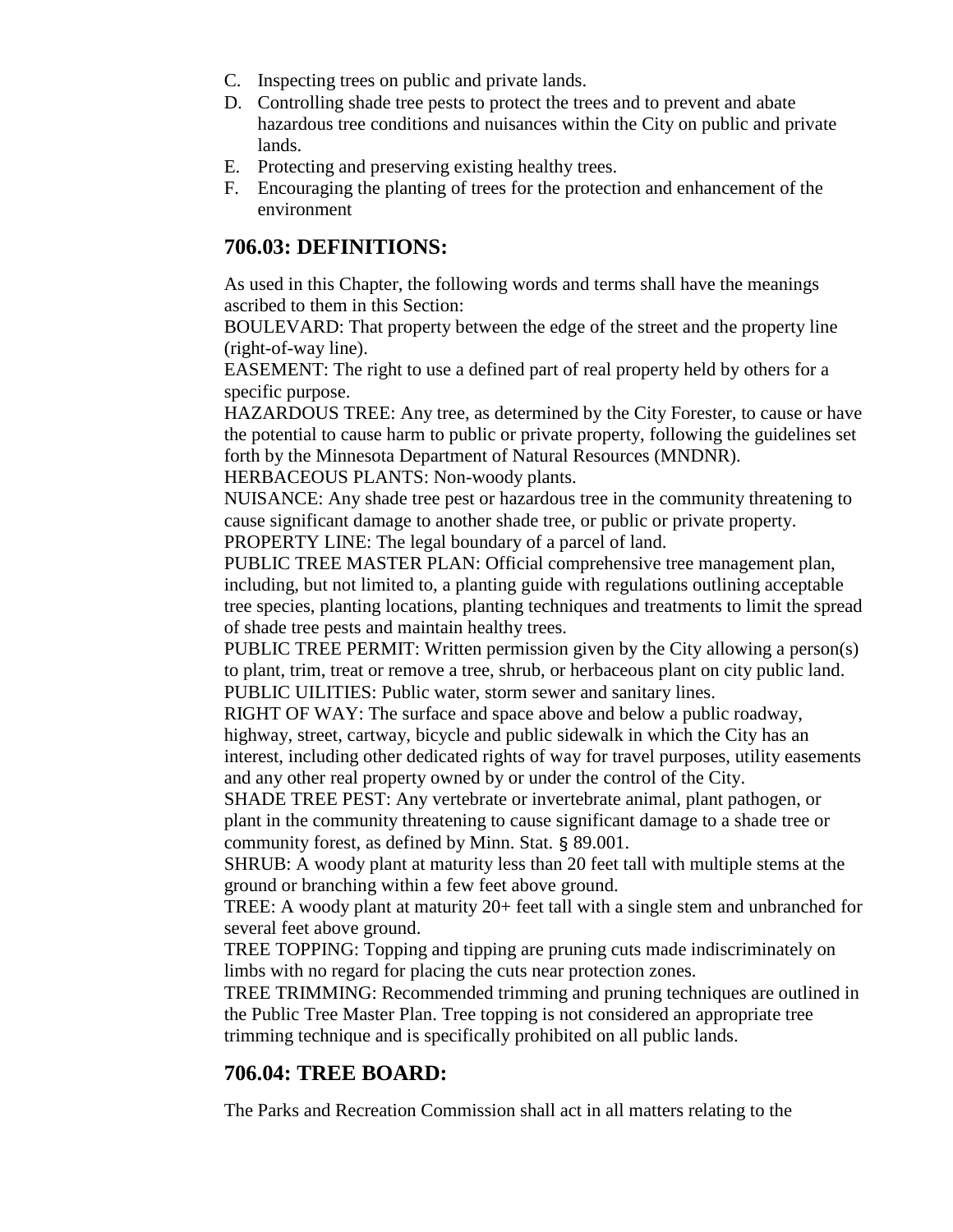C. Inspecting trees on public and private lands.
D. Controlling shade tree pests to protect the trees and to prevent and abate hazardous tree conditions and nuisances within the City on public and private lands.
E. Protecting and preserving existing healthy trees.
F. Encouraging the planting of trees for the protection and enhancement of the environment

## 706.03: DEFINITIONS:

As used in this Chapter, the following words and terms shall have the meanings ascribed to them in this Section:

BOULEVARD: That property between the edge of the street and the property line (right-of-way line).

EASEMENT: The right to use a defined part of real property held by others for a specific purpose.

HAZARDOUS TREE: Any tree, as determined by the City Forester, to cause or have the potential to cause harm to public or private property, following the guidelines set forth by the Minnesota Department of Natural Resources (MNDNR).

HERBACEOUS PLANTS: Non-woody plants.

NUISANCE: Any shade tree pest or hazardous tree in the community threatening to cause significant damage to another shade tree, or public or private property.

PROPERTY LINE: The legal boundary of a parcel of land.

PUBLIC TREE MASTER PLAN: Official comprehensive tree management plan, including, but not limited to, a planting guide with regulations outlining acceptable tree species, planting locations, planting techniques and treatments to limit the spread of shade tree pests and maintain healthy trees.

PUBLIC TREE PERMIT: Written permission given by the City allowing a person(s) to plant, trim, treat or remove a tree, shrub, or herbaceous plant on city public land.

PUBLIC UILITIES: Public water, storm sewer and sanitary lines.

RIGHT OF WAY: The surface and space above and below a public roadway, highway, street, cartway, bicycle and public sidewalk in which the City has an interest, including other dedicated rights of way for travel purposes, utility easements and any other real property owned by or under the control of the City.

SHADE TREE PEST: Any vertebrate or invertebrate animal, plant pathogen, or plant in the community threatening to cause significant damage to a shade tree or community forest, as defined by Minn. Stat. § 89.001.

SHRUB: A woody plant at maturity less than 20 feet tall with multiple stems at the ground or branching within a few feet above ground.

TREE: A woody plant at maturity 20+ feet tall with a single stem and unbranched for several feet above ground.

TREE TOPPING: Topping and tipping are pruning cuts made indiscriminately on limbs with no regard for placing the cuts near protection zones.

TREE TRIMMING: Recommended trimming and pruning techniques are outlined in the Public Tree Master Plan. Tree topping is not considered an appropriate tree trimming technique and is specifically prohibited on all public lands.

## 706.04: TREE BOARD:

The Parks and Recreation Commission shall act in all matters relating to the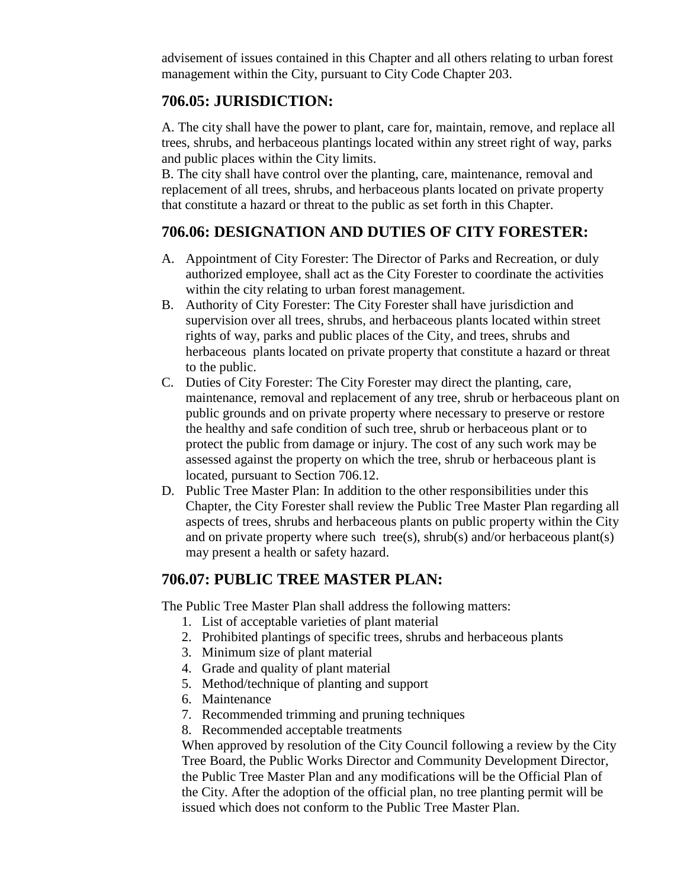advisement of issues contained in this Chapter and all others relating to urban forest management within the City, pursuant to City Code Chapter 203.

## 706.05: JURISDICTION:

A. The city shall have the power to plant, care for, maintain, remove, and replace all trees, shrubs, and herbaceous plantings located within any street right of way, parks and public places within the City limits.
B. The city shall have control over the planting, care, maintenance, removal and replacement of all trees, shrubs, and herbaceous plants located on private property that constitute a hazard or threat to the public as set forth in this Chapter.

## 706.06: DESIGNATION AND DUTIES OF CITY FORESTER:

A. Appointment of City Forester: The Director of Parks and Recreation, or duly authorized employee, shall act as the City Forester to coordinate the activities within the city relating to urban forest management.
B. Authority of City Forester: The City Forester shall have jurisdiction and supervision over all trees, shrubs, and herbaceous plants located within street rights of way, parks and public places of the City, and trees, shrubs and herbaceous plants located on private property that constitute a hazard or threat to the public.
C. Duties of City Forester: The City Forester may direct the planting, care, maintenance, removal and replacement of any tree, shrub or herbaceous plant on public grounds and on private property where necessary to preserve or restore the healthy and safe condition of such tree, shrub or herbaceous plant or to protect the public from damage or injury. The cost of any such work may be assessed against the property on which the tree, shrub or herbaceous plant is located, pursuant to Section 706.12.
D. Public Tree Master Plan: In addition to the other responsibilities under this Chapter, the City Forester shall review the Public Tree Master Plan regarding all aspects of trees, shrubs and herbaceous plants on public property within the City and on private property where such tree(s), shrub(s) and/or herbaceous plant(s) may present a health or safety hazard.

## 706.07: PUBLIC TREE MASTER PLAN:

The Public Tree Master Plan shall address the following matters:

1. List of acceptable varieties of plant material
2. Prohibited plantings of specific trees, shrubs and herbaceous plants
3. Minimum size of plant material
4. Grade and quality of plant material
5. Method/technique of planting and support
6. Maintenance
7. Recommended trimming and pruning techniques
8. Recommended acceptable treatments

When approved by resolution of the City Council following a review by the City Tree Board, the Public Works Director and Community Development Director, the Public Tree Master Plan and any modifications will be the Official Plan of the City. After the adoption of the official plan, no tree planting permit will be issued which does not conform to the Public Tree Master Plan.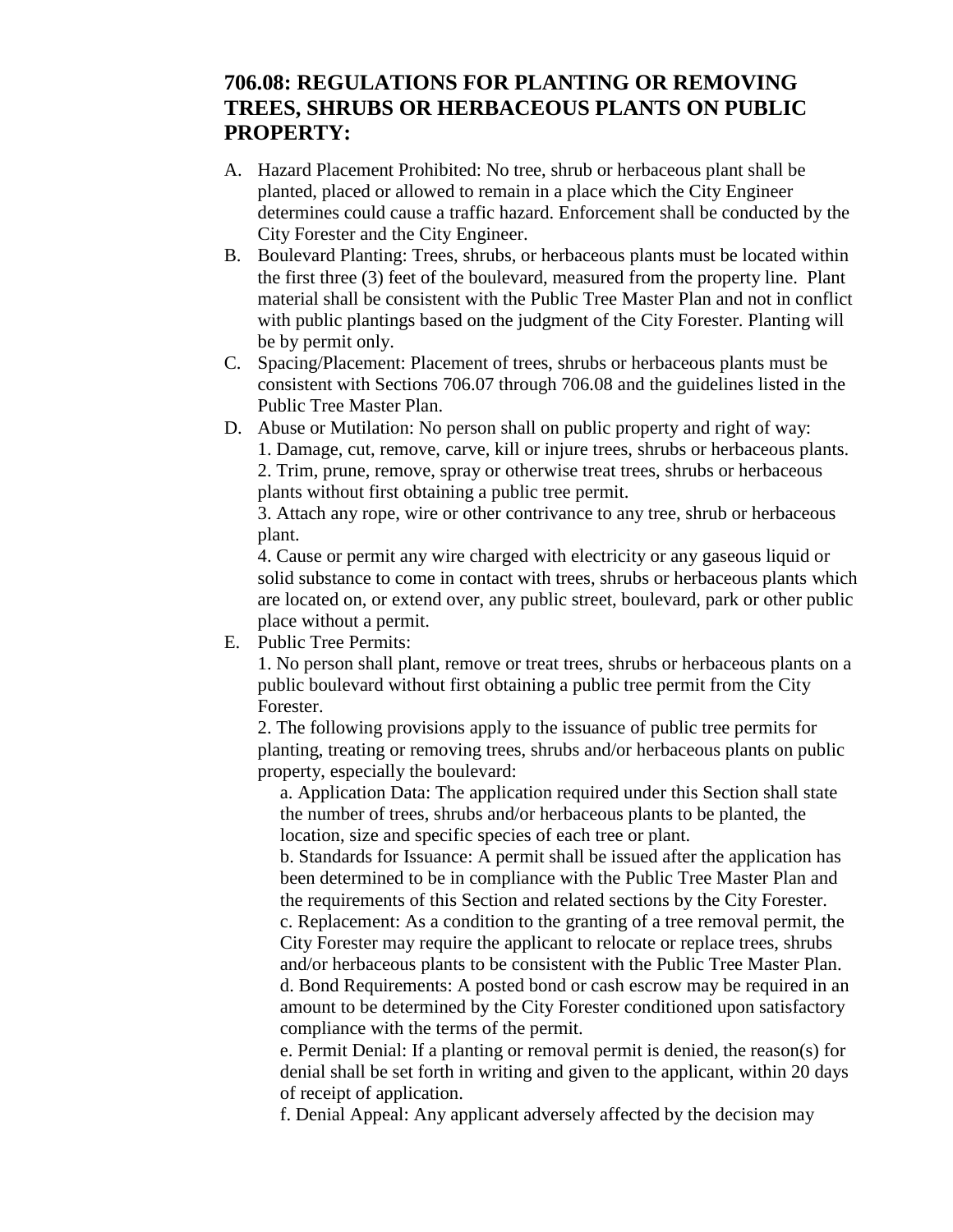## 706.08: REGULATIONS FOR PLANTING OR REMOVING TREES, SHRUBS OR HERBACEOUS PLANTS ON PUBLIC PROPERTY:

A. Hazard Placement Prohibited: No tree, shrub or herbaceous plant shall be planted, placed or allowed to remain in a place which the City Engineer determines could cause a traffic hazard. Enforcement shall be conducted by the City Forester and the City Engineer.

B. Boulevard Planting: Trees, shrubs, or herbaceous plants must be located within the first three (3) feet of the boulevard, measured from the property line. Plant material shall be consistent with the Public Tree Master Plan and not in conflict with public plantings based on the judgment of the City Forester. Planting will be by permit only.

C. Spacing/Placement: Placement of trees, shrubs or herbaceous plants must be consistent with Sections 706.07 through 706.08 and the guidelines listed in the Public Tree Master Plan.

D. Abuse or Mutilation: No person shall on public property and right of way:
   1. Damage, cut, remove, carve, kill or injure trees, shrubs or herbaceous plants.
   2. Trim, prune, remove, spray or otherwise treat trees, shrubs or herbaceous plants without first obtaining a public tree permit.
   3. Attach any rope, wire or other contrivance to any tree, shrub or herbaceous plant.
   4. Cause or permit any wire charged with electricity or any gaseous liquid or solid substance to come in contact with trees, shrubs or herbaceous plants which are located on, or extend over, any public street, boulevard, park or other public place without a permit.

E. Public Tree Permits:
   1. No person shall plant, remove or treat trees, shrubs or herbaceous plants on a public boulevard without first obtaining a public tree permit from the City Forester.
   2. The following provisions apply to the issuance of public tree permits for planting, treating or removing trees, shrubs and/or herbaceous plants on public property, especially the boulevard:
      a. Application Data: The application required under this Section shall state the number of trees, shrubs and/or herbaceous plants to be planted, the location, size and specific species of each tree or plant.
      b. Standards for Issuance: A permit shall be issued after the application has been determined to be in compliance with the Public Tree Master Plan and the requirements of this Section and related sections by the City Forester.
      c. Replacement: As a condition to the granting of a tree removal permit, the City Forester may require the applicant to relocate or replace trees, shrubs and/or herbaceous plants to be consistent with the Public Tree Master Plan.
      d. Bond Requirements: A posted bond or cash escrow may be required in an amount to be determined by the City Forester conditioned upon satisfactory compliance with the terms of the permit.
      e. Permit Denial: If a planting or removal permit is denied, the reason(s) for denial shall be set forth in writing and given to the applicant, within 20 days of receipt of application.
      f. Denial Appeal: Any applicant adversely affected by the decision may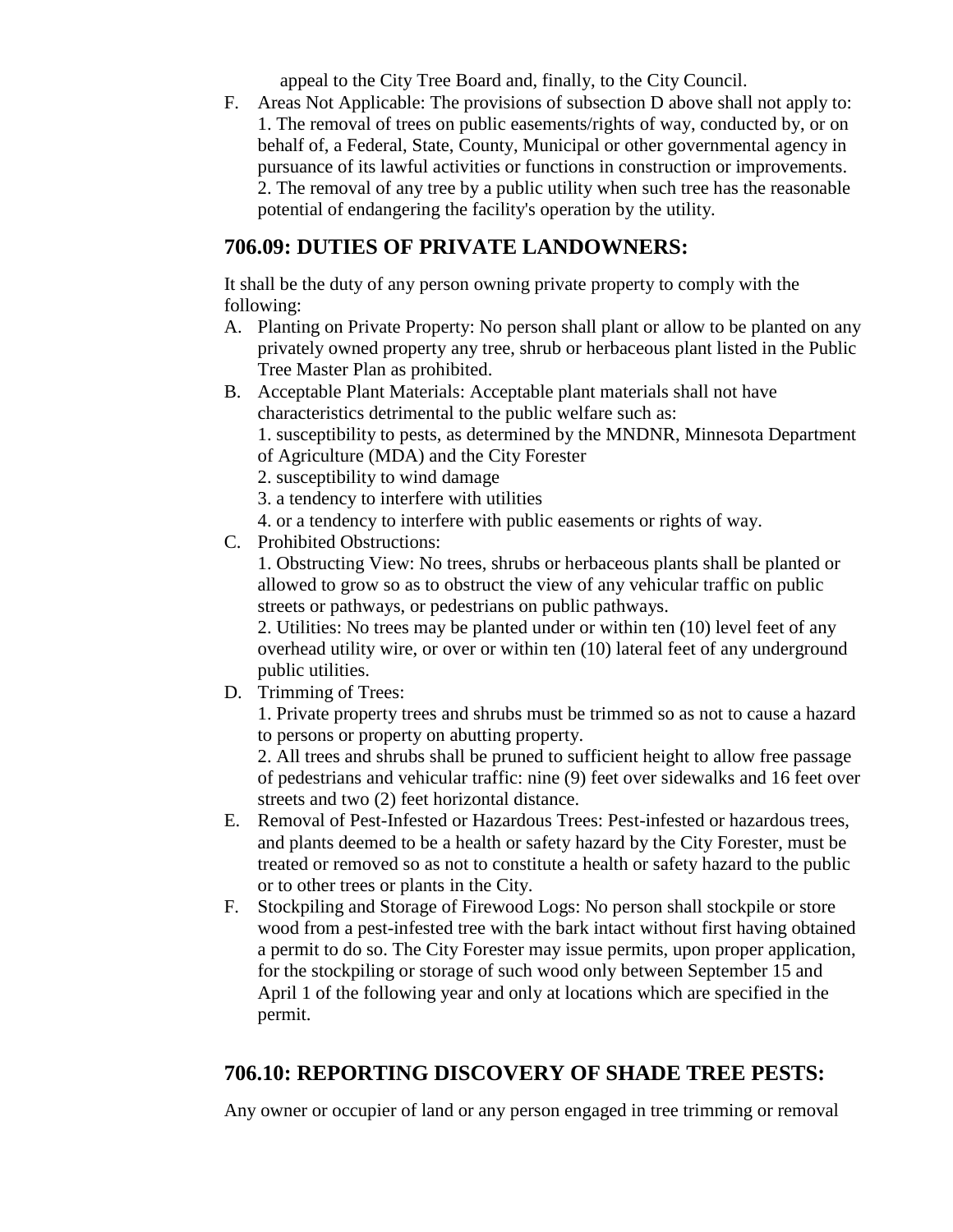appeal to the City Tree Board and, finally, to the City Council.

F. Areas Not Applicable: The provisions of subsection D above shall not apply to:
   1. The removal of trees on public easements/rights of way, conducted by, or on behalf of, a Federal, State, County, Municipal or other governmental agency in pursuance of its lawful activities or functions in construction or improvements.
   2. The removal of any tree by a public utility when such tree has the reasonable potential of endangering the facility's operation by the utility.

## 706.09: DUTIES OF PRIVATE LANDOWNERS:

It shall be the duty of any person owning private property to comply with the following:

A. Planting on Private Property: No person shall plant or allow to be planted on any privately owned property any tree, shrub or herbaceous plant listed in the Public Tree Master Plan as prohibited.
B. Acceptable Plant Materials: Acceptable plant materials shall not have characteristics detrimental to the public welfare such as:
   1. susceptibility to pests, as determined by the MNDNR, Minnesota Department of Agriculture (MDA) and the City Forester
   2. susceptibility to wind damage
   3. a tendency to interfere with utilities
   4. or a tendency to interfere with public easements or rights of way.
C. Prohibited Obstructions:
   1. Obstructing View: No trees, shrubs or herbaceous plants shall be planted or allowed to grow so as to obstruct the view of any vehicular traffic on public streets or pathways, or pedestrians on public pathways.
   2. Utilities: No trees may be planted under or within ten (10) level feet of any overhead utility wire, or over or within ten (10) lateral feet of any underground public utilities.
D. Trimming of Trees:
   1. Private property trees and shrubs must be trimmed so as not to cause a hazard to persons or property on abutting property.
   2. All trees and shrubs shall be pruned to sufficient height to allow free passage of pedestrians and vehicular traffic: nine (9) feet over sidewalks and 16 feet over streets and two (2) feet horizontal distance.
E. Removal of Pest-Infested or Hazardous Trees: Pest-infested or hazardous trees, and plants deemed to be a health or safety hazard by the City Forester, must be treated or removed so as not to constitute a health or safety hazard to the public or to other trees or plants in the City.
F. Stockpiling and Storage of Firewood Logs: No person shall stockpile or store wood from a pest-infested tree with the bark intact without first having obtained a permit to do so. The City Forester may issue permits, upon proper application, for the stockpiling or storage of such wood only between September 15 and April 1 of the following year and only at locations which are specified in the permit.

## 706.10: REPORTING DISCOVERY OF SHADE TREE PESTS:

Any owner or occupier of land or any person engaged in tree trimming or removal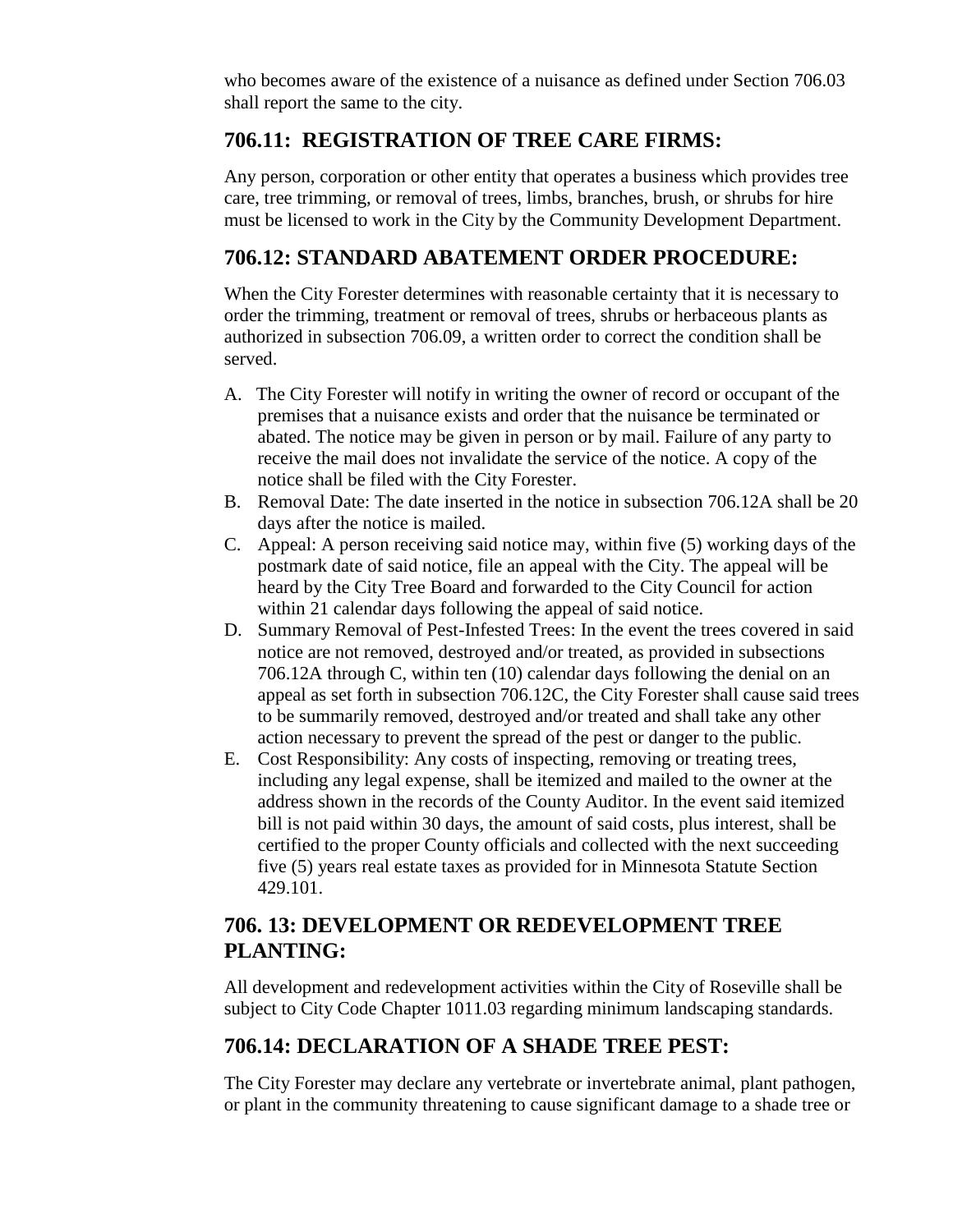who becomes aware of the existence of a nuisance as defined under Section 706.03 shall report the same to the city.

## 706.11: REGISTRATION OF TREE CARE FIRMS:

Any person, corporation or other entity that operates a business which provides tree care, tree trimming, or removal of trees, limbs, branches, brush, or shrubs for hire must be licensed to work in the City by the Community Development Department.

## 706.12: STANDARD ABATEMENT ORDER PROCEDURE:

When the City Forester determines with reasonable certainty that it is necessary to order the trimming, treatment or removal of trees, shrubs or herbaceous plants as authorized in subsection 706.09, a written order to correct the condition shall be served.

A. The City Forester will notify in writing the owner of record or occupant of the premises that a nuisance exists and order that the nuisance be terminated or abated. The notice may be given in person or by mail. Failure of any party to receive the mail does not invalidate the service of the notice. A copy of the notice shall be filed with the City Forester.
B. Removal Date: The date inserted in the notice in subsection 706.12A shall be 20 days after the notice is mailed.
C. Appeal: A person receiving said notice may, within five (5) working days of the postmark date of said notice, file an appeal with the City. The appeal will be heard by the City Tree Board and forwarded to the City Council for action within 21 calendar days following the appeal of said notice.
D. Summary Removal of Pest-Infested Trees: In the event the trees covered in said notice are not removed, destroyed and/or treated, as provided in subsections 706.12A through C, within ten (10) calendar days following the denial on an appeal as set forth in subsection 706.12C, the City Forester shall cause said trees to be summarily removed, destroyed and/or treated and shall take any other action necessary to prevent the spread of the pest or danger to the public.
E. Cost Responsibility: Any costs of inspecting, removing or treating trees, including any legal expense, shall be itemized and mailed to the owner at the address shown in the records of the County Auditor. In the event said itemized bill is not paid within 30 days, the amount of said costs, plus interest, shall be certified to the proper County officials and collected with the next succeeding five (5) years real estate taxes as provided for in Minnesota Statute Section 429.101.

## 706. 13: DEVELOPMENT OR REDEVELOPMENT TREE PLANTING:

All development and redevelopment activities within the City of Roseville shall be subject to City Code Chapter 1011.03 regarding minimum landscaping standards.

## 706.14: DECLARATION OF A SHADE TREE PEST:

The City Forester may declare any vertebrate or invertebrate animal, plant pathogen, or plant in the community threatening to cause significant damage to a shade tree or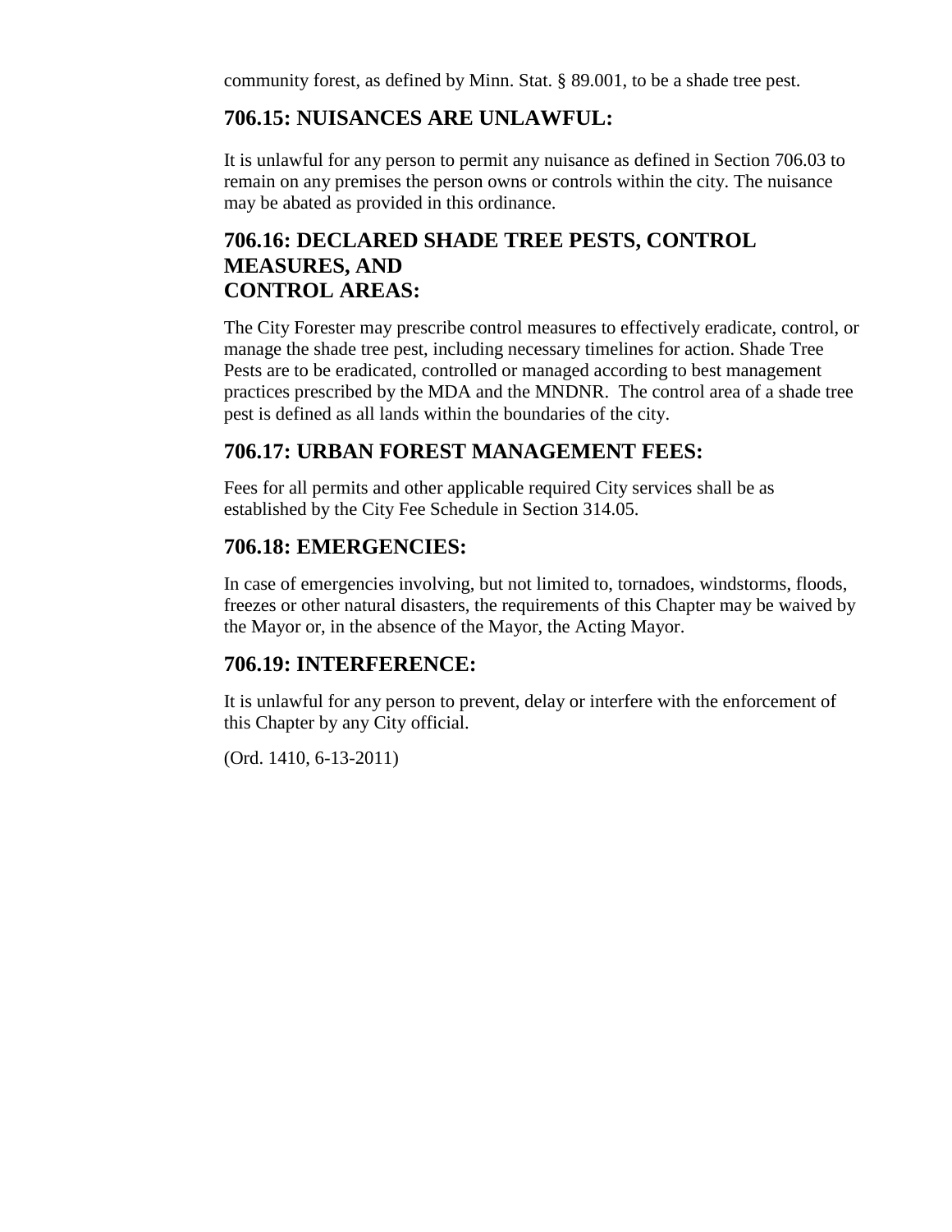community forest, as defined by Minn. Stat. § 89.001, to be a shade tree pest.

## 706.15: NUISANCES ARE UNLAWFUL:

It is unlawful for any person to permit any nuisance as defined in Section 706.03 to remain on any premises the person owns or controls within the city. The nuisance may be abated as provided in this ordinance.

## 706.16: DECLARED SHADE TREE PESTS, CONTROL MEASURES, AND CONTROL AREAS:

The City Forester may prescribe control measures to effectively eradicate, control, or manage the shade tree pest, including necessary timelines for action. Shade Tree Pests are to be eradicated, controlled or managed according to best management practices prescribed by the MDA and the MNDNR. The control area of a shade tree pest is defined as all lands within the boundaries of the city.

## 706.17: URBAN FOREST MANAGEMENT FEES:

Fees for all permits and other applicable required City services shall be as established by the City Fee Schedule in Section 314.05.

## 706.18: EMERGENCIES:

In case of emergencies involving, but not limited to, tornadoes, windstorms, floods, freezes or other natural disasters, the requirements of this Chapter may be waived by the Mayor or, in the absence of the Mayor, the Acting Mayor.

## 706.19: INTERFERENCE:

It is unlawful for any person to prevent, delay or interfere with the enforcement of this Chapter by any City official.

(Ord. 1410, 6-13-2011)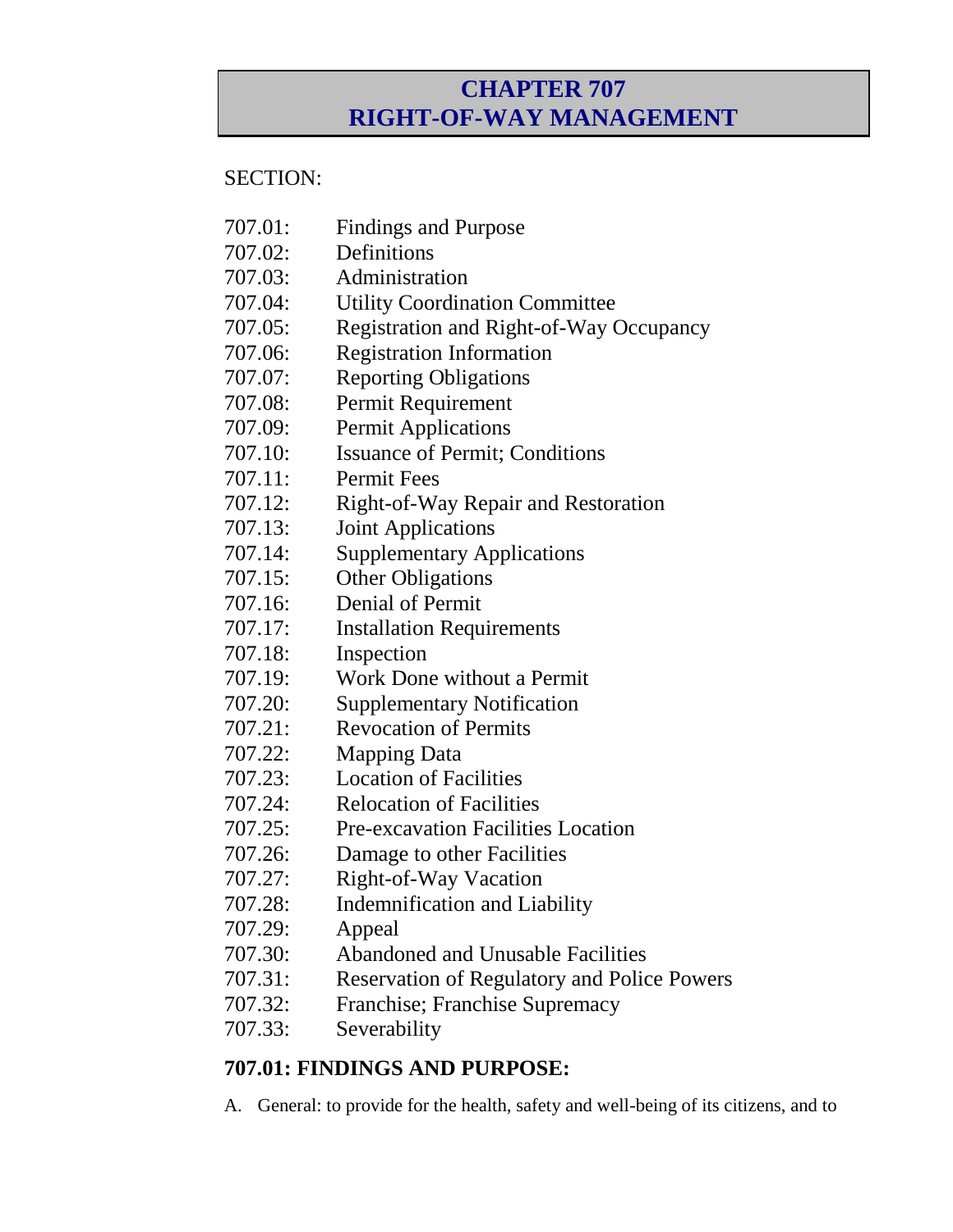# CHAPTER 707
# RIGHT-OF-WAY MANAGEMENT

SECTION:

| | |
|---|---|
| 707.01: | Findings and Purpose |
| 707.02: | Definitions |
| 707.03: | Administration |
| 707.04: | Utility Coordination Committee |
| 707.05: | Registration and Right-of-Way Occupancy |
| 707.06: | Registration Information |
| 707.07: | Reporting Obligations |
| 707.08: | Permit Requirement |
| 707.09: | Permit Applications |
| 707.10: | Issuance of Permit; Conditions |
| 707.11: | Permit Fees |
| 707.12: | Right-of-Way Repair and Restoration |
| 707.13: | Joint Applications |
| 707.14: | Supplementary Applications |
| 707.15: | Other Obligations |
| 707.16: | Denial of Permit |
| 707.17: | Installation Requirements |
| 707.18: | Inspection |
| 707.19: | Work Done without a Permit |
| 707.20: | Supplementary Notification |
| 707.21: | Revocation of Permits |
| 707.22: | Mapping Data |
| 707.23: | Location of Facilities |
| 707.24: | Relocation of Facilities |
| 707.25: | Pre-excavation Facilities Location |
| 707.26: | Damage to other Facilities |
| 707.27: | Right-of-Way Vacation |
| 707.28: | Indemnification and Liability |
| 707.29: | Appeal |
| 707.30: | Abandoned and Unusable Facilities |
| 707.31: | Reservation of Regulatory and Police Powers |
| 707.32: | Franchise; Franchise Supremacy |
| 707.33: | Severability |

## 707.01: FINDINGS AND PURPOSE:

A. General: to provide for the health, safety and well-being of its citizens, and to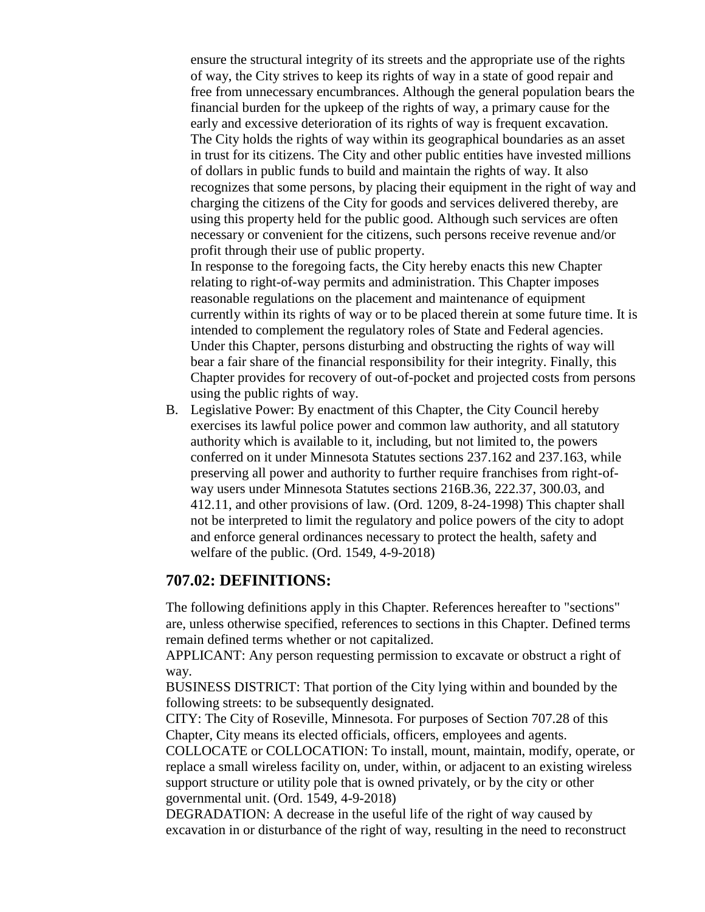ensure the structural integrity of its streets and the appropriate use of the rights of way, the City strives to keep its rights of way in a state of good repair and free from unnecessary encumbrances. Although the general population bears the financial burden for the upkeep of the rights of way, a primary cause for the early and excessive deterioration of its rights of way is frequent excavation. The City holds the rights of way within its geographical boundaries as an asset in trust for its citizens. The City and other public entities have invested millions of dollars in public funds to build and maintain the rights of way. It also recognizes that some persons, by placing their equipment in the right of way and charging the citizens of the City for goods and services delivered thereby, are using this property held for the public good. Although such services are often necessary or convenient for the citizens, such persons receive revenue and/or profit through their use of public property.

In response to the foregoing facts, the City hereby enacts this new Chapter relating to right-of-way permits and administration. This Chapter imposes reasonable regulations on the placement and maintenance of equipment currently within its rights of way or to be placed therein at some future time. It is intended to complement the regulatory roles of State and Federal agencies. Under this Chapter, persons disturbing and obstructing the rights of way will bear a fair share of the financial responsibility for their integrity. Finally, this Chapter provides for recovery of out-of-pocket and projected costs from persons using the public rights of way.

B. Legislative Power: By enactment of this Chapter, the City Council hereby exercises its lawful police power and common law authority, and all statutory authority which is available to it, including, but not limited to, the powers conferred on it under Minnesota Statutes sections 237.162 and 237.163, while preserving all power and authority to further require franchises from right-of-way users under Minnesota Statutes sections 216B.36, 222.37, 300.03, and 412.11, and other provisions of law. (Ord. 1209, 8-24-1998) This chapter shall not be interpreted to limit the regulatory and police powers of the city to adopt and enforce general ordinances necessary to protect the health, safety and welfare of the public. (Ord. 1549, 4-9-2018)

## 707.02: DEFINITIONS:

The following definitions apply in this Chapter. References hereafter to "sections" are, unless otherwise specified, references to sections in this Chapter. Defined terms remain defined terms whether or not capitalized.

APPLICANT: Any person requesting permission to excavate or obstruct a right of way.

BUSINESS DISTRICT: That portion of the City lying within and bounded by the following streets: to be subsequently designated.

CITY: The City of Roseville, Minnesota. For purposes of Section 707.28 of this Chapter, City means its elected officials, officers, employees and agents.

COLLOCATE or COLLOCATION: To install, mount, maintain, modify, operate, or replace a small wireless facility on, under, within, or adjacent to an existing wireless support structure or utility pole that is owned privately, or by the city or other governmental unit. (Ord. 1549, 4-9-2018)

DEGRADATION: A decrease in the useful life of the right of way caused by excavation in or disturbance of the right of way, resulting in the need to reconstruct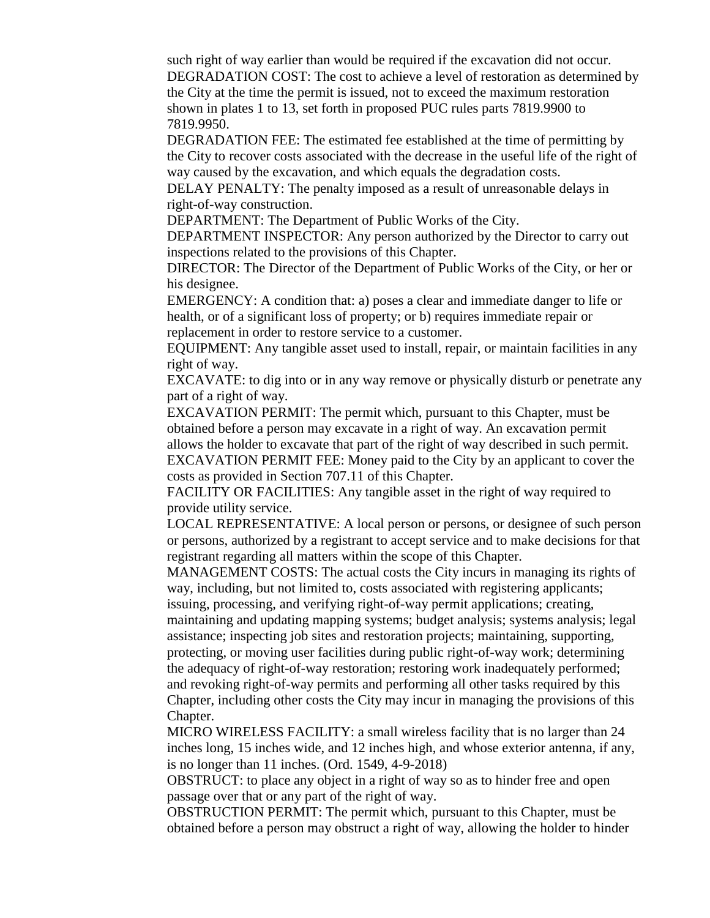such right of way earlier than would be required if the excavation did not occur.

DEGRADATION COST: The cost to achieve a level of restoration as determined by the City at the time the permit is issued, not to exceed the maximum restoration shown in plates 1 to 13, set forth in proposed PUC rules parts 7819.9900 to 7819.9950.

DEGRADATION FEE: The estimated fee established at the time of permitting by the City to recover costs associated with the decrease in the useful life of the right of way caused by the excavation, and which equals the degradation costs.

DELAY PENALTY: The penalty imposed as a result of unreasonable delays in right-of-way construction.

DEPARTMENT: The Department of Public Works of the City.

DEPARTMENT INSPECTOR: Any person authorized by the Director to carry out inspections related to the provisions of this Chapter.

DIRECTOR: The Director of the Department of Public Works of the City, or her or his designee.

EMERGENCY: A condition that: a) poses a clear and immediate danger to life or health, or of a significant loss of property; or b) requires immediate repair or replacement in order to restore service to a customer.

EQUIPMENT: Any tangible asset used to install, repair, or maintain facilities in any right of way.

EXCAVATE: to dig into or in any way remove or physically disturb or penetrate any part of a right of way.

EXCAVATION PERMIT: The permit which, pursuant to this Chapter, must be obtained before a person may excavate in a right of way. An excavation permit allows the holder to excavate that part of the right of way described in such permit.

EXCAVATION PERMIT FEE: Money paid to the City by an applicant to cover the costs as provided in Section 707.11 of this Chapter.

FACILITY OR FACILITIES: Any tangible asset in the right of way required to provide utility service.

LOCAL REPRESENTATIVE: A local person or persons, or designee of such person or persons, authorized by a registrant to accept service and to make decisions for that registrant regarding all matters within the scope of this Chapter.

MANAGEMENT COSTS: The actual costs the City incurs in managing its rights of way, including, but not limited to, costs associated with registering applicants; issuing, processing, and verifying right-of-way permit applications; creating, maintaining and updating mapping systems; budget analysis; systems analysis; legal assistance; inspecting job sites and restoration projects; maintaining, supporting, protecting, or moving user facilities during public right-of-way work; determining the adequacy of right-of-way restoration; restoring work inadequately performed; and revoking right-of-way permits and performing all other tasks required by this Chapter, including other costs the City may incur in managing the provisions of this Chapter.

MICRO WIRELESS FACILITY: a small wireless facility that is no larger than 24 inches long, 15 inches wide, and 12 inches high, and whose exterior antenna, if any, is no longer than 11 inches. (Ord. 1549, 4-9-2018)

OBSTRUCT: to place any object in a right of way so as to hinder free and open passage over that or any part of the right of way.

OBSTRUCTION PERMIT: The permit which, pursuant to this Chapter, must be obtained before a person may obstruct a right of way, allowing the holder to hinder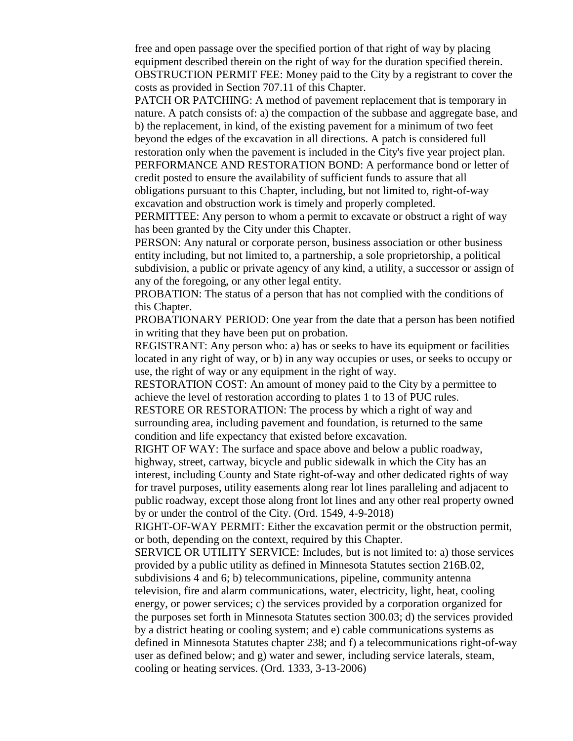free and open passage over the specified portion of that right of way by placing equipment described therein on the right of way for the duration specified therein.

OBSTRUCTION PERMIT FEE: Money paid to the City by a registrant to cover the costs as provided in Section 707.11 of this Chapter.

PATCH OR PATCHING: A method of pavement replacement that is temporary in nature. A patch consists of: a) the compaction of the subbase and aggregate base, and b) the replacement, in kind, of the existing pavement for a minimum of two feet beyond the edges of the excavation in all directions. A patch is considered full restoration only when the pavement is included in the City's five year project plan.

PERFORMANCE AND RESTORATION BOND: A performance bond or letter of credit posted to ensure the availability of sufficient funds to assure that all obligations pursuant to this Chapter, including, but not limited to, right-of-way excavation and obstruction work is timely and properly completed.

PERMITTEE: Any person to whom a permit to excavate or obstruct a right of way has been granted by the City under this Chapter.

PERSON: Any natural or corporate person, business association or other business entity including, but not limited to, a partnership, a sole proprietorship, a political subdivision, a public or private agency of any kind, a utility, a successor or assign of any of the foregoing, or any other legal entity.

PROBATION: The status of a person that has not complied with the conditions of this Chapter.

PROBATIONARY PERIOD: One year from the date that a person has been notified in writing that they have been put on probation.

REGISTRANT: Any person who: a) has or seeks to have its equipment or facilities located in any right of way, or b) in any way occupies or uses, or seeks to occupy or use, the right of way or any equipment in the right of way.

RESTORATION COST: An amount of money paid to the City by a permittee to achieve the level of restoration according to plates 1 to 13 of PUC rules.

RESTORE OR RESTORATION: The process by which a right of way and surrounding area, including pavement and foundation, is returned to the same condition and life expectancy that existed before excavation.

RIGHT OF WAY: The surface and space above and below a public roadway, highway, street, cartway, bicycle and public sidewalk in which the City has an interest, including County and State right-of-way and other dedicated rights of way for travel purposes, utility easements along rear lot lines paralleling and adjacent to public roadway, except those along front lot lines and any other real property owned by or under the control of the City. (Ord. 1549, 4-9-2018)

RIGHT-OF-WAY PERMIT: Either the excavation permit or the obstruction permit, or both, depending on the context, required by this Chapter.

SERVICE OR UTILITY SERVICE: Includes, but is not limited to: a) those services provided by a public utility as defined in Minnesota Statutes section 216B.02, subdivisions 4 and 6; b) telecommunications, pipeline, community antenna television, fire and alarm communications, water, electricity, light, heat, cooling energy, or power services; c) the services provided by a corporation organized for the purposes set forth in Minnesota Statutes section 300.03; d) the services provided by a district heating or cooling system; and e) cable communications systems as defined in Minnesota Statutes chapter 238; and f) a telecommunications right-of-way user as defined below; and g) water and sewer, including service laterals, steam, cooling or heating services. (Ord. 1333, 3-13-2006)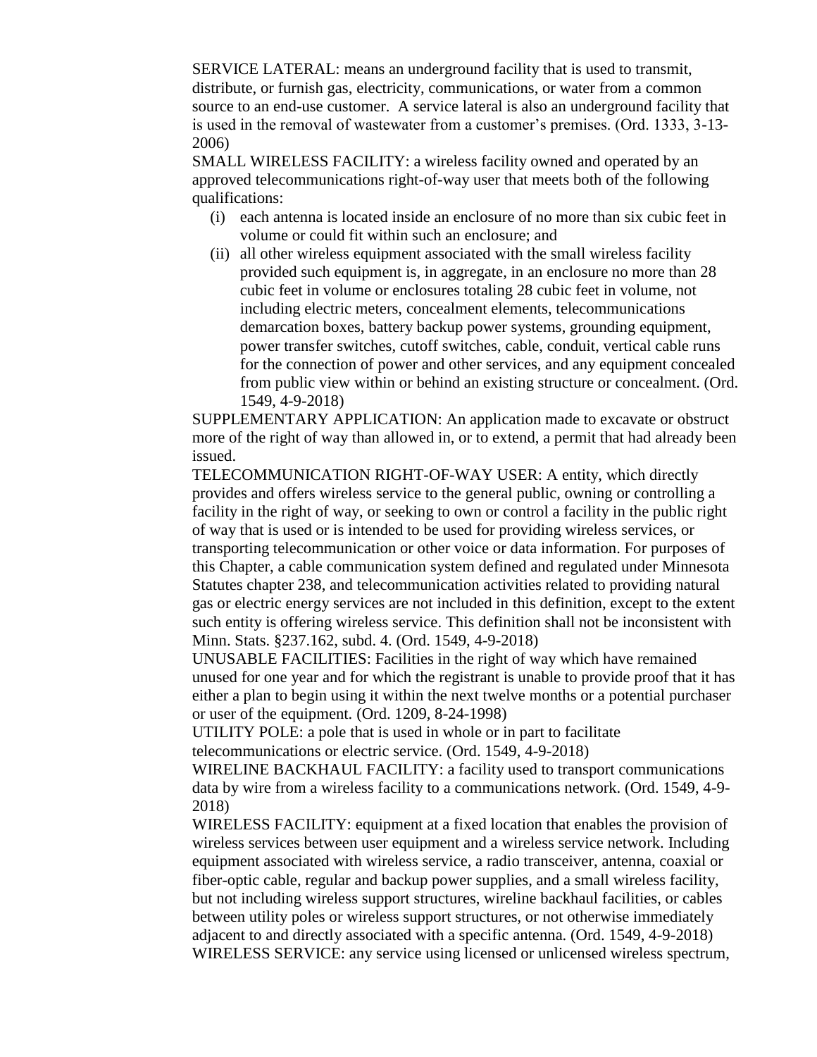SERVICE LATERAL: means an underground facility that is used to transmit, distribute, or furnish gas, electricity, communications, or water from a common source to an end-use customer. A service lateral is also an underground facility that is used in the removal of wastewater from a customer's premises. (Ord. 1333, 3-13-2006)

SMALL WIRELESS FACILITY: a wireless facility owned and operated by an approved telecommunications right-of-way user that meets both of the following qualifications:

- (i) each antenna is located inside an enclosure of no more than six cubic feet in volume or could fit within such an enclosure; and
- (ii) all other wireless equipment associated with the small wireless facility provided such equipment is, in aggregate, in an enclosure no more than 28 cubic feet in volume or enclosures totaling 28 cubic feet in volume, not including electric meters, concealment elements, telecommunications demarcation boxes, battery backup power systems, grounding equipment, power transfer switches, cutoff switches, cable, conduit, vertical cable runs for the connection of power and other services, and any equipment concealed from public view within or behind an existing structure or concealment. (Ord. 1549, 4-9-2018)

SUPPLEMENTARY APPLICATION: An application made to excavate or obstruct more of the right of way than allowed in, or to extend, a permit that had already been issued.

TELECOMMUNICATION RIGHT-OF-WAY USER: A entity, which directly provides and offers wireless service to the general public, owning or controlling a facility in the right of way, or seeking to own or control a facility in the public right of way that is used or is intended to be used for providing wireless services, or transporting telecommunication or other voice or data information. For purposes of this Chapter, a cable communication system defined and regulated under Minnesota Statutes chapter 238, and telecommunication activities related to providing natural gas or electric energy services are not included in this definition, except to the extent such entity is offering wireless service. This definition shall not be inconsistent with Minn. Stats. §237.162, subd. 4. (Ord. 1549, 4-9-2018)

UNUSABLE FACILITIES: Facilities in the right of way which have remained unused for one year and for which the registrant is unable to provide proof that it has either a plan to begin using it within the next twelve months or a potential purchaser or user of the equipment. (Ord. 1209, 8-24-1998)

UTILITY POLE: a pole that is used in whole or in part to facilitate telecommunications or electric service. (Ord. 1549, 4-9-2018)

WIRELINE BACKHAUL FACILITY: a facility used to transport communications data by wire from a wireless facility to a communications network. (Ord. 1549, 4-9-2018)

WIRELESS FACILITY: equipment at a fixed location that enables the provision of wireless services between user equipment and a wireless service network. Including equipment associated with wireless service, a radio transceiver, antenna, coaxial or fiber-optic cable, regular and backup power supplies, and a small wireless facility, but not including wireless support structures, wireline backhaul facilities, or cables between utility poles or wireless support structures, or not otherwise immediately adjacent to and directly associated with a specific antenna. (Ord. 1549, 4-9-2018)

WIRELESS SERVICE: any service using licensed or unlicensed wireless spectrum,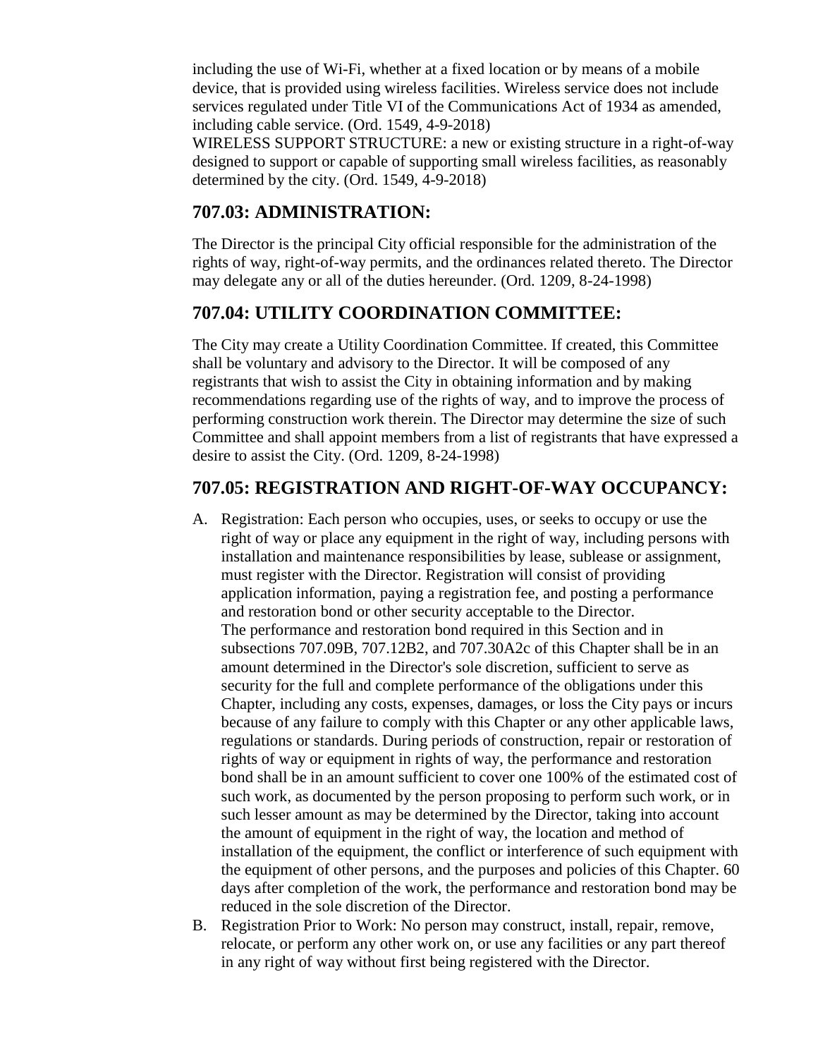including the use of Wi-Fi, whether at a fixed location or by means of a mobile device, that is provided using wireless facilities. Wireless service does not include services regulated under Title VI of the Communications Act of 1934 as amended, including cable service. (Ord. 1549, 4-9-2018)

WIRELESS SUPPORT STRUCTURE: a new or existing structure in a right-of-way designed to support or capable of supporting small wireless facilities, as reasonably determined by the city. (Ord. 1549, 4-9-2018)

## 707.03: ADMINISTRATION:

The Director is the principal City official responsible for the administration of the rights of way, right-of-way permits, and the ordinances related thereto. The Director may delegate any or all of the duties hereunder. (Ord. 1209, 8-24-1998)

## 707.04: UTILITY COORDINATION COMMITTEE:

The City may create a Utility Coordination Committee. If created, this Committee shall be voluntary and advisory to the Director. It will be composed of any registrants that wish to assist the City in obtaining information and by making recommendations regarding use of the rights of way, and to improve the process of performing construction work therein. The Director may determine the size of such Committee and shall appoint members from a list of registrants that have expressed a desire to assist the City. (Ord. 1209, 8-24-1998)

## 707.05: REGISTRATION AND RIGHT-OF-WAY OCCUPANCY:

A. Registration: Each person who occupies, uses, or seeks to occupy or use the right of way or place any equipment in the right of way, including persons with installation and maintenance responsibilities by lease, sublease or assignment, must register with the Director. Registration will consist of providing application information, paying a registration fee, and posting a performance and restoration bond or other security acceptable to the Director.
   The performance and restoration bond required in this Section and in subsections 707.09B, 707.12B2, and 707.30A2c of this Chapter shall be in an amount determined in the Director's sole discretion, sufficient to serve as security for the full and complete performance of the obligations under this Chapter, including any costs, expenses, damages, or loss the City pays or incurs because of any failure to comply with this Chapter or any other applicable laws, regulations or standards. During periods of construction, repair or restoration of rights of way or equipment in rights of way, the performance and restoration bond shall be in an amount sufficient to cover one 100% of the estimated cost of such work, as documented by the person proposing to perform such work, or in such lesser amount as may be determined by the Director, taking into account the amount of equipment in the right of way, the location and method of installation of the equipment, the conflict or interference of such equipment with the equipment of other persons, and the purposes and policies of this Chapter. 60 days after completion of the work, the performance and restoration bond may be reduced in the sole discretion of the Director.
B. Registration Prior to Work: No person may construct, install, repair, remove, relocate, or perform any other work on, or use any facilities or any part thereof in any right of way without first being registered with the Director.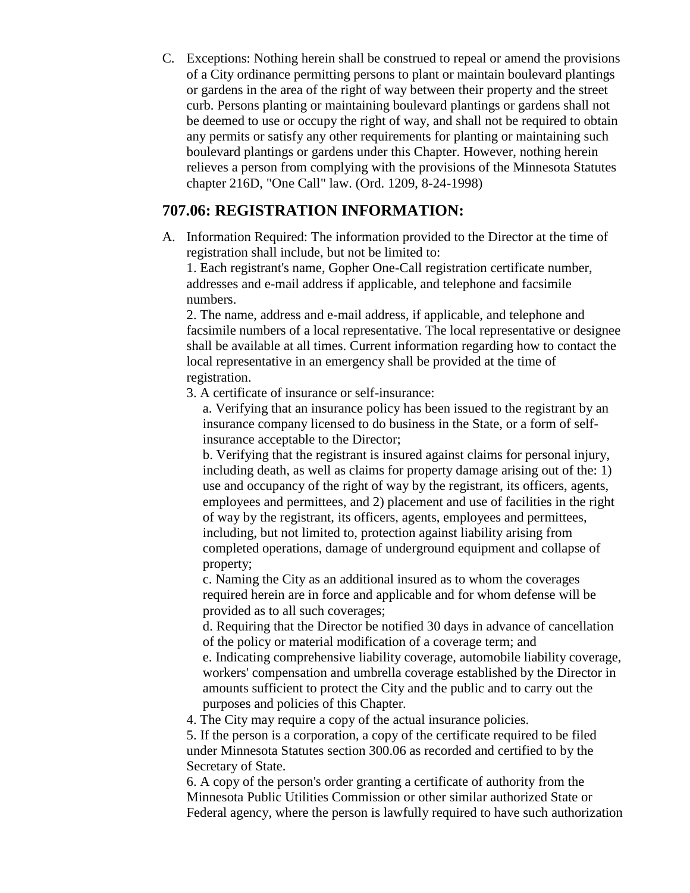C. Exceptions: Nothing herein shall be construed to repeal or amend the provisions of a City ordinance permitting persons to plant or maintain boulevard plantings or gardens in the area of the right of way between their property and the street curb. Persons planting or maintaining boulevard plantings or gardens shall not be deemed to use or occupy the right of way, and shall not be required to obtain any permits or satisfy any other requirements for planting or maintaining such boulevard plantings or gardens under this Chapter. However, nothing herein relieves a person from complying with the provisions of the Minnesota Statutes chapter 216D, "One Call" law. (Ord. 1209, 8-24-1998)

## 707.06: REGISTRATION INFORMATION:

A. Information Required: The information provided to the Director at the time of registration shall include, but not be limited to:

1. Each registrant's name, Gopher One-Call registration certificate number, addresses and e-mail address if applicable, and telephone and facsimile numbers.

2. The name, address and e-mail address, if applicable, and telephone and facsimile numbers of a local representative. The local representative or designee shall be available at all times. Current information regarding how to contact the local representative in an emergency shall be provided at the time of registration.

3. A certificate of insurance or self-insurance:

   a. Verifying that an insurance policy has been issued to the registrant by an insurance company licensed to do business in the State, or a form of self-insurance acceptable to the Director;

   b. Verifying that the registrant is insured against claims for personal injury, including death, as well as claims for property damage arising out of the: 1) use and occupancy of the right of way by the registrant, its officers, agents, employees and permittees, and 2) placement and use of facilities in the right of way by the registrant, its officers, agents, employees and permittees, including, but not limited to, protection against liability arising from completed operations, damage of underground equipment and collapse of property;

   c. Naming the City as an additional insured as to whom the coverages required herein are in force and applicable and for whom defense will be provided as to all such coverages;

   d. Requiring that the Director be notified 30 days in advance of cancellation of the policy or material modification of a coverage term; and

   e. Indicating comprehensive liability coverage, automobile liability coverage, workers' compensation and umbrella coverage established by the Director in amounts sufficient to protect the City and the public and to carry out the purposes and policies of this Chapter.

4. The City may require a copy of the actual insurance policies.

5. If the person is a corporation, a copy of the certificate required to be filed under Minnesota Statutes section 300.06 as recorded and certified to by the Secretary of State.

6. A copy of the person's order granting a certificate of authority from the Minnesota Public Utilities Commission or other similar authorized State or Federal agency, where the person is lawfully required to have such authorization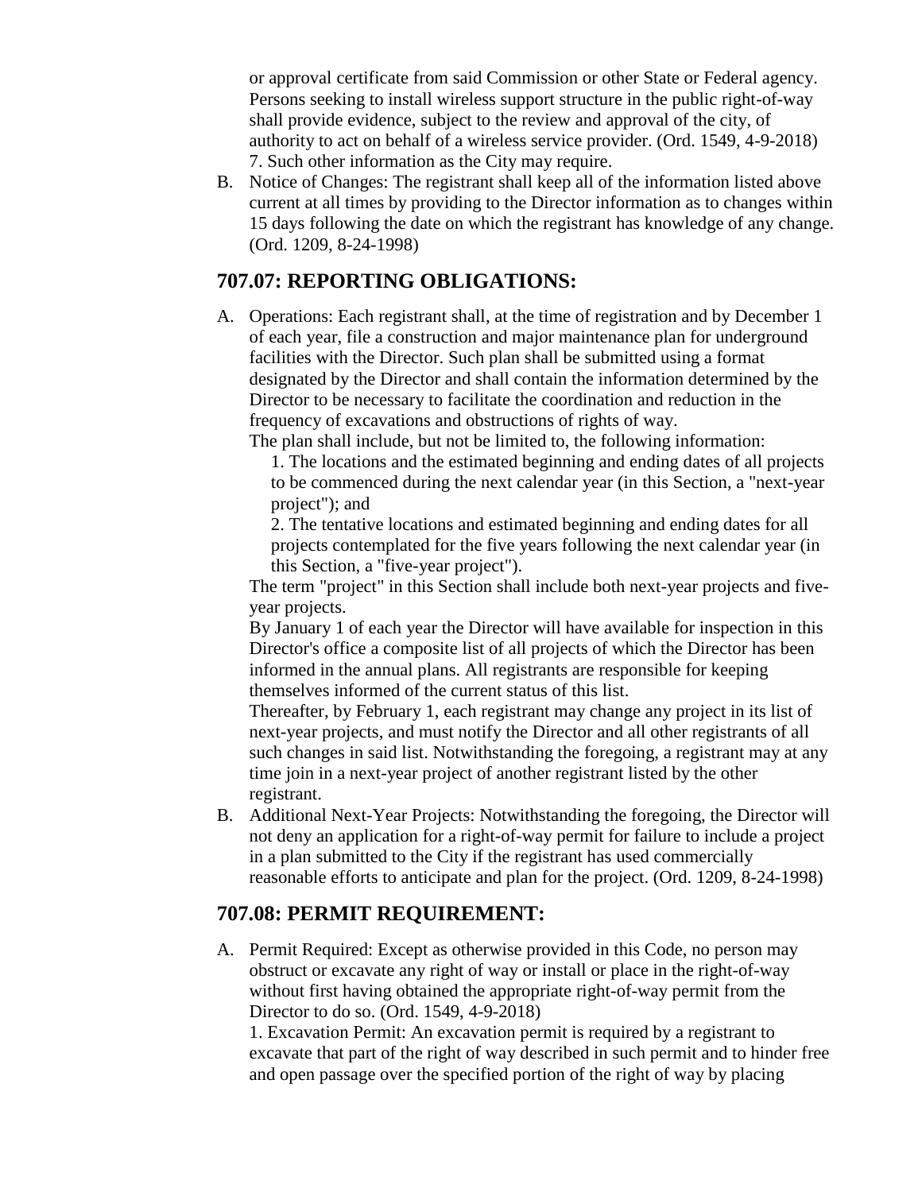or approval certificate from said Commission or other State or Federal agency. Persons seeking to install wireless support structure in the public right-of-way shall provide evidence, subject to the review and approval of the city, of authority to act on behalf of a wireless service provider. (Ord. 1549, 4-9-2018)

7. Such other information as the City may require.

B. Notice of Changes: The registrant shall keep all of the information listed above current at all times by providing to the Director information as to changes within 15 days following the date on which the registrant has knowledge of any change. (Ord. 1209, 8-24-1998)

## 707.07: REPORTING OBLIGATIONS:

A. Operations: Each registrant shall, at the time of registration and by December 1 of each year, file a construction and major maintenance plan for underground facilities with the Director. Such plan shall be submitted using a format designated by the Director and shall contain the information determined by the Director to be necessary to facilitate the coordination and reduction in the frequency of excavations and obstructions of rights of way.

The plan shall include, but not be limited to, the following information:

1. The locations and the estimated beginning and ending dates of all projects to be commenced during the next calendar year (in this Section, a "next-year project"); and

2. The tentative locations and estimated beginning and ending dates for all projects contemplated for the five years following the next calendar year (in this Section, a "five-year project").

The term "project" in this Section shall include both next-year projects and five-year projects.

By January 1 of each year the Director will have available for inspection in this Director's office a composite list of all projects of which the Director has been informed in the annual plans. All registrants are responsible for keeping themselves informed of the current status of this list.

Thereafter, by February 1, each registrant may change any project in its list of next-year projects, and must notify the Director and all other registrants of all such changes in said list. Notwithstanding the foregoing, a registrant may at any time join in a next-year project of another registrant listed by the other registrant.

B. Additional Next-Year Projects: Notwithstanding the foregoing, the Director will not deny an application for a right-of-way permit for failure to include a project in a plan submitted to the City if the registrant has used commercially reasonable efforts to anticipate and plan for the project. (Ord. 1209, 8-24-1998)

## 707.08: PERMIT REQUIREMENT:

A. Permit Required: Except as otherwise provided in this Code, no person may obstruct or excavate any right of way or install or place in the right-of-way without first having obtained the appropriate right-of-way permit from the Director to do so. (Ord. 1549, 4-9-2018)

1. Excavation Permit: An excavation permit is required by a registrant to excavate that part of the right of way described in such permit and to hinder free and open passage over the specified portion of the right of way by placing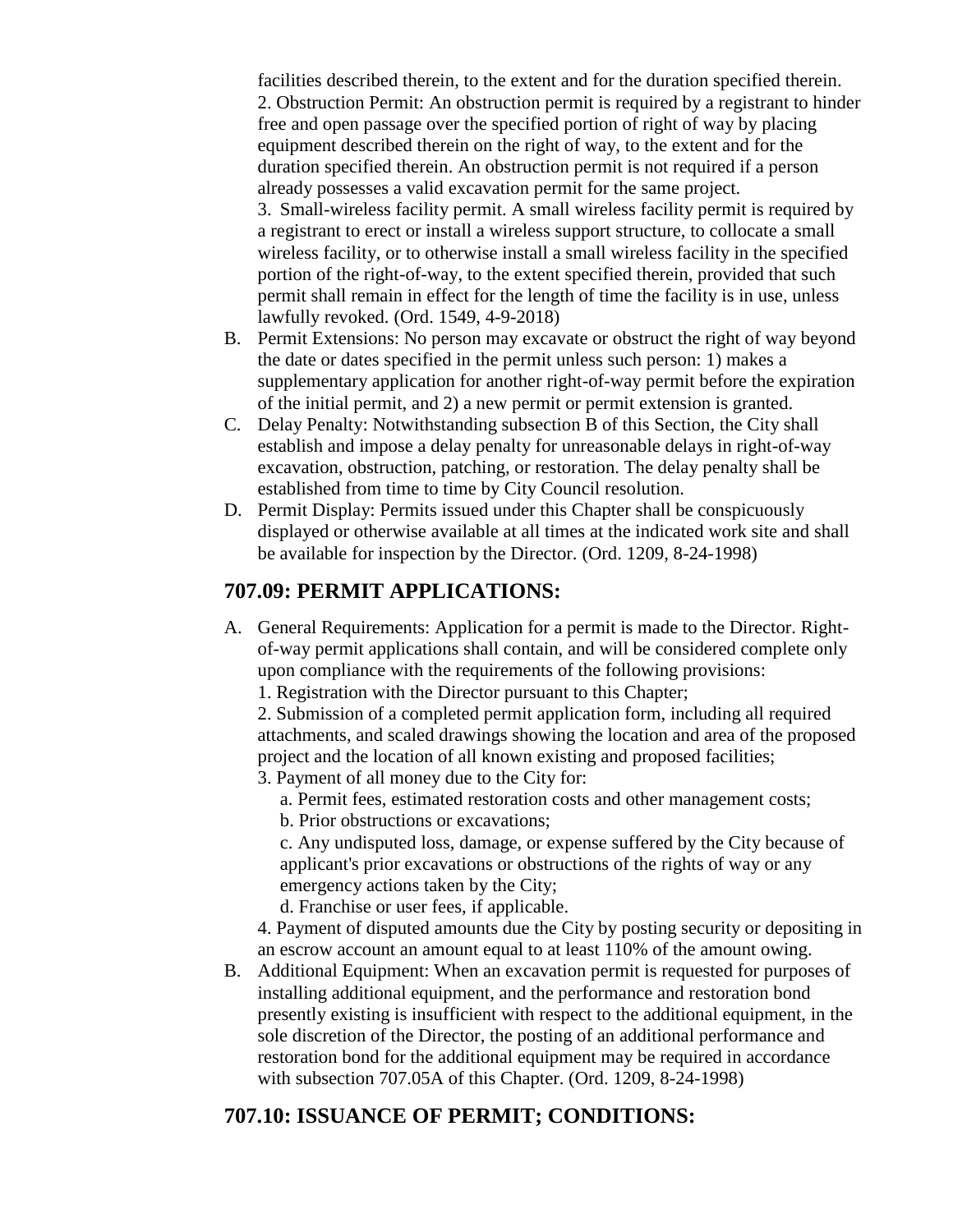facilities described therein, to the extent and for the duration specified therein.

2. Obstruction Permit: An obstruction permit is required by a registrant to hinder free and open passage over the specified portion of right of way by placing equipment described therein on the right of way, to the extent and for the duration specified therein. An obstruction permit is not required if a person already possesses a valid excavation permit for the same project.

3. Small-wireless facility permit. A small wireless facility permit is required by a registrant to erect or install a wireless support structure, to collocate a small wireless facility, or to otherwise install a small wireless facility in the specified portion of the right-of-way, to the extent specified therein, provided that such permit shall remain in effect for the length of time the facility is in use, unless lawfully revoked. (Ord. 1549, 4-9-2018)

B. Permit Extensions: No person may excavate or obstruct the right of way beyond the date or dates specified in the permit unless such person: 1) makes a supplementary application for another right-of-way permit before the expiration of the initial permit, and 2) a new permit or permit extension is granted.

C. Delay Penalty: Notwithstanding subsection B of this Section, the City shall establish and impose a delay penalty for unreasonable delays in right-of-way excavation, obstruction, patching, or restoration. The delay penalty shall be established from time to time by City Council resolution.

D. Permit Display: Permits issued under this Chapter shall be conspicuously displayed or otherwise available at all times at the indicated work site and shall be available for inspection by the Director. (Ord. 1209, 8-24-1998)

## 707.09: PERMIT APPLICATIONS:

A. General Requirements: Application for a permit is made to the Director. Right-of-way permit applications shall contain, and will be considered complete only upon compliance with the requirements of the following provisions:

1. Registration with the Director pursuant to this Chapter;

2. Submission of a completed permit application form, including all required attachments, and scaled drawings showing the location and area of the proposed project and the location of all known existing and proposed facilities;

3. Payment of all money due to the City for:

a. Permit fees, estimated restoration costs and other management costs;

b. Prior obstructions or excavations;

c. Any undisputed loss, damage, or expense suffered by the City because of applicant's prior excavations or obstructions of the rights of way or any emergency actions taken by the City;

d. Franchise or user fees, if applicable.

4. Payment of disputed amounts due the City by posting security or depositing in an escrow account an amount equal to at least 110% of the amount owing.

B. Additional Equipment: When an excavation permit is requested for purposes of installing additional equipment, and the performance and restoration bond presently existing is insufficient with respect to the additional equipment, in the sole discretion of the Director, the posting of an additional performance and restoration bond for the additional equipment may be required in accordance with subsection 707.05A of this Chapter. (Ord. 1209, 8-24-1998)

## 707.10: ISSUANCE OF PERMIT; CONDITIONS: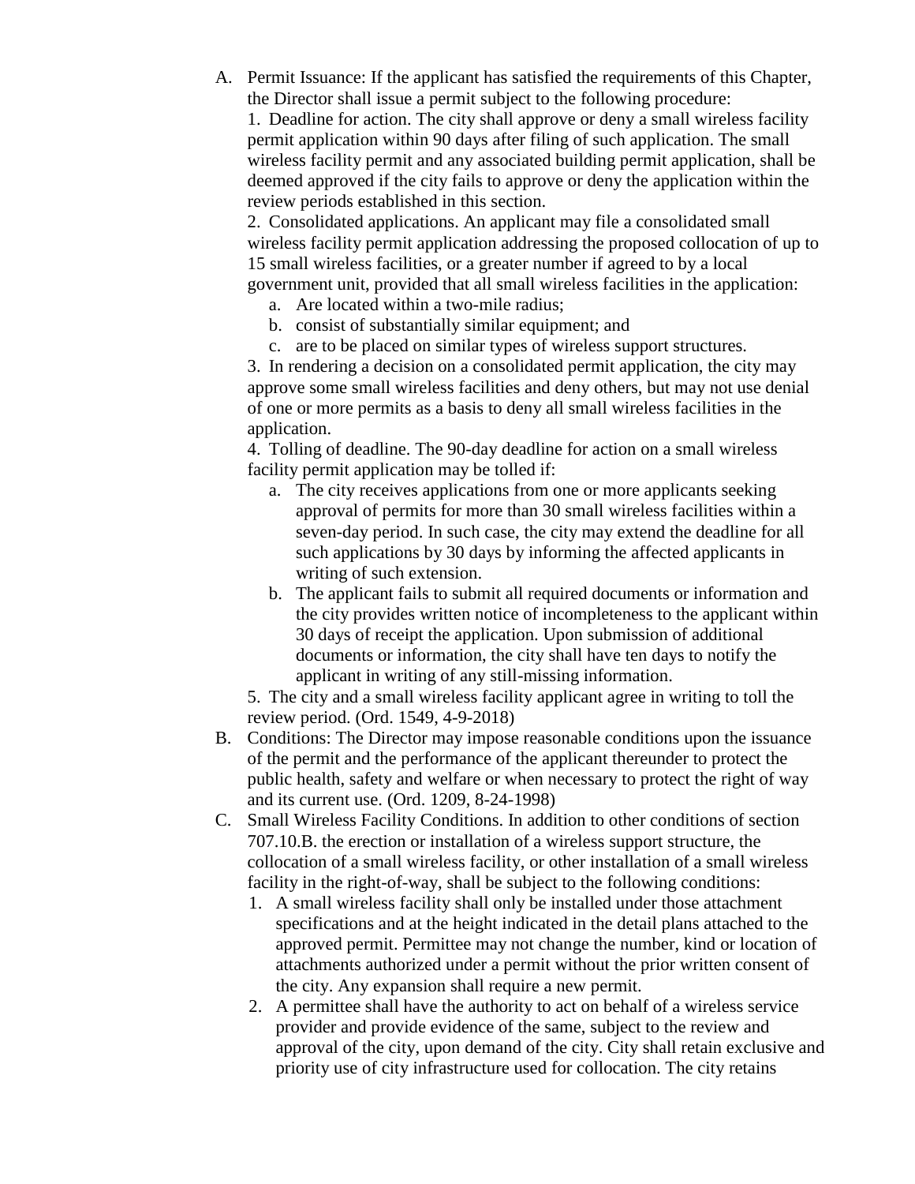A. Permit Issuance: If the applicant has satisfied the requirements of this Chapter, the Director shall issue a permit subject to the following procedure:

   1. Deadline for action. The city shall approve or deny a small wireless facility permit application within 90 days after filing of such application. The small wireless facility permit and any associated building permit application, shall be deemed approved if the city fails to approve or deny the application within the review periods established in this section.

   2. Consolidated applications. An applicant may file a consolidated small wireless facility permit application addressing the proposed collocation of up to 15 small wireless facilities, or a greater number if agreed to by a local government unit, provided that all small wireless facilities in the application:

      a. Are located within a two-mile radius;
      b. consist of substantially similar equipment; and
      c. are to be placed on similar types of wireless support structures.

   3. In rendering a decision on a consolidated permit application, the city may approve some small wireless facilities and deny others, but may not use denial of one or more permits as a basis to deny all small wireless facilities in the application.

   4. Tolling of deadline. The 90-day deadline for action on a small wireless facility permit application may be tolled if:

      a. The city receives applications from one or more applicants seeking approval of permits for more than 30 small wireless facilities within a seven-day period. In such case, the city may extend the deadline for all such applications by 30 days by informing the affected applicants in writing of such extension.
      b. The applicant fails to submit all required documents or information and the city provides written notice of incompleteness to the applicant within 30 days of receipt the application. Upon submission of additional documents or information, the city shall have ten days to notify the applicant in writing of any still-missing information.

   5. The city and a small wireless facility applicant agree in writing to toll the review period. (Ord. 1549, 4-9-2018)

B. Conditions: The Director may impose reasonable conditions upon the issuance of the permit and the performance of the applicant thereunder to protect the public health, safety and welfare or when necessary to protect the right of way and its current use. (Ord. 1209, 8-24-1998)

C. Small Wireless Facility Conditions. In addition to other conditions of section 707.10.B. the erection or installation of a wireless support structure, the collocation of a small wireless facility, or other installation of a small wireless facility in the right-of-way, shall be subject to the following conditions:

   1. A small wireless facility shall only be installed under those attachment specifications and at the height indicated in the detail plans attached to the approved permit. Permittee may not change the number, kind or location of attachments authorized under a permit without the prior written consent of the city. Any expansion shall require a new permit.
   2. A permittee shall have the authority to act on behalf of a wireless service provider and provide evidence of the same, subject to the review and approval of the city, upon demand of the city. City shall retain exclusive and priority use of city infrastructure used for collocation. The city retains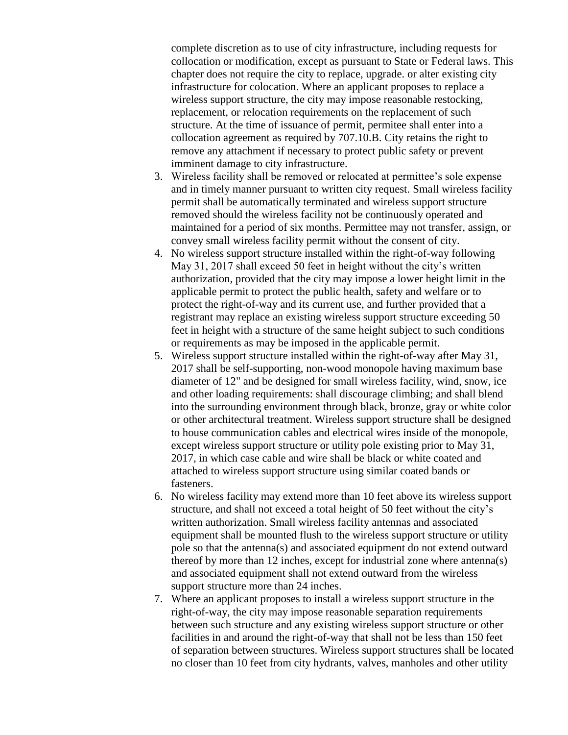complete discretion as to use of city infrastructure, including requests for collocation or modification, except as pursuant to State or Federal laws. This chapter does not require the city to replace, upgrade. or alter existing city infrastructure for colocation. Where an applicant proposes to replace a wireless support structure, the city may impose reasonable restocking, replacement, or relocation requirements on the replacement of such structure. At the time of issuance of permit, permitee shall enter into a collocation agreement as required by 707.10.B. City retains the right to remove any attachment if necessary to protect public safety or prevent imminent damage to city infrastructure.

3. Wireless facility shall be removed or relocated at permittee's sole expense and in timely manner pursuant to written city request. Small wireless facility permit shall be automatically terminated and wireless support structure removed should the wireless facility not be continuously operated and maintained for a period of six months. Permittee may not transfer, assign, or convey small wireless facility permit without the consent of city.
4. No wireless support structure installed within the right-of-way following May 31, 2017 shall exceed 50 feet in height without the city's written authorization, provided that the city may impose a lower height limit in the applicable permit to protect the public health, safety and welfare or to protect the right-of-way and its current use, and further provided that a registrant may replace an existing wireless support structure exceeding 50 feet in height with a structure of the same height subject to such conditions or requirements as may be imposed in the applicable permit.
5. Wireless support structure installed within the right-of-way after May 31, 2017 shall be self-supporting, non-wood monopole having maximum base diameter of 12" and be designed for small wireless facility, wind, snow, ice and other loading requirements: shall discourage climbing; and shall blend into the surrounding environment through black, bronze, gray or white color or other architectural treatment. Wireless support structure shall be designed to house communication cables and electrical wires inside of the monopole, except wireless support structure or utility pole existing prior to May 31, 2017, in which case cable and wire shall be black or white coated and attached to wireless support structure using similar coated bands or fasteners.
6. No wireless facility may extend more than 10 feet above its wireless support structure, and shall not exceed a total height of 50 feet without the city's written authorization. Small wireless facility antennas and associated equipment shall be mounted flush to the wireless support structure or utility pole so that the antenna(s) and associated equipment do not extend outward thereof by more than 12 inches, except for industrial zone where antenna(s) and associated equipment shall not extend outward from the wireless support structure more than 24 inches.
7. Where an applicant proposes to install a wireless support structure in the right-of-way, the city may impose reasonable separation requirements between such structure and any existing wireless support structure or other facilities in and around the right-of-way that shall not be less than 150 feet of separation between structures. Wireless support structures shall be located no closer than 10 feet from city hydrants, valves, manholes and other utility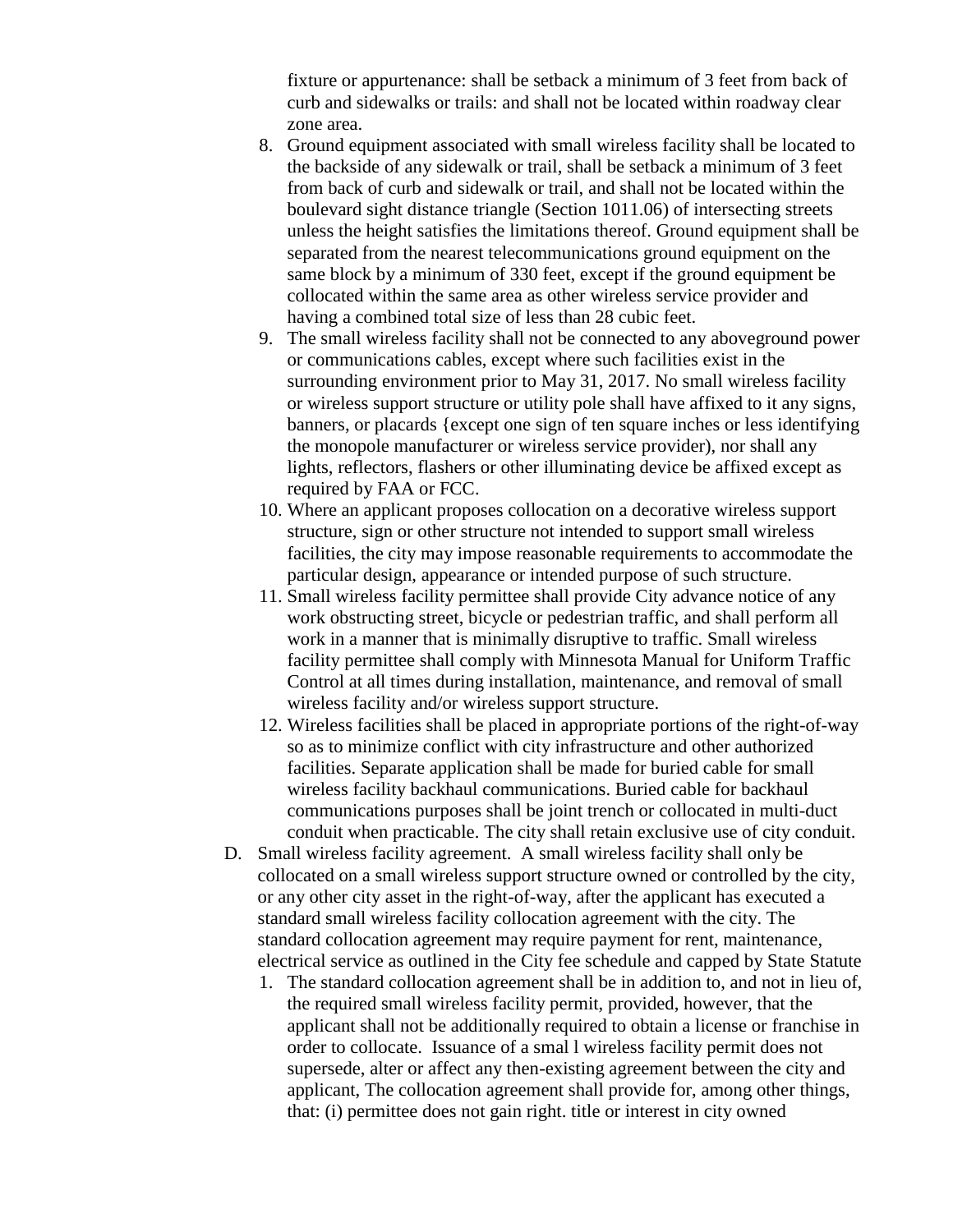fixture or appurtenance: shall be setback a minimum of 3 feet from back of curb and sidewalks or trails: and shall not be located within roadway clear zone area.

8. Ground equipment associated with small wireless facility shall be located to the backside of any sidewalk or trail, shall be setback a minimum of 3 feet from back of curb and sidewalk or trail, and shall not be located within the boulevard sight distance triangle (Section 1011.06) of intersecting streets unless the height satisfies the limitations thereof. Ground equipment shall be separated from the nearest telecommunications ground equipment on the same block by a minimum of 330 feet, except if the ground equipment be collocated within the same area as other wireless service provider and having a combined total size of less than 28 cubic feet.
9. The small wireless facility shall not be connected to any aboveground power or communications cables, except where such facilities exist in the surrounding environment prior to May 31, 2017. No small wireless facility or wireless support structure or utility pole shall have affixed to it any signs, banners, or placards {except one sign of ten square inches or less identifying the monopole manufacturer or wireless service provider), nor shall any lights, reflectors, flashers or other illuminating device be affixed except as required by FAA or FCC.
10. Where an applicant proposes collocation on a decorative wireless support structure, sign or other structure not intended to support small wireless facilities, the city may impose reasonable requirements to accommodate the particular design, appearance or intended purpose of such structure.
11. Small wireless facility permittee shall provide City advance notice of any work obstructing street, bicycle or pedestrian traffic, and shall perform all work in a manner that is minimally disruptive to traffic. Small wireless facility permittee shall comply with Minnesota Manual for Uniform Traffic Control at all times during installation, maintenance, and removal of small wireless facility and/or wireless support structure.
12. Wireless facilities shall be placed in appropriate portions of the right-of-way so as to minimize conflict with city infrastructure and other authorized facilities. Separate application shall be made for buried cable for small wireless facility backhaul communications. Buried cable for backhaul communications purposes shall be joint trench or collocated in multi-duct conduit when practicable. The city shall retain exclusive use of city conduit.

D. Small wireless facility agreement. A small wireless facility shall only be collocated on a small wireless support structure owned or controlled by the city, or any other city asset in the right-of-way, after the applicant has executed a standard small wireless facility collocation agreement with the city. The standard collocation agreement may require payment for rent, maintenance, electrical service as outlined in the City fee schedule and capped by State Statute
   1. The standard collocation agreement shall be in addition to, and not in lieu of, the required small wireless facility permit, provided, however, that the applicant shall not be additionally required to obtain a license or franchise in order to collocate. Issuance of a smal l wireless facility permit does not supersede, alter or affect any then-existing agreement between the city and applicant, The collocation agreement shall provide for, among other things, that: (i) permittee does not gain right. title or interest in city owned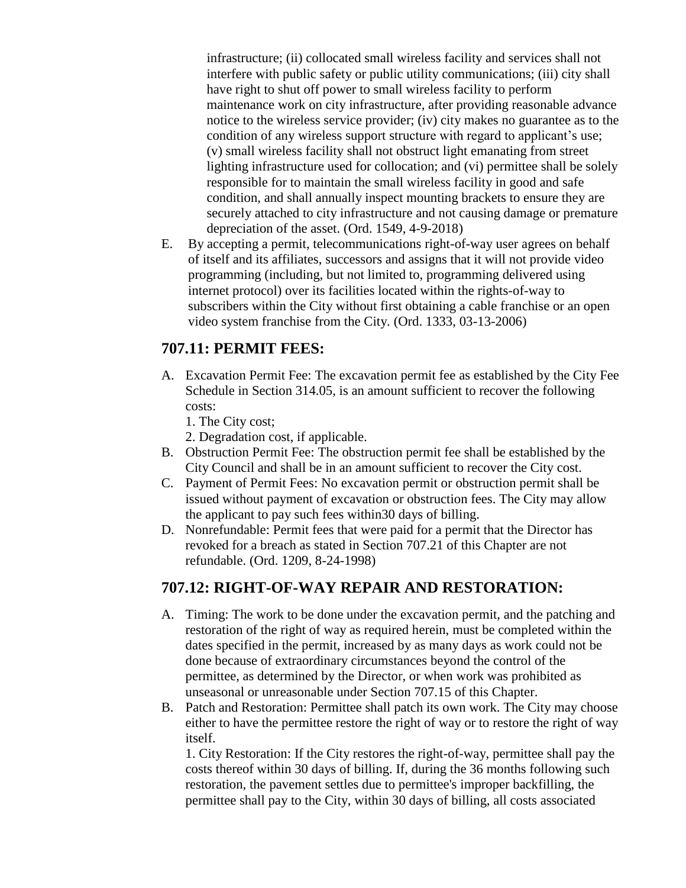infrastructure; (ii) collocated small wireless facility and services shall not interfere with public safety or public utility communications; (iii) city shall have right to shut off power to small wireless facility to perform maintenance work on city infrastructure, after providing reasonable advance notice to the wireless service provider; (iv) city makes no guarantee as to the condition of any wireless support structure with regard to applicant's use; (v) small wireless facility shall not obstruct light emanating from street lighting infrastructure used for collocation; and (vi) permittee shall be solely responsible for to maintain the small wireless facility in good and safe condition, and shall annually inspect mounting brackets to ensure they are securely attached to city infrastructure and not causing damage or premature depreciation of the asset. (Ord. 1549, 4-9-2018)

E. By accepting a permit, telecommunications right-of-way user agrees on behalf of itself and its affiliates, successors and assigns that it will not provide video programming (including, but not limited to, programming delivered using internet protocol) over its facilities located within the rights-of-way to subscribers within the City without first obtaining a cable franchise or an open video system franchise from the City. (Ord. 1333, 03-13-2006)

## 707.11: PERMIT FEES:

A. Excavation Permit Fee: The excavation permit fee as established by the City Fee Schedule in Section 314.05, is an amount sufficient to recover the following costs:
   1. The City cost;
   2. Degradation cost, if applicable.
B. Obstruction Permit Fee: The obstruction permit fee shall be established by the City Council and shall be in an amount sufficient to recover the City cost.
C. Payment of Permit Fees: No excavation permit or obstruction permit shall be issued without payment of excavation or obstruction fees. The City may allow the applicant to pay such fees within30 days of billing.
D. Nonrefundable: Permit fees that were paid for a permit that the Director has revoked for a breach as stated in Section 707.21 of this Chapter are not refundable. (Ord. 1209, 8-24-1998)

## 707.12: RIGHT-OF-WAY REPAIR AND RESTORATION:

A. Timing: The work to be done under the excavation permit, and the patching and restoration of the right of way as required herein, must be completed within the dates specified in the permit, increased by as many days as work could not be done because of extraordinary circumstances beyond the control of the permittee, as determined by the Director, or when work was prohibited as unseasonal or unreasonable under Section 707.15 of this Chapter.
B. Patch and Restoration: Permittee shall patch its own work. The City may choose either to have the permittee restore the right of way or to restore the right of way itself.
   1. City Restoration: If the City restores the right-of-way, permittee shall pay the costs thereof within 30 days of billing. If, during the 36 months following such restoration, the pavement settles due to permittee's improper backfilling, the permittee shall pay to the City, within 30 days of billing, all costs associated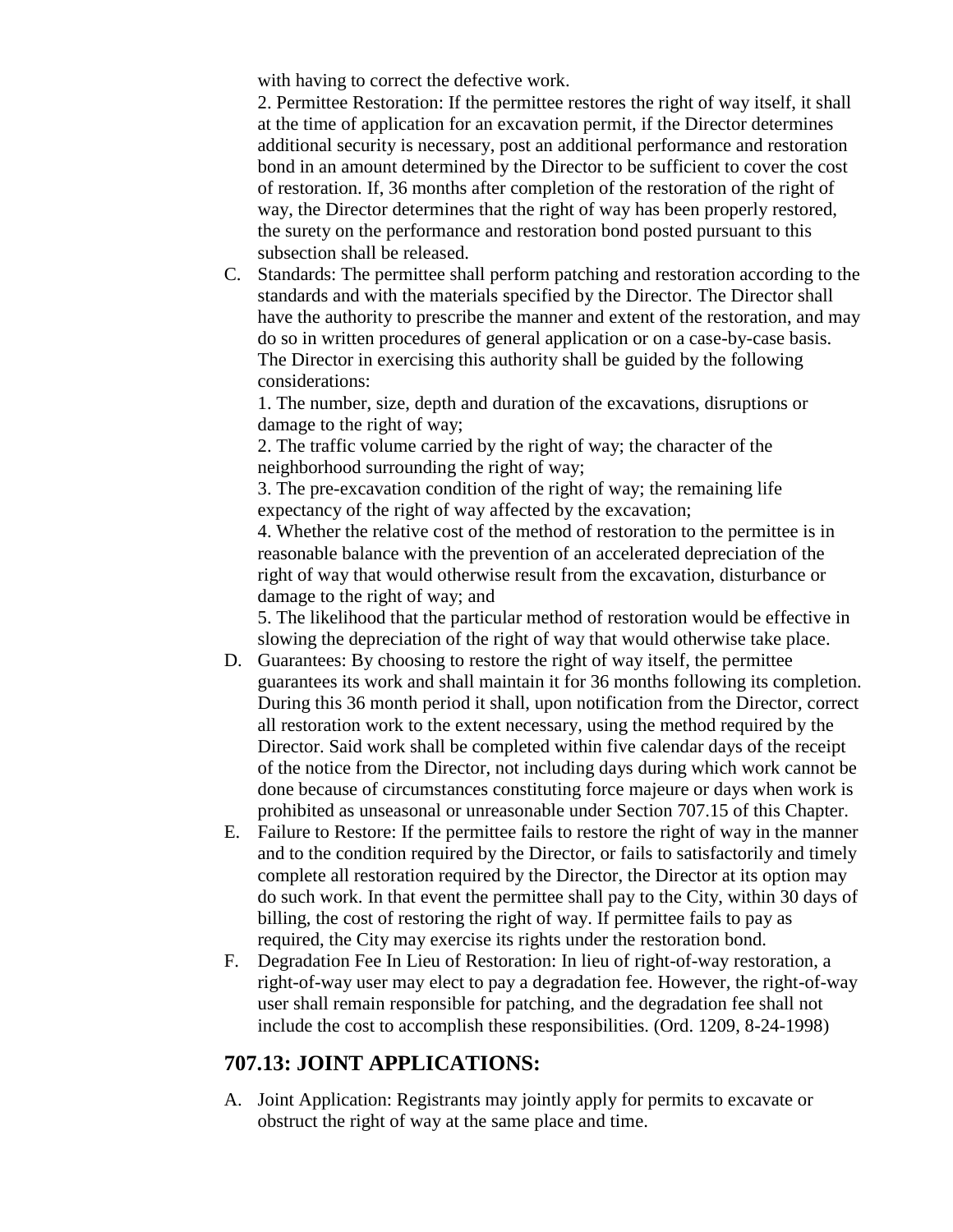with having to correct the defective work.

2. Permittee Restoration: If the permittee restores the right of way itself, it shall at the time of application for an excavation permit, if the Director determines additional security is necessary, post an additional performance and restoration bond in an amount determined by the Director to be sufficient to cover the cost of restoration. If, 36 months after completion of the restoration of the right of way, the Director determines that the right of way has been properly restored, the surety on the performance and restoration bond posted pursuant to this subsection shall be released.

C. Standards: The permittee shall perform patching and restoration according to the standards and with the materials specified by the Director. The Director shall have the authority to prescribe the manner and extent of the restoration, and may do so in written procedures of general application or on a case-by-case basis. The Director in exercising this authority shall be guided by the following considerations:

   1. The number, size, depth and duration of the excavations, disruptions or damage to the right of way;

   2. The traffic volume carried by the right of way; the character of the neighborhood surrounding the right of way;

   3. The pre-excavation condition of the right of way; the remaining life expectancy of the right of way affected by the excavation;

   4. Whether the relative cost of the method of restoration to the permittee is in reasonable balance with the prevention of an accelerated depreciation of the right of way that would otherwise result from the excavation, disturbance or damage to the right of way; and

   5. The likelihood that the particular method of restoration would be effective in slowing the depreciation of the right of way that would otherwise take place.

D. Guarantees: By choosing to restore the right of way itself, the permittee guarantees its work and shall maintain it for 36 months following its completion. During this 36 month period it shall, upon notification from the Director, correct all restoration work to the extent necessary, using the method required by the Director. Said work shall be completed within five calendar days of the receipt of the notice from the Director, not including days during which work cannot be done because of circumstances constituting force majeure or days when work is prohibited as unseasonal or unreasonable under Section 707.15 of this Chapter.

E. Failure to Restore: If the permittee fails to restore the right of way in the manner and to the condition required by the Director, or fails to satisfactorily and timely complete all restoration required by the Director, the Director at its option may do such work. In that event the permittee shall pay to the City, within 30 days of billing, the cost of restoring the right of way. If permittee fails to pay as required, the City may exercise its rights under the restoration bond.

F. Degradation Fee In Lieu of Restoration: In lieu of right-of-way restoration, a right-of-way user may elect to pay a degradation fee. However, the right-of-way user shall remain responsible for patching, and the degradation fee shall not include the cost to accomplish these responsibilities. (Ord. 1209, 8-24-1998)

## 707.13: JOINT APPLICATIONS:

A. Joint Application: Registrants may jointly apply for permits to excavate or obstruct the right of way at the same place and time.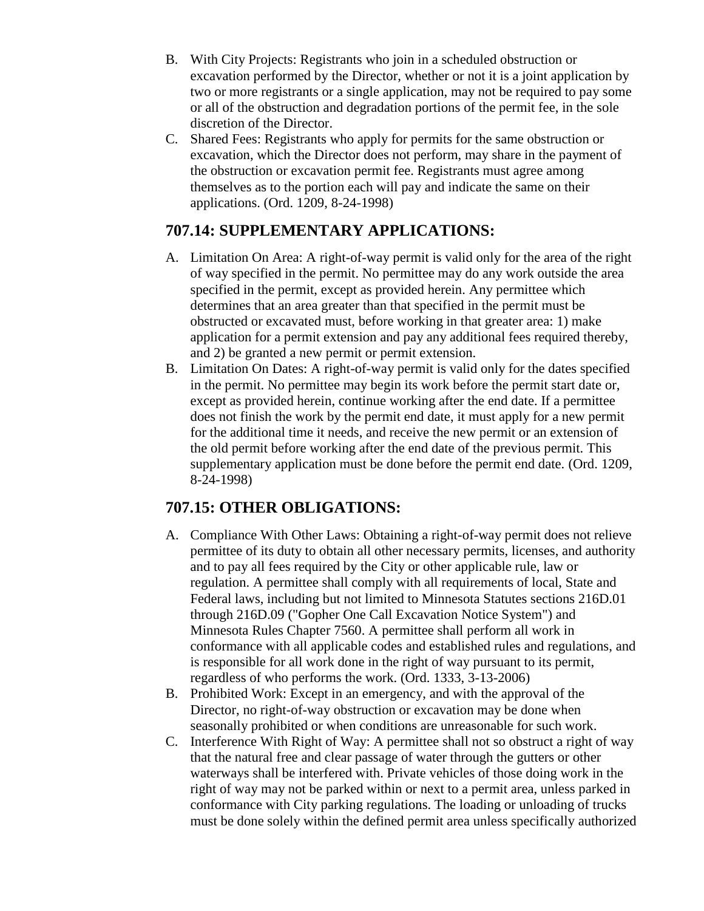B. With City Projects: Registrants who join in a scheduled obstruction or excavation performed by the Director, whether or not it is a joint application by two or more registrants or a single application, may not be required to pay some or all of the obstruction and degradation portions of the permit fee, in the sole discretion of the Director.
C. Shared Fees: Registrants who apply for permits for the same obstruction or excavation, which the Director does not perform, may share in the payment of the obstruction or excavation permit fee. Registrants must agree among themselves as to the portion each will pay and indicate the same on their applications. (Ord. 1209, 8-24-1998)

## 707.14: SUPPLEMENTARY APPLICATIONS:

A. Limitation On Area: A right-of-way permit is valid only for the area of the right of way specified in the permit. No permittee may do any work outside the area specified in the permit, except as provided herein. Any permittee which determines that an area greater than that specified in the permit must be obstructed or excavated must, before working in that greater area: 1) make application for a permit extension and pay any additional fees required thereby, and 2) be granted a new permit or permit extension.
B. Limitation On Dates: A right-of-way permit is valid only for the dates specified in the permit. No permittee may begin its work before the permit start date or, except as provided herein, continue working after the end date. If a permittee does not finish the work by the permit end date, it must apply for a new permit for the additional time it needs, and receive the new permit or an extension of the old permit before working after the end date of the previous permit. This supplementary application must be done before the permit end date. (Ord. 1209, 8-24-1998)

## 707.15: OTHER OBLIGATIONS:

A. Compliance With Other Laws: Obtaining a right-of-way permit does not relieve permittee of its duty to obtain all other necessary permits, licenses, and authority and to pay all fees required by the City or other applicable rule, law or regulation. A permittee shall comply with all requirements of local, State and Federal laws, including but not limited to Minnesota Statutes sections 216D.01 through 216D.09 ("Gopher One Call Excavation Notice System") and Minnesota Rules Chapter 7560. A permittee shall perform all work in conformance with all applicable codes and established rules and regulations, and is responsible for all work done in the right of way pursuant to its permit, regardless of who performs the work. (Ord. 1333, 3-13-2006)
B. Prohibited Work: Except in an emergency, and with the approval of the Director, no right-of-way obstruction or excavation may be done when seasonally prohibited or when conditions are unreasonable for such work.
C. Interference With Right of Way: A permittee shall not so obstruct a right of way that the natural free and clear passage of water through the gutters or other waterways shall be interfered with. Private vehicles of those doing work in the right of way may not be parked within or next to a permit area, unless parked in conformance with City parking regulations. The loading or unloading of trucks must be done solely within the defined permit area unless specifically authorized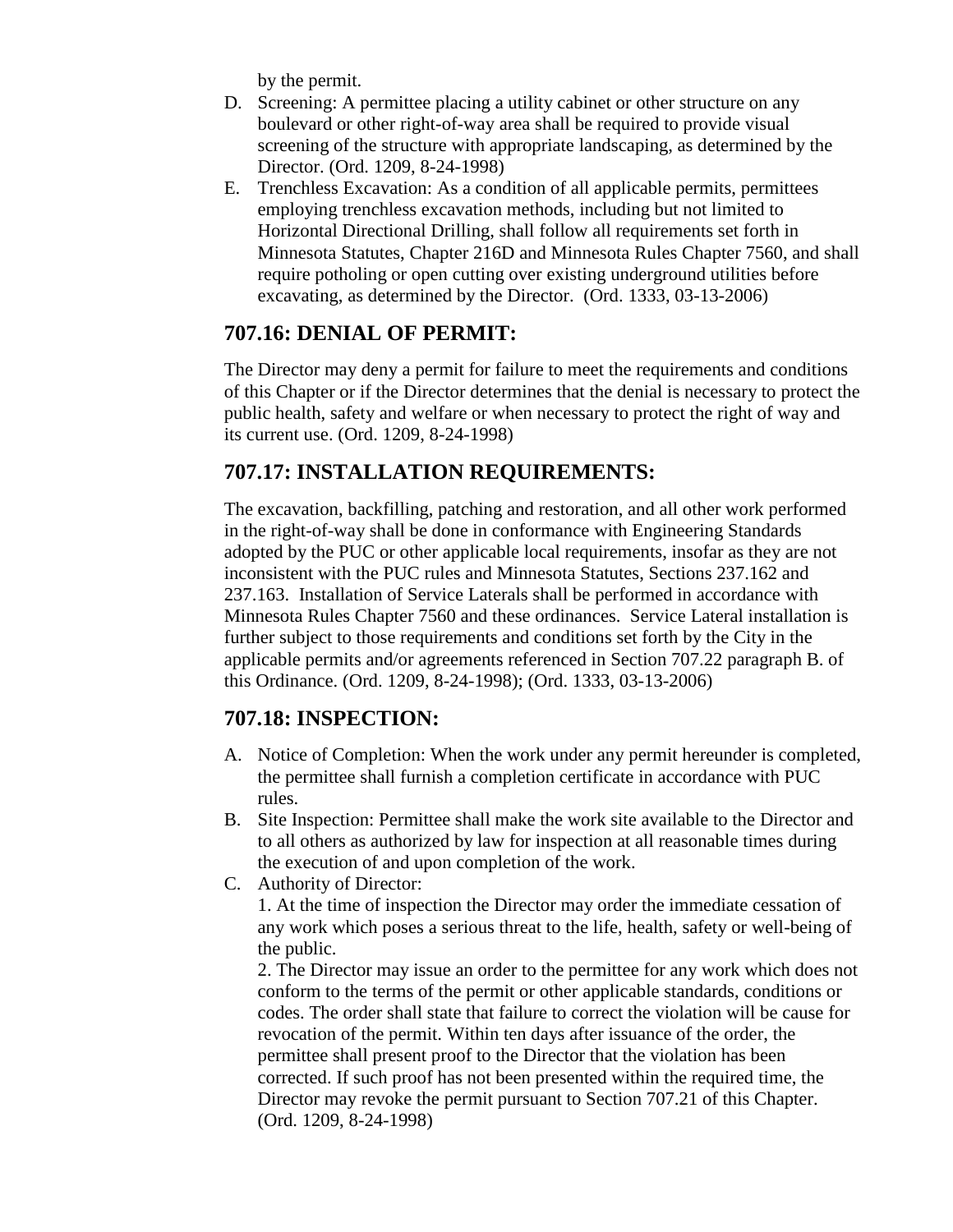by the permit.

D. Screening: A permittee placing a utility cabinet or other structure on any boulevard or other right-of-way area shall be required to provide visual screening of the structure with appropriate landscaping, as determined by the Director. (Ord. 1209, 8-24-1998)
E. Trenchless Excavation: As a condition of all applicable permits, permittees employing trenchless excavation methods, including but not limited to Horizontal Directional Drilling, shall follow all requirements set forth in Minnesota Statutes, Chapter 216D and Minnesota Rules Chapter 7560, and shall require potholing or open cutting over existing underground utilities before excavating, as determined by the Director. (Ord. 1333, 03-13-2006)

## 707.16: DENIAL OF PERMIT:

The Director may deny a permit for failure to meet the requirements and conditions of this Chapter or if the Director determines that the denial is necessary to protect the public health, safety and welfare or when necessary to protect the right of way and its current use. (Ord. 1209, 8-24-1998)

## 707.17: INSTALLATION REQUIREMENTS:

The excavation, backfilling, patching and restoration, and all other work performed in the right-of-way shall be done in conformance with Engineering Standards adopted by the PUC or other applicable local requirements, insofar as they are not inconsistent with the PUC rules and Minnesota Statutes, Sections 237.162 and 237.163. Installation of Service Laterals shall be performed in accordance with Minnesota Rules Chapter 7560 and these ordinances. Service Lateral installation is further subject to those requirements and conditions set forth by the City in the applicable permits and/or agreements referenced in Section 707.22 paragraph B. of this Ordinance. (Ord. 1209, 8-24-1998); (Ord. 1333, 03-13-2006)

## 707.18: INSPECTION:

A. Notice of Completion: When the work under any permit hereunder is completed, the permittee shall furnish a completion certificate in accordance with PUC rules.
B. Site Inspection: Permittee shall make the work site available to the Director and to all others as authorized by law for inspection at all reasonable times during the execution of and upon completion of the work.
C. Authority of Director:

   1. At the time of inspection the Director may order the immediate cessation of any work which poses a serious threat to the life, health, safety or well-being of the public.

   2. The Director may issue an order to the permittee for any work which does not conform to the terms of the permit or other applicable standards, conditions or codes. The order shall state that failure to correct the violation will be cause for revocation of the permit. Within ten days after issuance of the order, the permittee shall present proof to the Director that the violation has been corrected. If such proof has not been presented within the required time, the Director may revoke the permit pursuant to Section 707.21 of this Chapter. (Ord. 1209, 8-24-1998)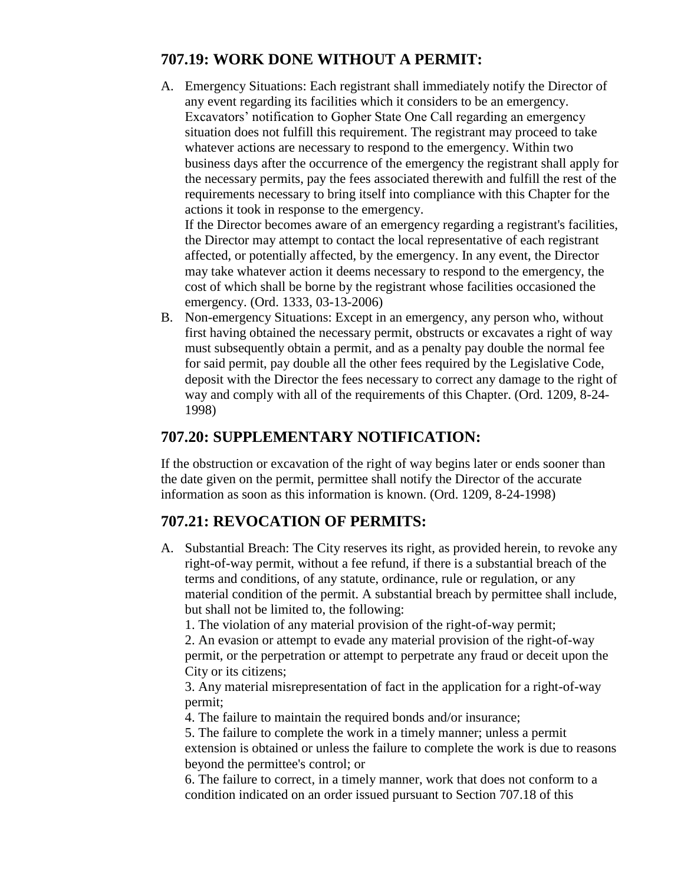## 707.19: WORK DONE WITHOUT A PERMIT:

A. Emergency Situations: Each registrant shall immediately notify the Director of any event regarding its facilities which it considers to be an emergency. Excavators' notification to Gopher State One Call regarding an emergency situation does not fulfill this requirement. The registrant may proceed to take whatever actions are necessary to respond to the emergency. Within two business days after the occurrence of the emergency the registrant shall apply for the necessary permits, pay the fees associated therewith and fulfill the rest of the requirements necessary to bring itself into compliance with this Chapter for the actions it took in response to the emergency.

   If the Director becomes aware of an emergency regarding a registrant's facilities, the Director may attempt to contact the local representative of each registrant affected, or potentially affected, by the emergency. In any event, the Director may take whatever action it deems necessary to respond to the emergency, the cost of which shall be borne by the registrant whose facilities occasioned the emergency. (Ord. 1333, 03-13-2006)

B. Non-emergency Situations: Except in an emergency, any person who, without first having obtained the necessary permit, obstructs or excavates a right of way must subsequently obtain a permit, and as a penalty pay double the normal fee for said permit, pay double all the other fees required by the Legislative Code, deposit with the Director the fees necessary to correct any damage to the right of way and comply with all of the requirements of this Chapter. (Ord. 1209, 8-24-1998)

## 707.20: SUPPLEMENTARY NOTIFICATION:

If the obstruction or excavation of the right of way begins later or ends sooner than the date given on the permit, permittee shall notify the Director of the accurate information as soon as this information is known. (Ord. 1209, 8-24-1998)

## 707.21: REVOCATION OF PERMITS:

A. Substantial Breach: The City reserves its right, as provided herein, to revoke any right-of-way permit, without a fee refund, if there is a substantial breach of the terms and conditions, of any statute, ordinance, rule or regulation, or any material condition of the permit. A substantial breach by permittee shall include, but shall not be limited to, the following:

   1. The violation of any material provision of the right-of-way permit;

   2. An evasion or attempt to evade any material provision of the right-of-way permit, or the perpetration or attempt to perpetrate any fraud or deceit upon the City or its citizens;

   3. Any material misrepresentation of fact in the application for a right-of-way permit;

   4. The failure to maintain the required bonds and/or insurance;

   5. The failure to complete the work in a timely manner; unless a permit extension is obtained or unless the failure to complete the work is due to reasons beyond the permittee's control; or

   6. The failure to correct, in a timely manner, work that does not conform to a condition indicated on an order issued pursuant to Section 707.18 of this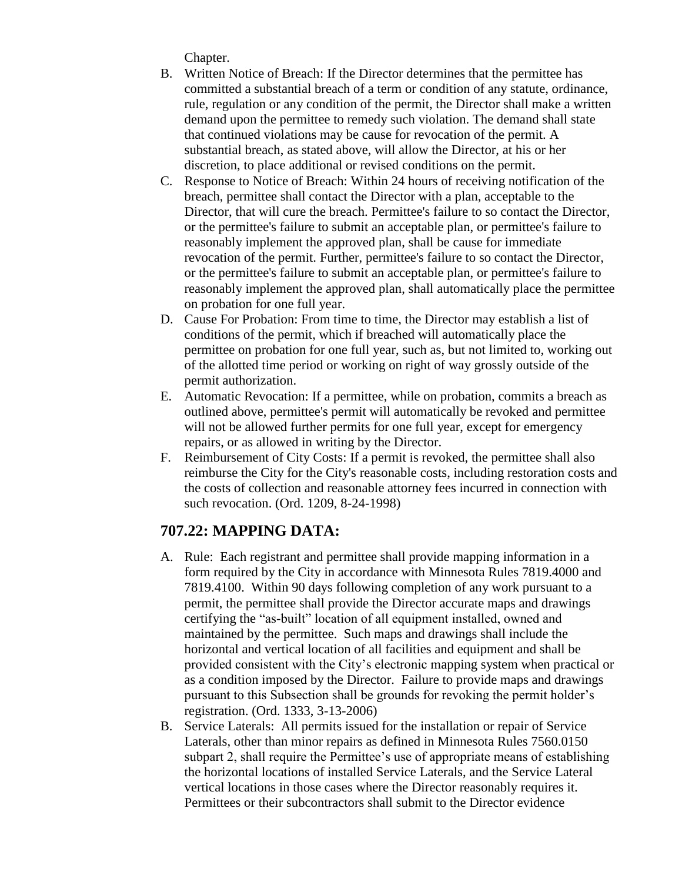Chapter.

B. Written Notice of Breach: If the Director determines that the permittee has committed a substantial breach of a term or condition of any statute, ordinance, rule, regulation or any condition of the permit, the Director shall make a written demand upon the permittee to remedy such violation. The demand shall state that continued violations may be cause for revocation of the permit. A substantial breach, as stated above, will allow the Director, at his or her discretion, to place additional or revised conditions on the permit.
C. Response to Notice of Breach: Within 24 hours of receiving notification of the breach, permittee shall contact the Director with a plan, acceptable to the Director, that will cure the breach. Permittee's failure to so contact the Director, or the permittee's failure to submit an acceptable plan, or permittee's failure to reasonably implement the approved plan, shall be cause for immediate revocation of the permit. Further, permittee's failure to so contact the Director, or the permittee's failure to submit an acceptable plan, or permittee's failure to reasonably implement the approved plan, shall automatically place the permittee on probation for one full year.
D. Cause For Probation: From time to time, the Director may establish a list of conditions of the permit, which if breached will automatically place the permittee on probation for one full year, such as, but not limited to, working out of the allotted time period or working on right of way grossly outside of the permit authorization.
E. Automatic Revocation: If a permittee, while on probation, commits a breach as outlined above, permittee's permit will automatically be revoked and permittee will not be allowed further permits for one full year, except for emergency repairs, or as allowed in writing by the Director.
F. Reimbursement of City Costs: If a permit is revoked, the permittee shall also reimburse the City for the City's reasonable costs, including restoration costs and the costs of collection and reasonable attorney fees incurred in connection with such revocation. (Ord. 1209, 8-24-1998)

## 707.22: MAPPING DATA:

A. Rule: Each registrant and permittee shall provide mapping information in a form required by the City in accordance with Minnesota Rules 7819.4000 and 7819.4100. Within 90 days following completion of any work pursuant to a permit, the permittee shall provide the Director accurate maps and drawings certifying the "as-built" location of all equipment installed, owned and maintained by the permittee. Such maps and drawings shall include the horizontal and vertical location of all facilities and equipment and shall be provided consistent with the City's electronic mapping system when practical or as a condition imposed by the Director. Failure to provide maps and drawings pursuant to this Subsection shall be grounds for revoking the permit holder's registration. (Ord. 1333, 3-13-2006)
B. Service Laterals: All permits issued for the installation or repair of Service Laterals, other than minor repairs as defined in Minnesota Rules 7560.0150 subpart 2, shall require the Permittee's use of appropriate means of establishing the horizontal locations of installed Service Laterals, and the Service Lateral vertical locations in those cases where the Director reasonably requires it. Permittees or their subcontractors shall submit to the Director evidence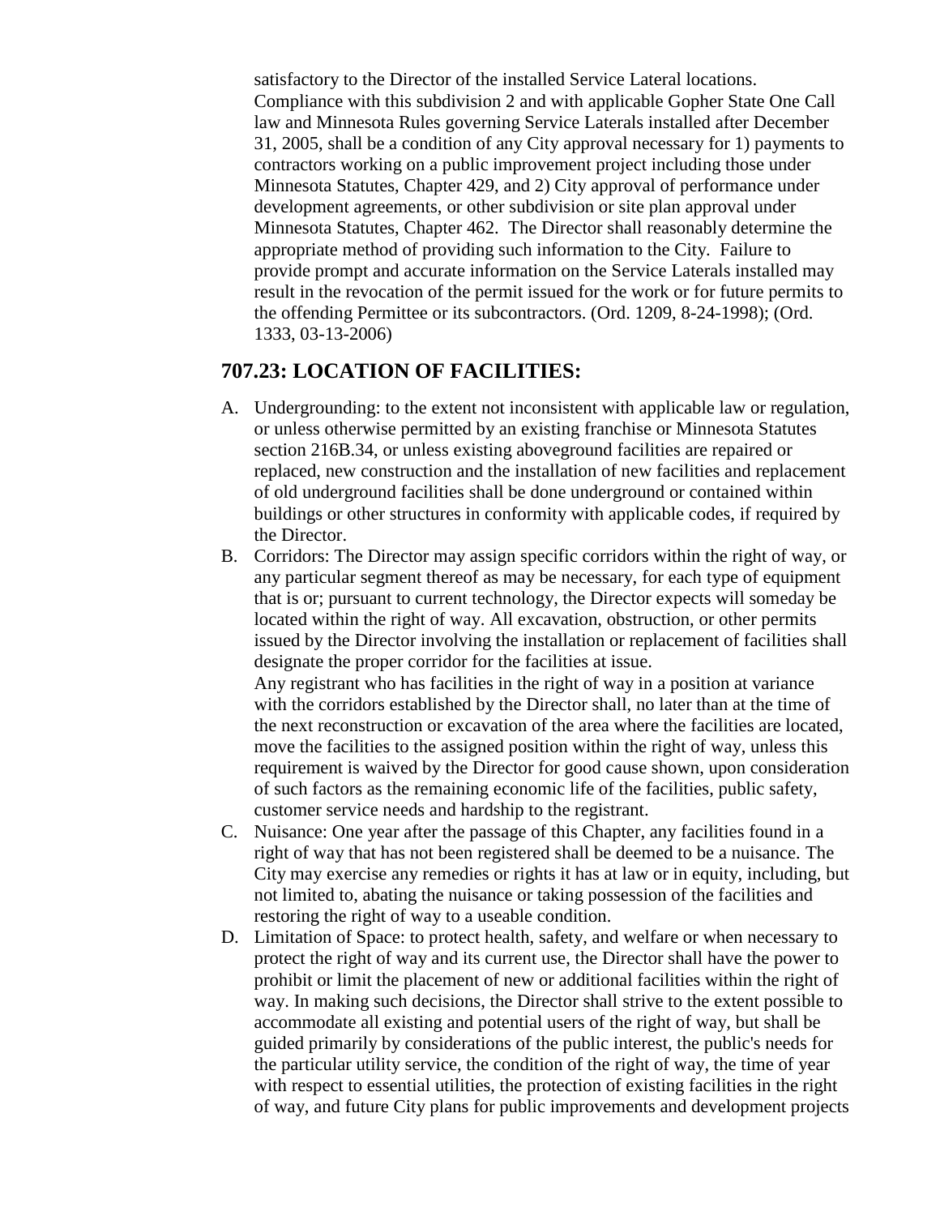satisfactory to the Director of the installed Service Lateral locations. Compliance with this subdivision 2 and with applicable Gopher State One Call law and Minnesota Rules governing Service Laterals installed after December 31, 2005, shall be a condition of any City approval necessary for 1) payments to contractors working on a public improvement project including those under Minnesota Statutes, Chapter 429, and 2) City approval of performance under development agreements, or other subdivision or site plan approval under Minnesota Statutes, Chapter 462. The Director shall reasonably determine the appropriate method of providing such information to the City. Failure to provide prompt and accurate information on the Service Laterals installed may result in the revocation of the permit issued for the work or for future permits to the offending Permittee or its subcontractors. (Ord. 1209, 8-24-1998); (Ord. 1333, 03-13-2006)

## 707.23: LOCATION OF FACILITIES:

A. Undergrounding: to the extent not inconsistent with applicable law or regulation, or unless otherwise permitted by an existing franchise or Minnesota Statutes section 216B.34, or unless existing aboveground facilities are repaired or replaced, new construction and the installation of new facilities and replacement of old underground facilities shall be done underground or contained within buildings or other structures in conformity with applicable codes, if required by the Director.

B. Corridors: The Director may assign specific corridors within the right of way, or any particular segment thereof as may be necessary, for each type of equipment that is or; pursuant to current technology, the Director expects will someday be located within the right of way. All excavation, obstruction, or other permits issued by the Director involving the installation or replacement of facilities shall designate the proper corridor for the facilities at issue.
Any registrant who has facilities in the right of way in a position at variance with the corridors established by the Director shall, no later than at the time of the next reconstruction or excavation of the area where the facilities are located, move the facilities to the assigned position within the right of way, unless this requirement is waived by the Director for good cause shown, upon consideration of such factors as the remaining economic life of the facilities, public safety, customer service needs and hardship to the registrant.

C. Nuisance: One year after the passage of this Chapter, any facilities found in a right of way that has not been registered shall be deemed to be a nuisance. The City may exercise any remedies or rights it has at law or in equity, including, but not limited to, abating the nuisance or taking possession of the facilities and restoring the right of way to a useable condition.

D. Limitation of Space: to protect health, safety, and welfare or when necessary to protect the right of way and its current use, the Director shall have the power to prohibit or limit the placement of new or additional facilities within the right of way. In making such decisions, the Director shall strive to the extent possible to accommodate all existing and potential users of the right of way, but shall be guided primarily by considerations of the public interest, the public's needs for the particular utility service, the condition of the right of way, the time of year with respect to essential utilities, the protection of existing facilities in the right of way, and future City plans for public improvements and development projects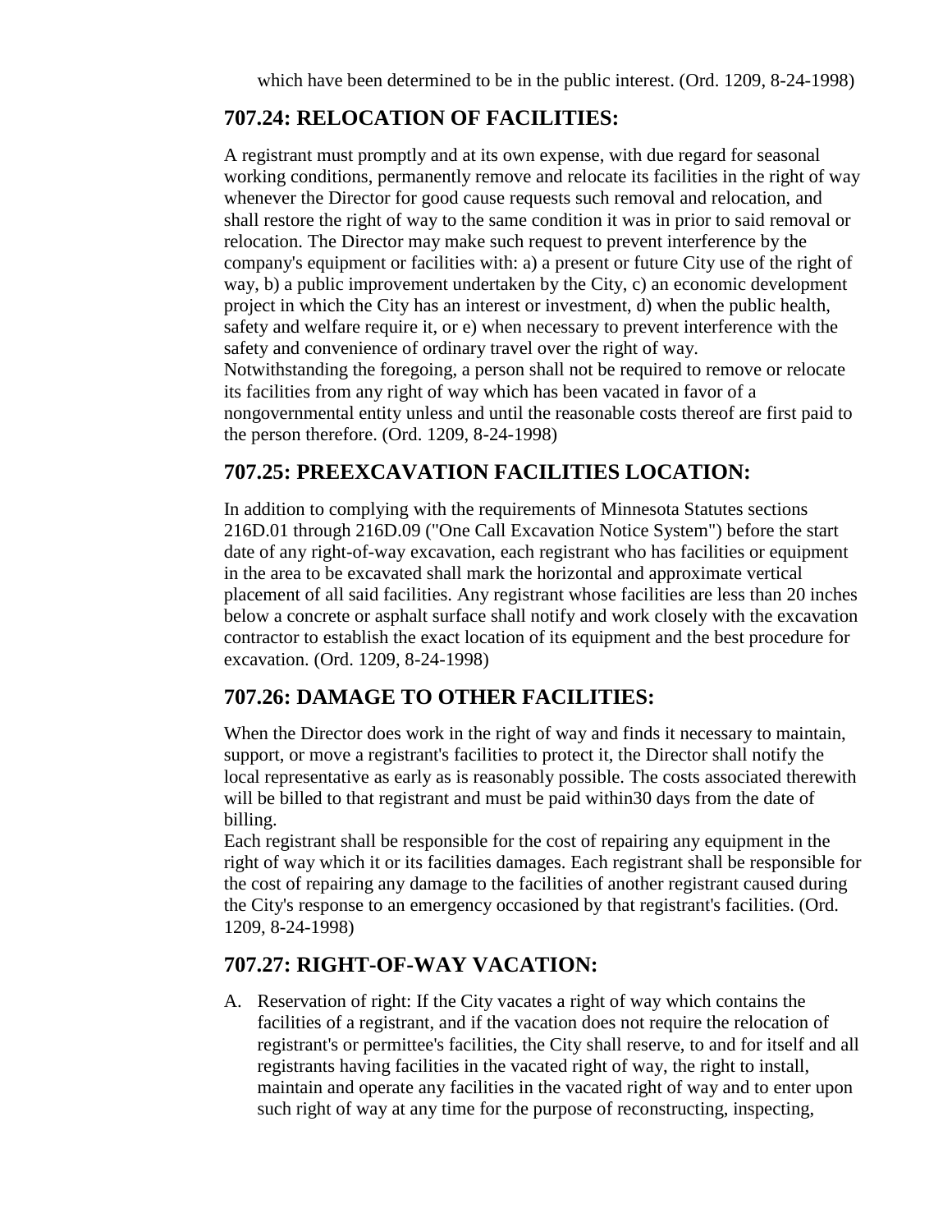which have been determined to be in the public interest. (Ord. 1209, 8-24-1998)

## 707.24: RELOCATION OF FACILITIES:

A registrant must promptly and at its own expense, with due regard for seasonal working conditions, permanently remove and relocate its facilities in the right of way whenever the Director for good cause requests such removal and relocation, and shall restore the right of way to the same condition it was in prior to said removal or relocation. The Director may make such request to prevent interference by the company's equipment or facilities with: a) a present or future City use of the right of way, b) a public improvement undertaken by the City, c) an economic development project in which the City has an interest or investment, d) when the public health, safety and welfare require it, or e) when necessary to prevent interference with the safety and convenience of ordinary travel over the right of way.
Notwithstanding the foregoing, a person shall not be required to remove or relocate its facilities from any right of way which has been vacated in favor of a nongovernmental entity unless and until the reasonable costs thereof are first paid to the person therefore. (Ord. 1209, 8-24-1998)

## 707.25: PREEXCAVATION FACILITIES LOCATION:

In addition to complying with the requirements of Minnesota Statutes sections 216D.01 through 216D.09 ("One Call Excavation Notice System") before the start date of any right-of-way excavation, each registrant who has facilities or equipment in the area to be excavated shall mark the horizontal and approximate vertical placement of all said facilities. Any registrant whose facilities are less than 20 inches below a concrete or asphalt surface shall notify and work closely with the excavation contractor to establish the exact location of its equipment and the best procedure for excavation. (Ord. 1209, 8-24-1998)

## 707.26: DAMAGE TO OTHER FACILITIES:

When the Director does work in the right of way and finds it necessary to maintain, support, or move a registrant's facilities to protect it, the Director shall notify the local representative as early as is reasonably possible. The costs associated therewith will be billed to that registrant and must be paid within30 days from the date of billing.
Each registrant shall be responsible for the cost of repairing any equipment in the right of way which it or its facilities damages. Each registrant shall be responsible for the cost of repairing any damage to the facilities of another registrant caused during the City's response to an emergency occasioned by that registrant's facilities. (Ord. 1209, 8-24-1998)

## 707.27: RIGHT-OF-WAY VACATION:

A. Reservation of right: If the City vacates a right of way which contains the facilities of a registrant, and if the vacation does not require the relocation of registrant's or permittee's facilities, the City shall reserve, to and for itself and all registrants having facilities in the vacated right of way, the right to install, maintain and operate any facilities in the vacated right of way and to enter upon such right of way at any time for the purpose of reconstructing, inspecting,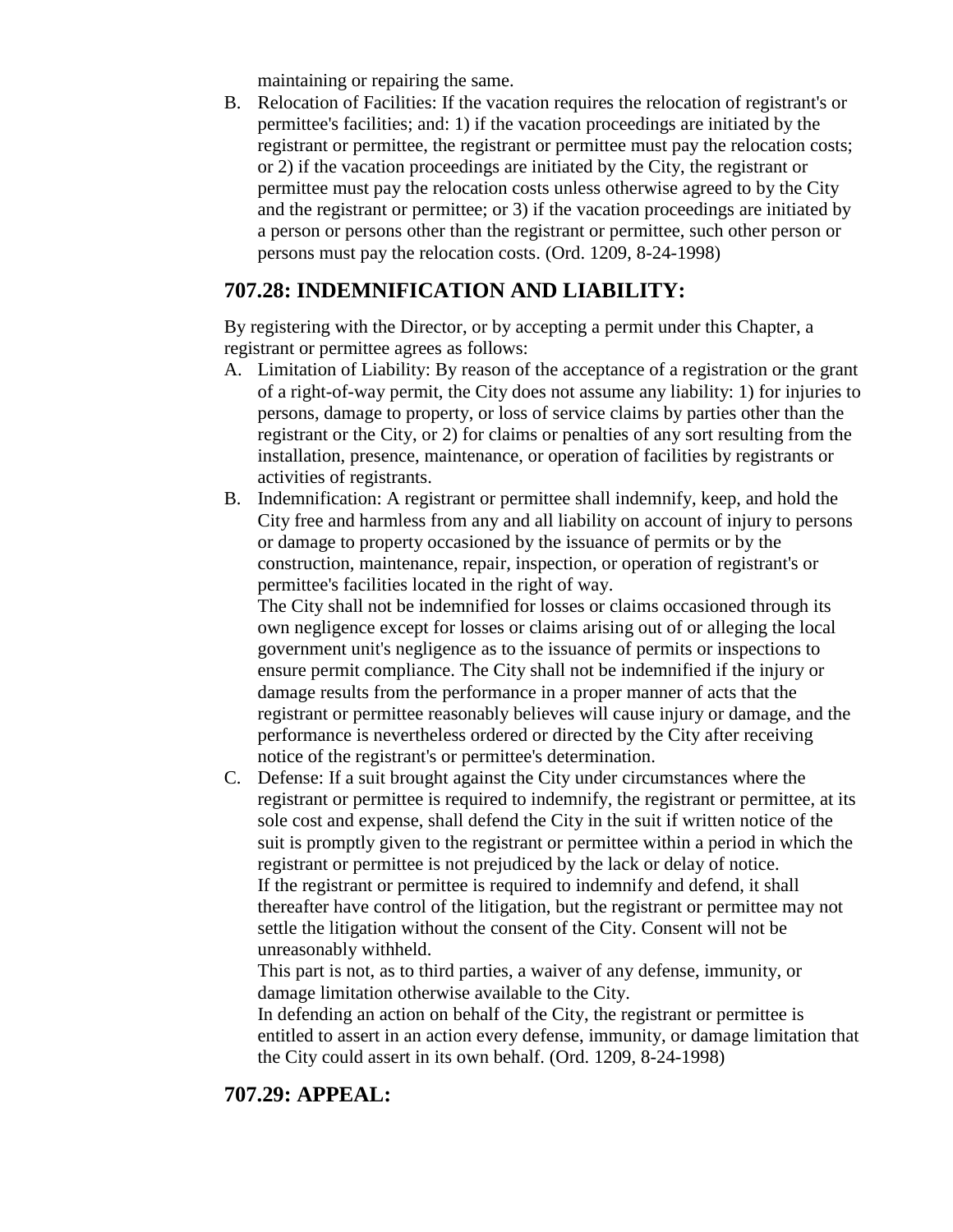maintaining or repairing the same.

B. Relocation of Facilities: If the vacation requires the relocation of registrant's or permittee's facilities; and: 1) if the vacation proceedings are initiated by the registrant or permittee, the registrant or permittee must pay the relocation costs; or 2) if the vacation proceedings are initiated by the City, the registrant or permittee must pay the relocation costs unless otherwise agreed to by the City and the registrant or permittee; or 3) if the vacation proceedings are initiated by a person or persons other than the registrant or permittee, such other person or persons must pay the relocation costs. (Ord. 1209, 8-24-1998)

## 707.28: INDEMNIFICATION AND LIABILITY:

By registering with the Director, or by accepting a permit under this Chapter, a registrant or permittee agrees as follows:

A. Limitation of Liability: By reason of the acceptance of a registration or the grant of a right-of-way permit, the City does not assume any liability: 1) for injuries to persons, damage to property, or loss of service claims by parties other than the registrant or the City, or 2) for claims or penalties of any sort resulting from the installation, presence, maintenance, or operation of facilities by registrants or activities of registrants.

B. Indemnification: A registrant or permittee shall indemnify, keep, and hold the City free and harmless from any and all liability on account of injury to persons or damage to property occasioned by the issuance of permits or by the construction, maintenance, repair, inspection, or operation of registrant's or permittee's facilities located in the right of way.
The City shall not be indemnified for losses or claims occasioned through its own negligence except for losses or claims arising out of or alleging the local government unit's negligence as to the issuance of permits or inspections to ensure permit compliance. The City shall not be indemnified if the injury or damage results from the performance in a proper manner of acts that the registrant or permittee reasonably believes will cause injury or damage, and the performance is nevertheless ordered or directed by the City after receiving notice of the registrant's or permittee's determination.

C. Defense: If a suit brought against the City under circumstances where the registrant or permittee is required to indemnify, the registrant or permittee, at its sole cost and expense, shall defend the City in the suit if written notice of the suit is promptly given to the registrant or permittee within a period in which the registrant or permittee is not prejudiced by the lack or delay of notice.
If the registrant or permittee is required to indemnify and defend, it shall thereafter have control of the litigation, but the registrant or permittee may not settle the litigation without the consent of the City. Consent will not be unreasonably withheld.
This part is not, as to third parties, a waiver of any defense, immunity, or damage limitation otherwise available to the City.
In defending an action on behalf of the City, the registrant or permittee is entitled to assert in an action every defense, immunity, or damage limitation that the City could assert in its own behalf. (Ord. 1209, 8-24-1998)

## 707.29: APPEAL: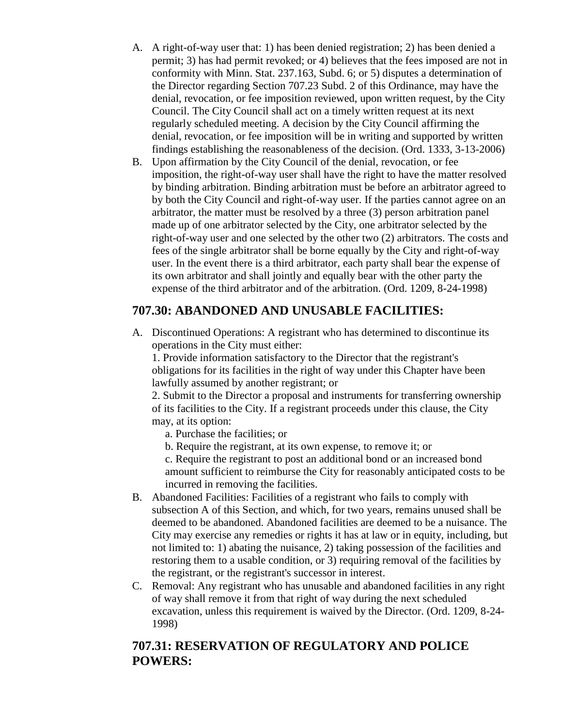A. A right-of-way user that: 1) has been denied registration; 2) has been denied a permit; 3) has had permit revoked; or 4) believes that the fees imposed are not in conformity with Minn. Stat. 237.163, Subd. 6; or 5) disputes a determination of the Director regarding Section 707.23 Subd. 2 of this Ordinance, may have the denial, revocation, or fee imposition reviewed, upon written request, by the City Council. The City Council shall act on a timely written request at its next regularly scheduled meeting. A decision by the City Council affirming the denial, revocation, or fee imposition will be in writing and supported by written findings establishing the reasonableness of the decision. (Ord. 1333, 3-13-2006)

B. Upon affirmation by the City Council of the denial, revocation, or fee imposition, the right-of-way user shall have the right to have the matter resolved by binding arbitration. Binding arbitration must be before an arbitrator agreed to by both the City Council and right-of-way user. If the parties cannot agree on an arbitrator, the matter must be resolved by a three (3) person arbitration panel made up of one arbitrator selected by the City, one arbitrator selected by the right-of-way user and one selected by the other two (2) arbitrators. The costs and fees of the single arbitrator shall be borne equally by the City and right-of-way user. In the event there is a third arbitrator, each party shall bear the expense of its own arbitrator and shall jointly and equally bear with the other party the expense of the third arbitrator and of the arbitration. (Ord. 1209, 8-24-1998)

## 707.30: ABANDONED AND UNUSABLE FACILITIES:

A. Discontinued Operations: A registrant who has determined to discontinue its operations in the City must either:
   1. Provide information satisfactory to the Director that the registrant's obligations for its facilities in the right of way under this Chapter have been lawfully assumed by another registrant; or
   2. Submit to the Director a proposal and instruments for transferring ownership of its facilities to the City. If a registrant proceeds under this clause, the City may, at its option:
      a. Purchase the facilities; or
      b. Require the registrant, at its own expense, to remove it; or
      c. Require the registrant to post an additional bond or an increased bond amount sufficient to reimburse the City for reasonably anticipated costs to be incurred in removing the facilities.

B. Abandoned Facilities: Facilities of a registrant who fails to comply with subsection A of this Section, and which, for two years, remains unused shall be deemed to be abandoned. Abandoned facilities are deemed to be a nuisance. The City may exercise any remedies or rights it has at law or in equity, including, but not limited to: 1) abating the nuisance, 2) taking possession of the facilities and restoring them to a usable condition, or 3) requiring removal of the facilities by the registrant, or the registrant's successor in interest.

C. Removal: Any registrant who has unusable and abandoned facilities in any right of way shall remove it from that right of way during the next scheduled excavation, unless this requirement is waived by the Director. (Ord. 1209, 8-24-1998)

## 707.31: RESERVATION OF REGULATORY AND POLICE POWERS: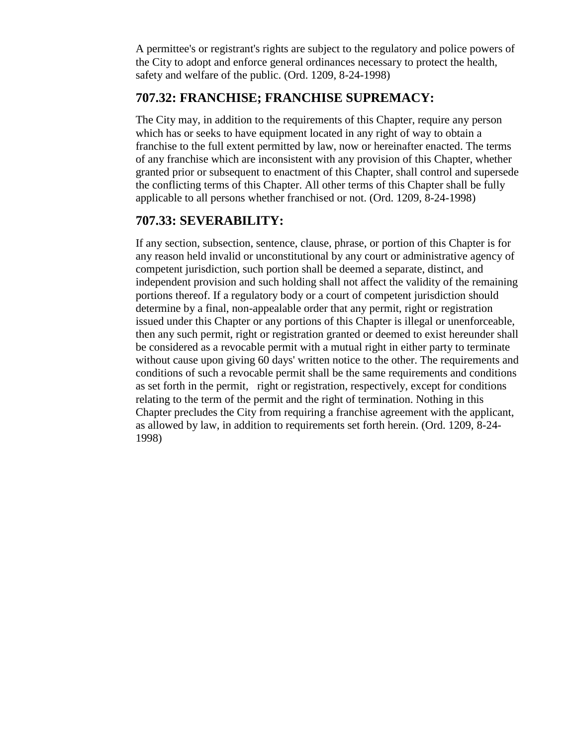A permittee's or registrant's rights are subject to the regulatory and police powers of the City to adopt and enforce general ordinances necessary to protect the health, safety and welfare of the public. (Ord. 1209, 8-24-1998)

## 707.32: FRANCHISE; FRANCHISE SUPREMACY:

The City may, in addition to the requirements of this Chapter, require any person which has or seeks to have equipment located in any right of way to obtain a franchise to the full extent permitted by law, now or hereinafter enacted. The terms of any franchise which are inconsistent with any provision of this Chapter, whether granted prior or subsequent to enactment of this Chapter, shall control and supersede the conflicting terms of this Chapter. All other terms of this Chapter shall be fully applicable to all persons whether franchised or not. (Ord. 1209, 8-24-1998)

## 707.33: SEVERABILITY:

If any section, subsection, sentence, clause, phrase, or portion of this Chapter is for any reason held invalid or unconstitutional by any court or administrative agency of competent jurisdiction, such portion shall be deemed a separate, distinct, and independent provision and such holding shall not affect the validity of the remaining portions thereof. If a regulatory body or a court of competent jurisdiction should determine by a final, non-appealable order that any permit, right or registration issued under this Chapter or any portions of this Chapter is illegal or unenforceable, then any such permit, right or registration granted or deemed to exist hereunder shall be considered as a revocable permit with a mutual right in either party to terminate without cause upon giving 60 days' written notice to the other. The requirements and conditions of such a revocable permit shall be the same requirements and conditions as set forth in the permit, right or registration, respectively, except for conditions relating to the term of the permit and the right of termination. Nothing in this Chapter precludes the City from requiring a franchise agreement with the applicant, as allowed by law, in addition to requirements set forth herein. (Ord. 1209, 8-24-1998)